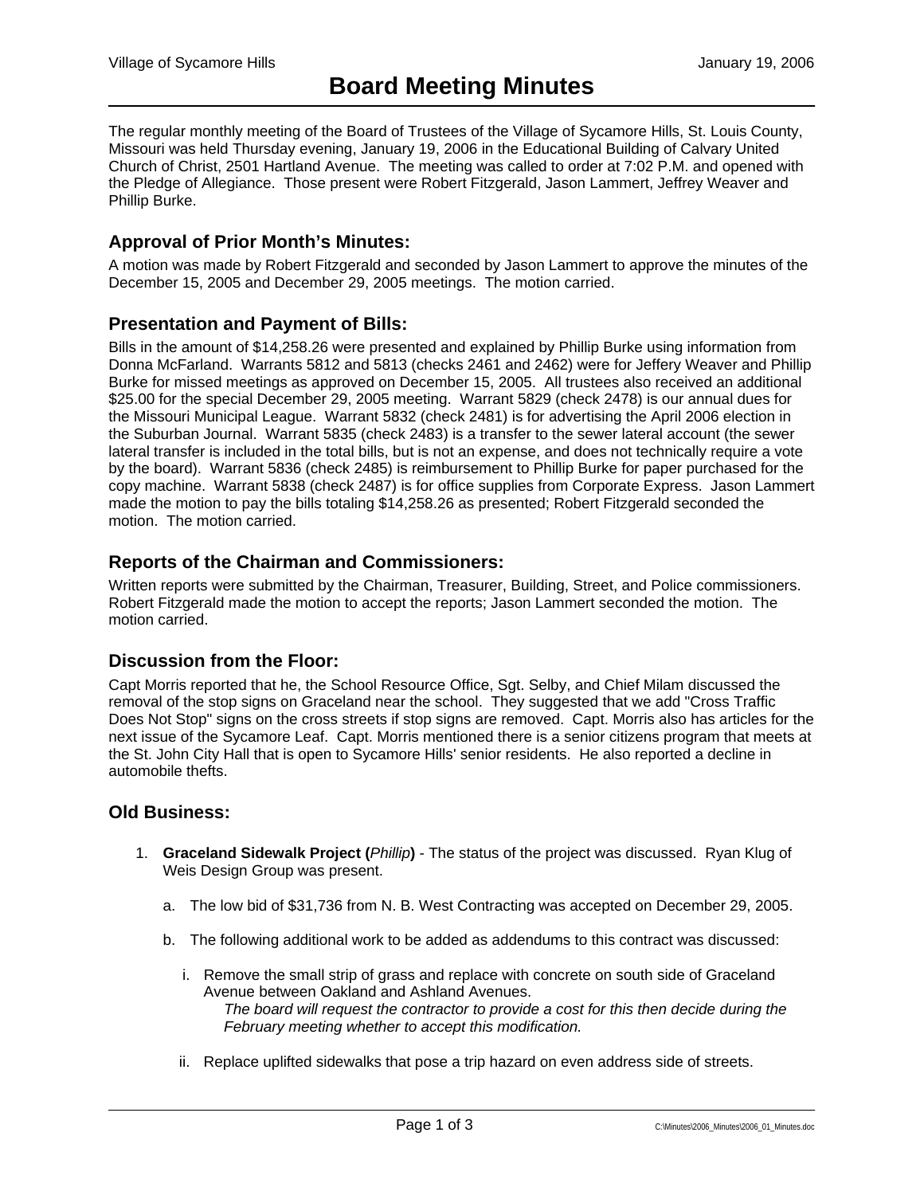# Board Meeting Minutes

The regular monthly meeting of the Board of Trustees of the Village of Sycamore Hills, St. Louis County, Missouri was held Thursday evening, January 19, 2006 in the Educational Building of Calvary United Church of Christ, 2501 Hartland Avenue. The meeting was called to order at 7:02 P.M. and opened with the Pledge of Allegiance. Those present were Robert Fitzgerald, Jason Lammert, Jeffrey Weaver and Phillip Burke.

## Approval of Prior Month's Minutes:

A motion was made by Robert Fitzgerald and seconded by Jason Lammert to approve the minutes of the December 15, 2005 and December 29, 2005 meetings. The motion carried.

## Presentation and Payment of Bills:

Bills in the amount of $14,258.26 were presented and explained by Phillip Burke using information from Donna McFarland. Warrants 5812 and 5813 (checks 2461 and 2462) were for Jeffery Weaver and Phillip Burke for missed meetings as approved on December 15, 2005. All trustees also received an additional $25.00 for the special December 29, 2005 meeting. Warrant 5829 (check 2478) is our annual dues for the Missouri Municipal League. Warrant 5832 (check 2481) is for advertising the April 2006 election in the Suburban Journal. Warrant 5835 (check 2483) is a transfer to the sewer lateral account (the sewer lateral transfer is included in the total bills, but is not an expense, and does not technically require a vote by the board). Warrant 5836 (check 2485) is reimbursement to Phillip Burke for paper purchased for the copy machine. Warrant 5838 (check 2487) is for office supplies from Corporate Express. Jason Lammert made the motion to pay the bills totaling $14,258.26 as presented; Robert Fitzgerald seconded the motion. The motion carried.

## Reports of the Chairman and Commissioners:

Written reports were submitted by the Chairman, Treasurer, Building, Street, and Police commissioners. Robert Fitzgerald made the motion to accept the reports; Jason Lammert seconded the motion. The motion carried.

## Discussion from the Floor:

Capt Morris reported that he, the School Resource Office, Sgt. Selby, and Chief Milam discussed the removal of the stop signs on Graceland near the school. They suggested that we add "Cross Traffic Does Not Stop" signs on the cross streets if stop signs are removed. Capt. Morris also has articles for the next issue of the Sycamore Leaf. Capt. Morris mentioned there is a senior citizens program that meets at the St. John City Hall that is open to Sycamore Hills' senior residents. He also reported a decline in automobile thefts.

## Old Business:

1. **Graceland Sidewalk Project (***Phillip***)** - The status of the project was discussed. Ryan Klug of Weis Design Group was present.

   a. The low bid of $31,736 from N. B. West Contracting was accepted on December 29, 2005.

   b. The following additional work to be added as addendums to this contract was discussed:

      i. Remove the small strip of grass and replace with concrete on south side of Graceland Avenue between Oakland and Ashland Avenues.
      *The board will request the contractor to provide a cost for this then decide during the February meeting whether to accept this modification.*

      ii. Replace uplifted sidewalks that pose a trip hazard on even address side of streets.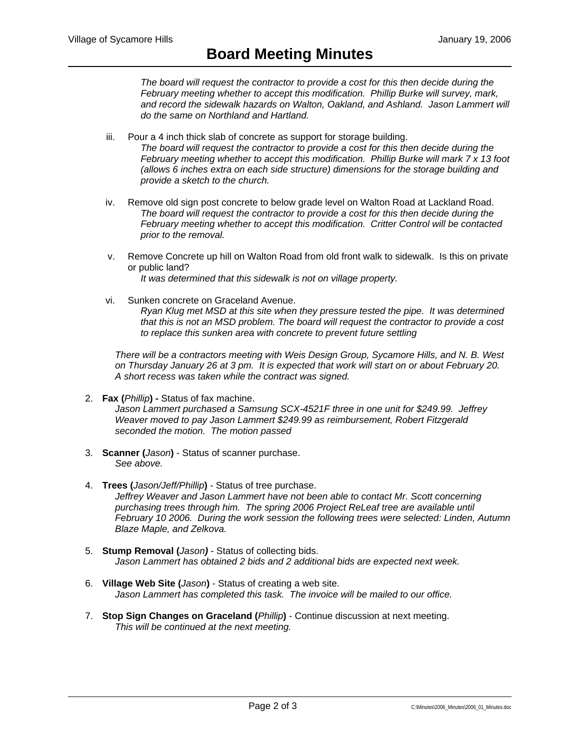*The board will request the contractor to provide a cost for this then decide during the February meeting whether to accept this modification. Phillip Burke will survey, mark, and record the sidewalk hazards on Walton, Oakland, and Ashland. Jason Lammert will do the same on Northland and Hartland.*

iii. Pour a 4 inch thick slab of concrete as support for storage building.
*The board will request the contractor to provide a cost for this then decide during the February meeting whether to accept this modification. Phillip Burke will mark 7 x 13 foot (allows 6 inches extra on each side structure) dimensions for the storage building and provide a sketch to the church.*

iv. Remove old sign post concrete to below grade level on Walton Road at Lackland Road.
*The board will request the contractor to provide a cost for this then decide during the February meeting whether to accept this modification. Critter Control will be contacted prior to the removal.*

v. Remove Concrete up hill on Walton Road from old front walk to sidewalk. Is this on private or public land?
*It was determined that this sidewalk is not on village property.*

vi. Sunken concrete on Graceland Avenue.
*Ryan Klug met MSD at this site when they pressure tested the pipe. It was determined that this is not an MSD problem. The board will request the contractor to provide a cost to replace this sunken area with concrete to prevent future settling*

*There will be a contractors meeting with Weis Design Group, Sycamore Hills, and N. B. West on Thursday January 26 at 3 pm. It is expected that work will start on or about February 20. A short recess was taken while the contract was signed.*

2. **Fax (***Phillip***) -** Status of fax machine.
*Jason Lammert purchased a Samsung SCX-4521F three in one unit for $249.99. Jeffrey Weaver moved to pay Jason Lammert $249.99 as reimbursement, Robert Fitzgerald seconded the motion. The motion passed*

3. **Scanner (***Jason***)** - Status of scanner purchase.
*See above.*

4. **Trees (***Jason/Jeff/Phillip***)** - Status of tree purchase.
*Jeffrey Weaver and Jason Lammert have not been able to contact Mr. Scott concerning purchasing trees through him. The spring 2006 Project ReLeaf tree are available until February 10 2006. During the work session the following trees were selected: Linden, Autumn Blaze Maple, and Zelkova.*

5. **Stump Removal (***Jason***)** - Status of collecting bids.
*Jason Lammert has obtained 2 bids and 2 additional bids are expected next week.*

6. **Village Web Site (***Jason***)** - Status of creating a web site.
*Jason Lammert has completed this task. The invoice will be mailed to our office.*

7. **Stop Sign Changes on Graceland (***Phillip***)** - Continue discussion at next meeting.
*This will be continued at the next meeting.*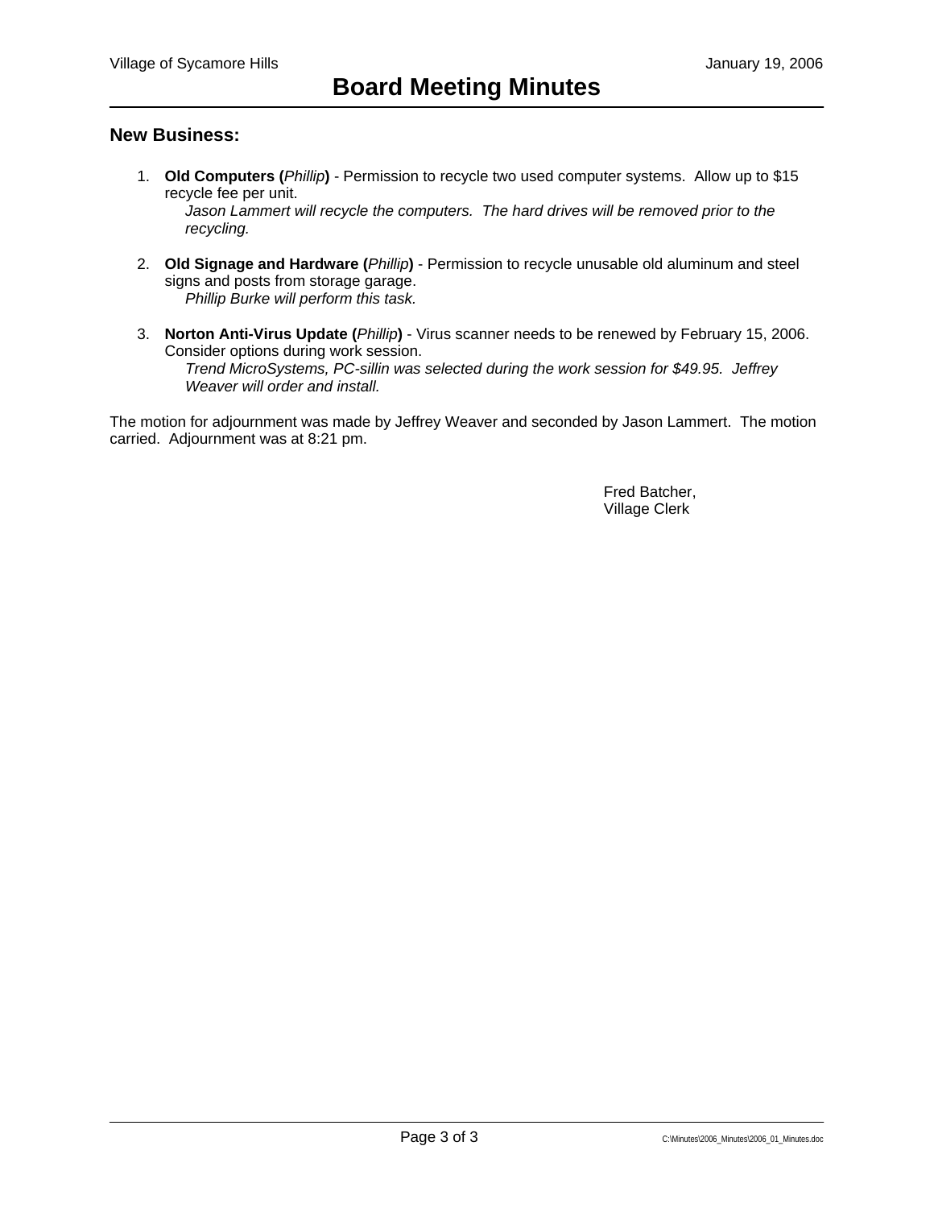## New Business:

1. **Old Computers (***Phillip***)** - Permission to recycle two used computer systems. Allow up to $15 recycle fee per unit.
   *Jason Lammert will recycle the computers. The hard drives will be removed prior to the recycling.*

2. **Old Signage and Hardware (***Phillip***)** - Permission to recycle unusable old aluminum and steel signs and posts from storage garage.
   *Phillip Burke will perform this task.*

3. **Norton Anti-Virus Update (***Phillip***)** - Virus scanner needs to be renewed by February 15, 2006. Consider options during work session.
   *Trend MicroSystems, PC-sillin was selected during the work session for $49.95. Jeffrey Weaver will order and install.*

The motion for adjournment was made by Jeffrey Weaver and seconded by Jason Lammert. The motion carried. Adjournment was at 8:21 pm.

Fred Batcher,
Village Clerk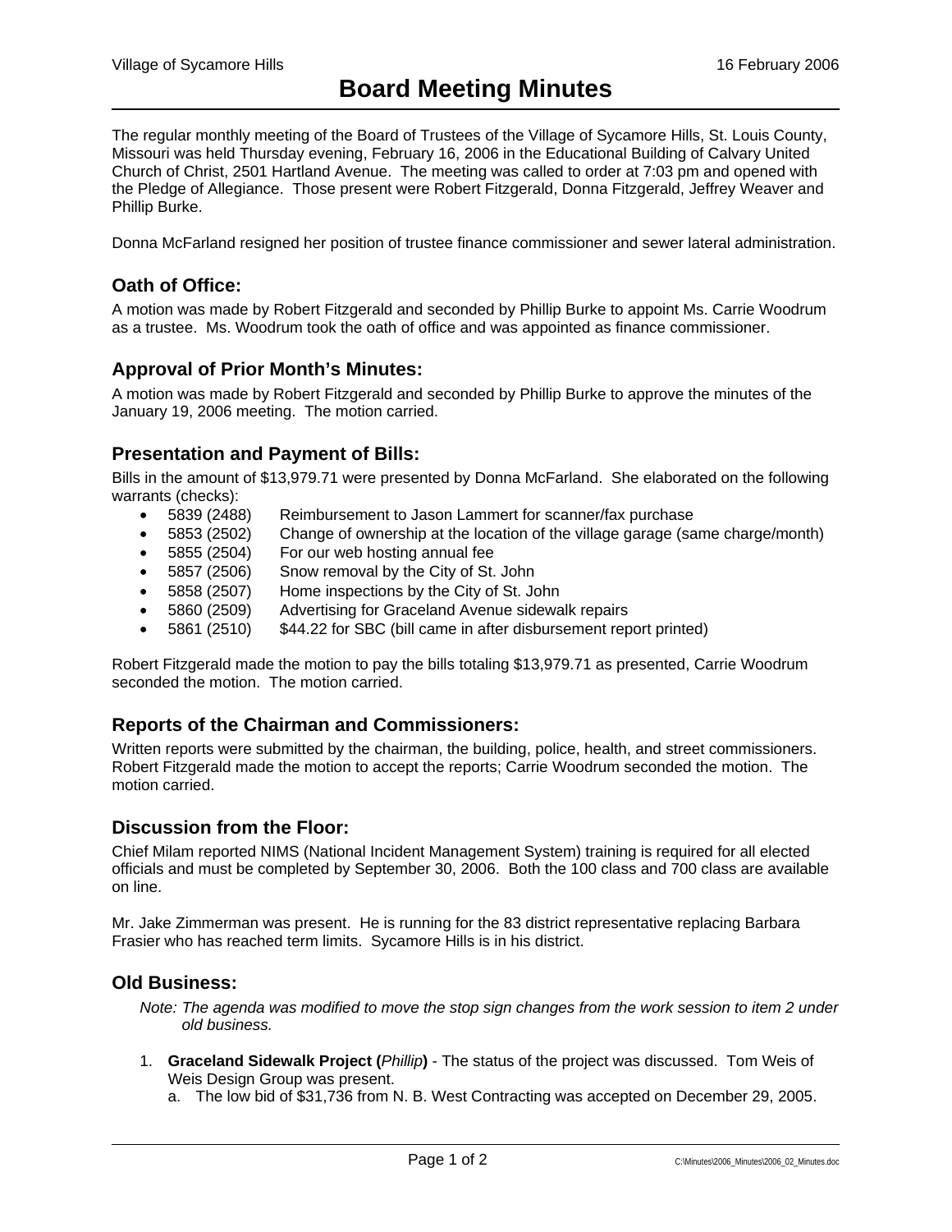Village of Sycamore Hills — 16 February 2006

# Board Meeting Minutes

The regular monthly meeting of the Board of Trustees of the Village of Sycamore Hills, St. Louis County, Missouri was held Thursday evening, February 16, 2006 in the Educational Building of Calvary United Church of Christ, 2501 Hartland Avenue. The meeting was called to order at 7:03 pm and opened with the Pledge of Allegiance. Those present were Robert Fitzgerald, Donna Fitzgerald, Jeffrey Weaver and Phillip Burke.

Donna McFarland resigned her position of trustee finance commissioner and sewer lateral administration.

## Oath of Office:

A motion was made by Robert Fitzgerald and seconded by Phillip Burke to appoint Ms. Carrie Woodrum as a trustee. Ms. Woodrum took the oath of office and was appointed as finance commissioner.

## Approval of Prior Month's Minutes:

A motion was made by Robert Fitzgerald and seconded by Phillip Burke to approve the minutes of the January 19, 2006 meeting. The motion carried.

## Presentation and Payment of Bills:

Bills in the amount of $13,979.71 were presented by Donna McFarland. She elaborated on the following warrants (checks):

- 5839 (2488) Reimbursement to Jason Lammert for scanner/fax purchase
- 5853 (2502) Change of ownership at the location of the village garage (same charge/month)
- 5855 (2504) For our web hosting annual fee
- 5857 (2506) Snow removal by the City of St. John
- 5858 (2507) Home inspections by the City of St. John
- 5860 (2509) Advertising for Graceland Avenue sidewalk repairs
- 5861 (2510) $44.22 for SBC (bill came in after disbursement report printed)

Robert Fitzgerald made the motion to pay the bills totaling $13,979.71 as presented, Carrie Woodrum seconded the motion. The motion carried.

## Reports of the Chairman and Commissioners:

Written reports were submitted by the chairman, the building, police, health, and street commissioners. Robert Fitzgerald made the motion to accept the reports; Carrie Woodrum seconded the motion. The motion carried.

## Discussion from the Floor:

Chief Milam reported NIMS (National Incident Management System) training is required for all elected officials and must be completed by September 30, 2006. Both the 100 class and 700 class are available on line.

Mr. Jake Zimmerman was present. He is running for the 83 district representative replacing Barbara Frasier who has reached term limits. Sycamore Hills is in his district.

## Old Business:

*Note: The agenda was modified to move the stop sign changes from the work session to item 2 under old business.*

1. **Graceland Sidewalk Project (*Phillip*)** - The status of the project was discussed. Tom Weis of Weis Design Group was present.
   a. The low bid of $31,736 from N. B. West Contracting was accepted on December 29, 2005.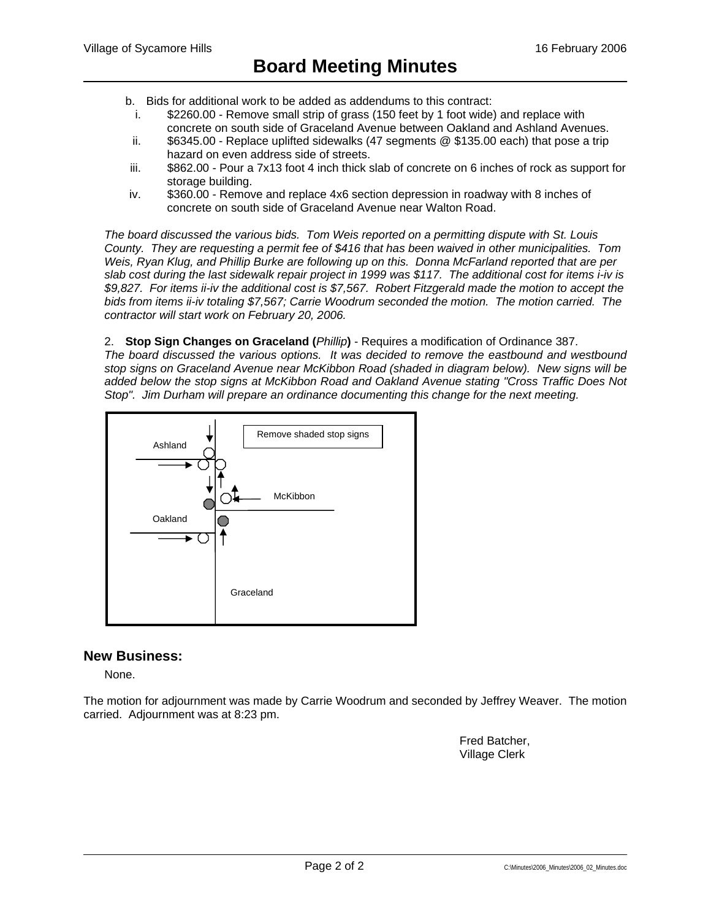b. Bids for additional work to be added as addendums to this contract:
   i. $2260.00 - Remove small strip of grass (150 feet by 1 foot wide) and replace with concrete on south side of Graceland Avenue between Oakland and Ashland Avenues.
   ii. $6345.00 - Replace uplifted sidewalks (47 segments @ $135.00 each) that pose a trip hazard on even address side of streets.
   iii. $862.00 - Pour a 7x13 foot 4 inch thick slab of concrete on 6 inches of rock as support for storage building.
   iv. $360.00 - Remove and replace 4x6 section depression in roadway with 8 inches of concrete on south side of Graceland Avenue near Walton Road.

*The board discussed the various bids. Tom Weis reported on a permitting dispute with St. Louis County. They are requesting a permit fee of $416 that has been waived in other municipalities. Tom Weis, Ryan Klug, and Phillip Burke are following up on this. Donna McFarland reported that are per slab cost during the last sidewalk repair project in 1999 was $117. The additional cost for items i-iv is $9,827. For items ii-iv the additional cost is $7,567. Robert Fitzgerald made the motion to accept the bids from items ii-iv totaling $7,567; Carrie Woodrum seconded the motion. The motion carried. The contractor will start work on February 20, 2006.*

2. **Stop Sign Changes on Graceland (***Phillip***)** - Requires a modification of Ordinance 387.
*The board discussed the various options. It was decided to remove the eastbound and westbound stop signs on Graceland Avenue near McKibbon Road (shaded in diagram below). New signs will be added below the stop signs at McKibbon Road and Oakland Avenue stating "Cross Traffic Does Not Stop". Jim Durham will prepare an ordinance documenting this change for the next meeting.*

Remove shaded stop signs

Ashland

McKibbon

Oakland

Graceland

## New Business:

None.

The motion for adjournment was made by Carrie Woodrum and seconded by Jeffrey Weaver. The motion carried. Adjournment was at 8:23 pm.

Fred Batcher,
Village Clerk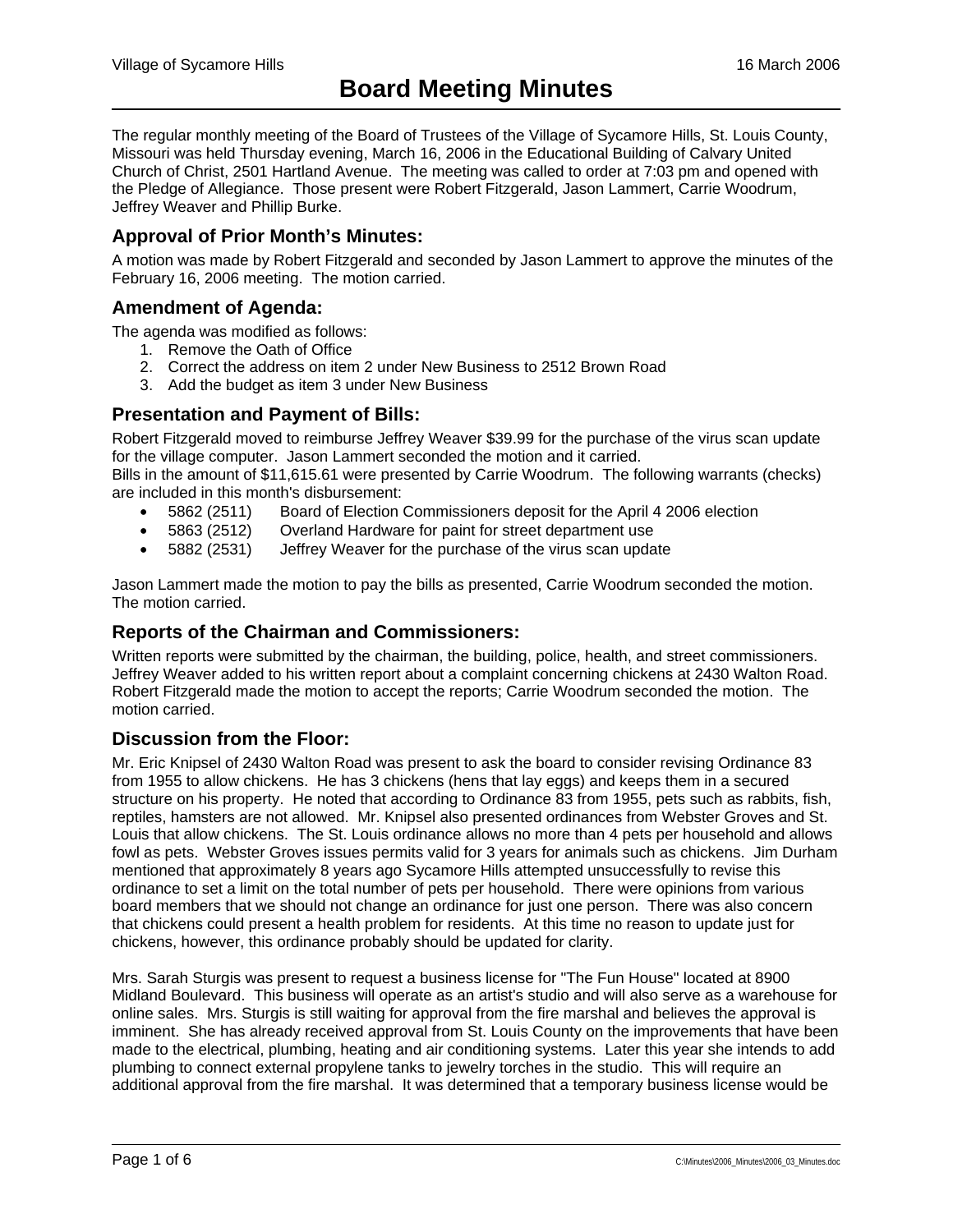# Board Meeting Minutes

The regular monthly meeting of the Board of Trustees of the Village of Sycamore Hills, St. Louis County, Missouri was held Thursday evening, March 16, 2006 in the Educational Building of Calvary United Church of Christ, 2501 Hartland Avenue. The meeting was called to order at 7:03 pm and opened with the Pledge of Allegiance. Those present were Robert Fitzgerald, Jason Lammert, Carrie Woodrum, Jeffrey Weaver and Phillip Burke.

## Approval of Prior Month's Minutes:

A motion was made by Robert Fitzgerald and seconded by Jason Lammert to approve the minutes of the February 16, 2006 meeting. The motion carried.

## Amendment of Agenda:

The agenda was modified as follows:

1. Remove the Oath of Office
2. Correct the address on item 2 under New Business to 2512 Brown Road
3. Add the budget as item 3 under New Business

## Presentation and Payment of Bills:

Robert Fitzgerald moved to reimburse Jeffrey Weaver $39.99 for the purchase of the virus scan update for the village computer. Jason Lammert seconded the motion and it carried.
Bills in the amount of $11,615.61 were presented by Carrie Woodrum. The following warrants (checks) are included in this month's disbursement:

- 5862 (2511) Board of Election Commissioners deposit for the April 4 2006 election
- 5863 (2512) Overland Hardware for paint for street department use
- 5882 (2531) Jeffrey Weaver for the purchase of the virus scan update

Jason Lammert made the motion to pay the bills as presented, Carrie Woodrum seconded the motion. The motion carried.

## Reports of the Chairman and Commissioners:

Written reports were submitted by the chairman, the building, police, health, and street commissioners. Jeffrey Weaver added to his written report about a complaint concerning chickens at 2430 Walton Road. Robert Fitzgerald made the motion to accept the reports; Carrie Woodrum seconded the motion. The motion carried.

## Discussion from the Floor:

Mr. Eric Knipsel of 2430 Walton Road was present to ask the board to consider revising Ordinance 83 from 1955 to allow chickens. He has 3 chickens (hens that lay eggs) and keeps them in a secured structure on his property. He noted that according to Ordinance 83 from 1955, pets such as rabbits, fish, reptiles, hamsters are not allowed. Mr. Knipsel also presented ordinances from Webster Groves and St. Louis that allow chickens. The St. Louis ordinance allows no more than 4 pets per household and allows fowl as pets. Webster Groves issues permits valid for 3 years for animals such as chickens. Jim Durham mentioned that approximately 8 years ago Sycamore Hills attempted unsuccessfully to revise this ordinance to set a limit on the total number of pets per household. There were opinions from various board members that we should not change an ordinance for just one person. There was also concern that chickens could present a health problem for residents. At this time no reason to update just for chickens, however, this ordinance probably should be updated for clarity.

Mrs. Sarah Sturgis was present to request a business license for "The Fun House" located at 8900 Midland Boulevard. This business will operate as an artist's studio and will also serve as a warehouse for online sales. Mrs. Sturgis is still waiting for approval from the fire marshal and believes the approval is imminent. She has already received approval from St. Louis County on the improvements that have been made to the electrical, plumbing, heating and air conditioning systems. Later this year she intends to add plumbing to connect external propylene tanks to jewelry torches in the studio. This will require an additional approval from the fire marshal. It was determined that a temporary business license would be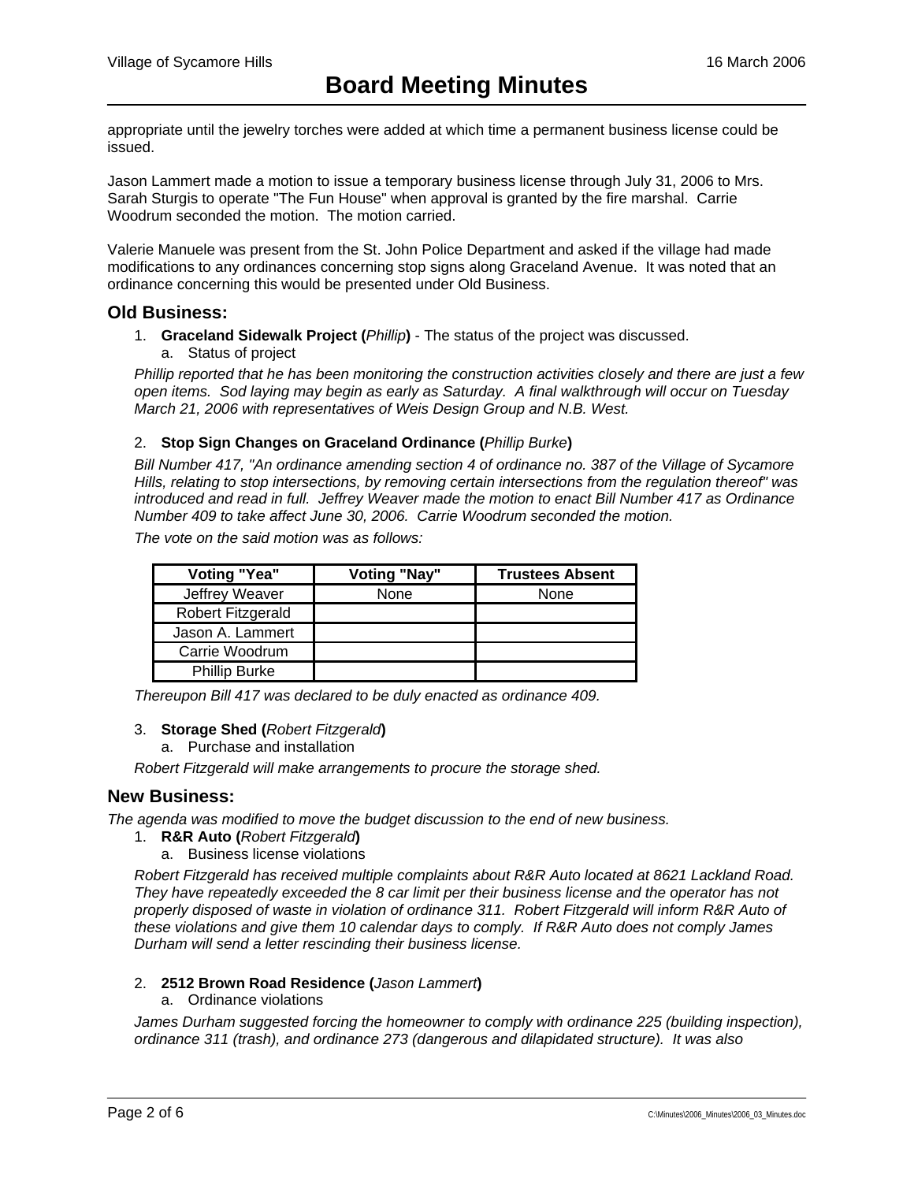appropriate until the jewelry torches were added at which time a permanent business license could be issued.

Jason Lammert made a motion to issue a temporary business license through July 31, 2006 to Mrs. Sarah Sturgis to operate "The Fun House" when approval is granted by the fire marshal. Carrie Woodrum seconded the motion. The motion carried.

Valerie Manuele was present from the St. John Police Department and asked if the village had made modifications to any ordinances concerning stop signs along Graceland Avenue. It was noted that an ordinance concerning this would be presented under Old Business.

## Old Business:

1. **Graceland Sidewalk Project (***Phillip***)** - The status of the project was discussed.
   a. Status of project

*Phillip reported that he has been monitoring the construction activities closely and there are just a few open items. Sod laying may begin as early as Saturday. A final walkthrough will occur on Tuesday March 21, 2006 with representatives of Weis Design Group and N.B. West.*

2. **Stop Sign Changes on Graceland Ordinance (***Phillip Burke***)**

*Bill Number 417, "An ordinance amending section 4 of ordinance no. 387 of the Village of Sycamore Hills, relating to stop intersections, by removing certain intersections from the regulation thereof" was introduced and read in full. Jeffrey Weaver made the motion to enact Bill Number 417 as Ordinance Number 409 to take affect June 30, 2006. Carrie Woodrum seconded the motion.*

*The vote on the said motion was as follows:*

| Voting "Yea" | Voting "Nay" | Trustees Absent |
|---|---|---|
| Jeffrey Weaver | None | None |
| Robert Fitzgerald | | |
| Jason A. Lammert | | |
| Carrie Woodrum | | |
| Phillip Burke | | |

*Thereupon Bill 417 was declared to be duly enacted as ordinance 409.*

3. **Storage Shed (***Robert Fitzgerald***)**
   a. Purchase and installation

*Robert Fitzgerald will make arrangements to procure the storage shed.*

## New Business:

*The agenda was modified to move the budget discussion to the end of new business.*

1. **R&R Auto (***Robert Fitzgerald***)**
   a. Business license violations

*Robert Fitzgerald has received multiple complaints about R&R Auto located at 8621 Lackland Road. They have repeatedly exceeded the 8 car limit per their business license and the operator has not properly disposed of waste in violation of ordinance 311. Robert Fitzgerald will inform R&R Auto of these violations and give them 10 calendar days to comply. If R&R Auto does not comply James Durham will send a letter rescinding their business license.*

2. **2512 Brown Road Residence (***Jason Lammert***)**
   a. Ordinance violations

*James Durham suggested forcing the homeowner to comply with ordinance 225 (building inspection), ordinance 311 (trash), and ordinance 273 (dangerous and dilapidated structure). It was also*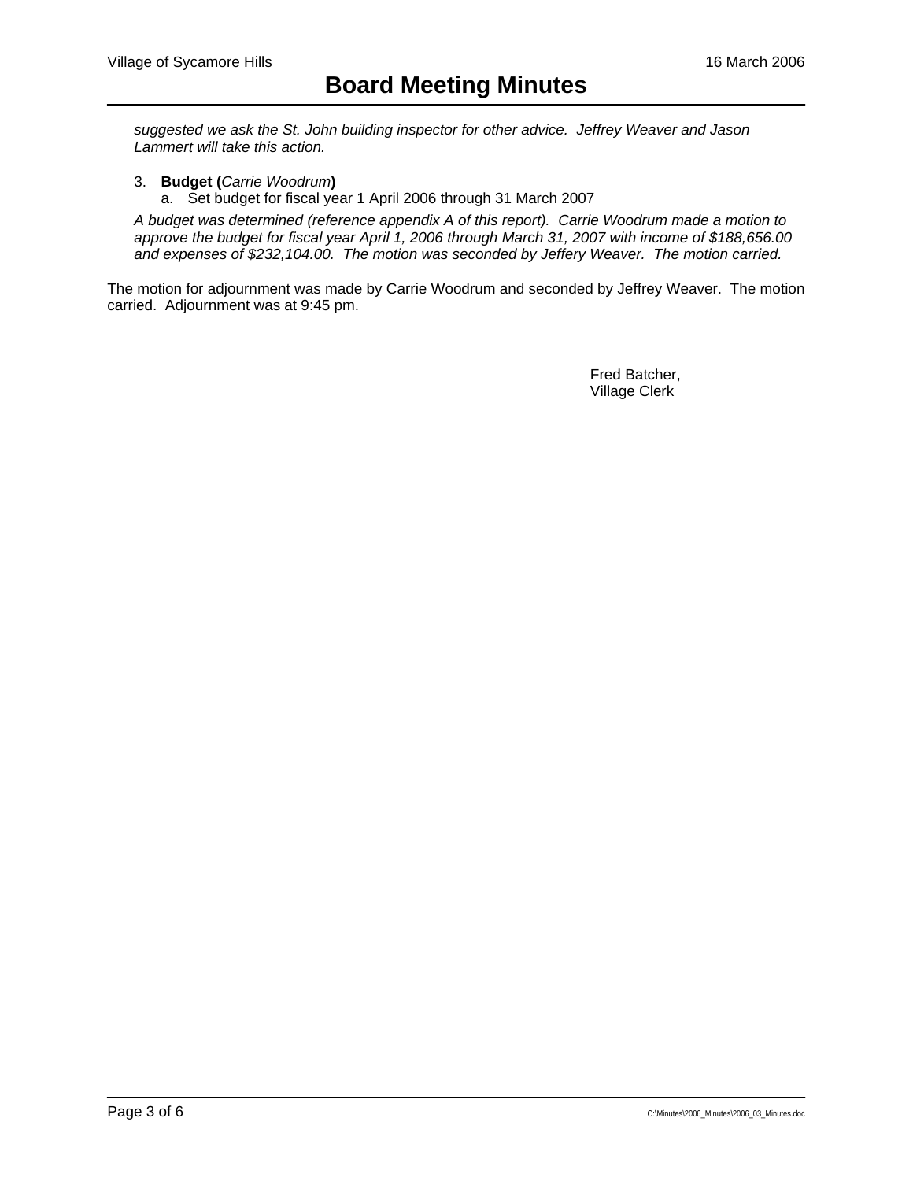*suggested we ask the St. John building inspector for other advice. Jeffrey Weaver and Jason Lammert will take this action.*

3. **Budget (***Carrie Woodrum***)**
   a. Set budget for fiscal year 1 April 2006 through 31 March 2007

*A budget was determined (reference appendix A of this report). Carrie Woodrum made a motion to approve the budget for fiscal year April 1, 2006 through March 31, 2007 with income of $188,656.00 and expenses of $232,104.00. The motion was seconded by Jeffery Weaver. The motion carried.*

The motion for adjournment was made by Carrie Woodrum and seconded by Jeffrey Weaver. The motion carried. Adjournment was at 9:45 pm.

Fred Batcher,
Village Clerk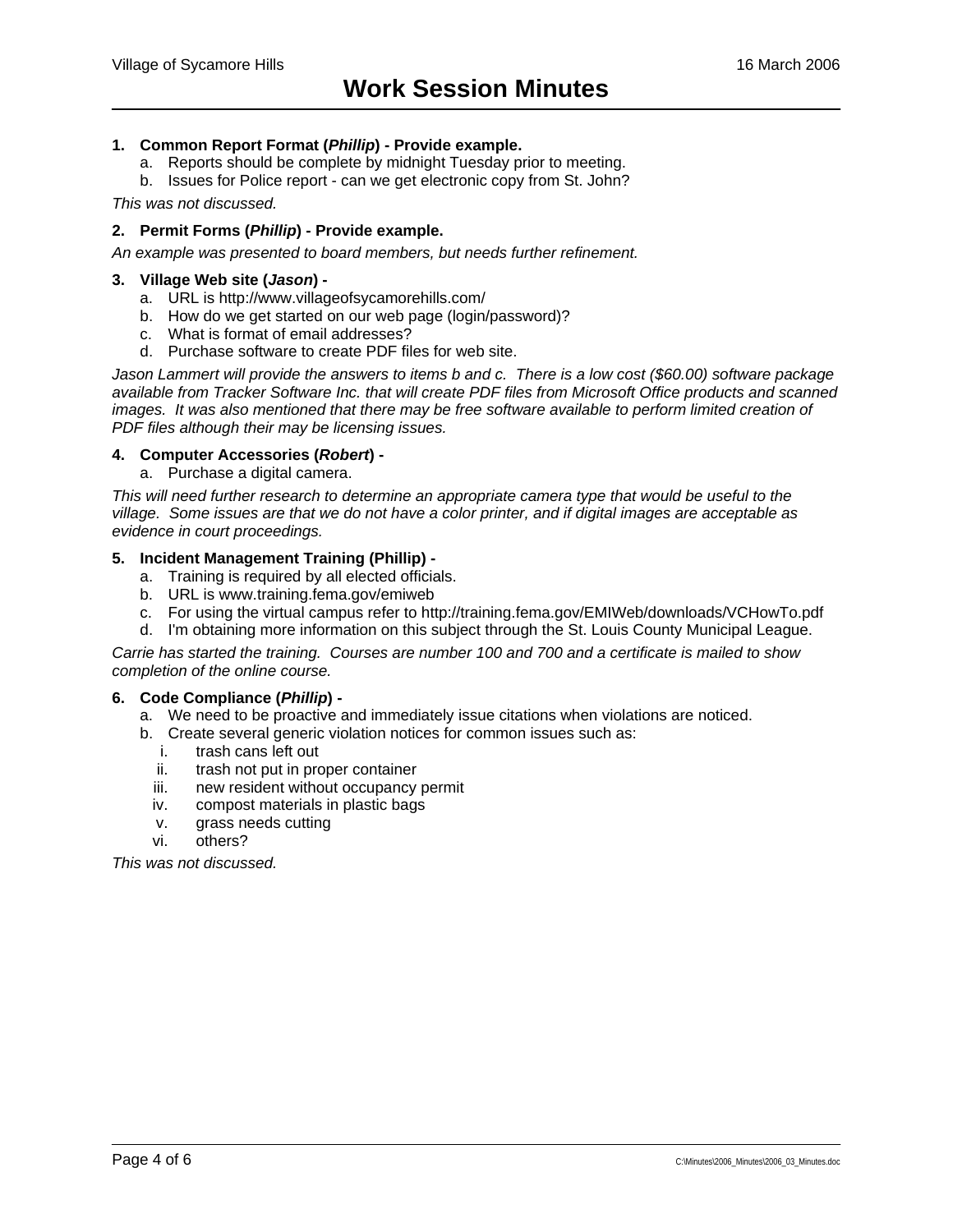1. **Common Report Format (*Phillip*) - Provide example.**
   a. Reports should be complete by midnight Tuesday prior to meeting.
   b. Issues for Police report - can we get electronic copy from St. John?

*This was not discussed.*

2. **Permit Forms (*Phillip*) - Provide example.**

*An example was presented to board members, but needs further refinement.*

3. **Village Web site (*Jason*) -**
   a. URL is http://www.villageofsycamorehills.com/
   b. How do we get started on our web page (login/password)?
   c. What is format of email addresses?
   d. Purchase software to create PDF files for web site.

*Jason Lammert will provide the answers to items b and c. There is a low cost ($60.00) software package available from Tracker Software Inc. that will create PDF files from Microsoft Office products and scanned images. It was also mentioned that there may be free software available to perform limited creation of PDF files although their may be licensing issues.*

4. **Computer Accessories (*Robert*) -**
   a. Purchase a digital camera.

*This will need further research to determine an appropriate camera type that would be useful to the village. Some issues are that we do not have a color printer, and if digital images are acceptable as evidence in court proceedings.*

5. **Incident Management Training (Phillip) -**
   a. Training is required by all elected officials.
   b. URL is www.training.fema.gov/emiweb
   c. For using the virtual campus refer to http://training.fema.gov/EMIWeb/downloads/VCHowTo.pdf
   d. I'm obtaining more information on this subject through the St. Louis County Municipal League.

*Carrie has started the training. Courses are number 100 and 700 and a certificate is mailed to show completion of the online course.*

6. **Code Compliance (*Phillip*) -**
   a. We need to be proactive and immediately issue citations when violations are noticed.
   b. Create several generic violation notices for common issues such as:
      i. trash cans left out
      ii. trash not put in proper container
      iii. new resident without occupancy permit
      iv. compost materials in plastic bags
      v. grass needs cutting
      vi. others?

*This was not discussed.*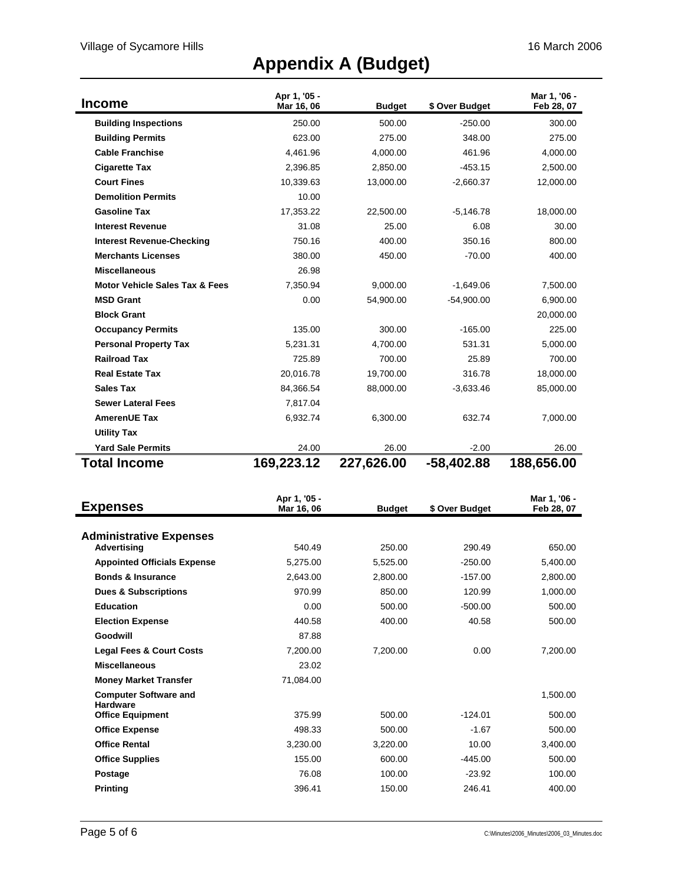# Appendix A (Budget)

| Income | Apr 1, '05 - Mar 16, 06 | Budget | $ Over Budget | Mar 1, '06 - Feb 28, 07 |
|---|---|---|---|---|
| **Building Inspections** | 250.00 | 500.00 | -250.00 | 300.00 |
| **Building Permits** | 623.00 | 275.00 | 348.00 | 275.00 |
| **Cable Franchise** | 4,461.96 | 4,000.00 | 461.96 | 4,000.00 |
| **Cigarette Tax** | 2,396.85 | 2,850.00 | -453.15 | 2,500.00 |
| **Court Fines** | 10,339.63 | 13,000.00 | -2,660.37 | 12,000.00 |
| **Demolition Permits** | 10.00 | | | |
| **Gasoline Tax** | 17,353.22 | 22,500.00 | -5,146.78 | 18,000.00 |
| **Interest Revenue** | 31.08 | 25.00 | 6.08 | 30.00 |
| **Interest Revenue-Checking** | 750.16 | 400.00 | 350.16 | 800.00 |
| **Merchants Licenses** | 380.00 | 450.00 | -70.00 | 400.00 |
| **Miscellaneous** | 26.98 | | | |
| **Motor Vehicle Sales Tax & Fees** | 7,350.94 | 9,000.00 | -1,649.06 | 7,500.00 |
| **MSD Grant** | 0.00 | 54,900.00 | -54,900.00 | 6,900.00 |
| **Block Grant** | | | | 20,000.00 |
| **Occupancy Permits** | 135.00 | 300.00 | -165.00 | 225.00 |
| **Personal Property Tax** | 5,231.31 | 4,700.00 | 531.31 | 5,000.00 |
| **Railroad Tax** | 725.89 | 700.00 | 25.89 | 700.00 |
| **Real Estate Tax** | 20,016.78 | 19,700.00 | 316.78 | 18,000.00 |
| **Sales Tax** | 84,366.54 | 88,000.00 | -3,633.46 | 85,000.00 |
| **Sewer Lateral Fees** | 7,817.04 | | | |
| **AmerenUE Tax** | 6,932.74 | 6,300.00 | 632.74 | 7,000.00 |
| **Utility Tax** | | | | |
| **Yard Sale Permits** | 24.00 | 26.00 | -2.00 | 26.00 |
| **Total Income** | **169,223.12** | **227,626.00** | **-58,402.88** | **188,656.00** |

| Expenses | Apr 1, '05 - Mar 16, 06 | Budget | $ Over Budget | Mar 1, '06 - Feb 28, 07 |
|---|---|---|---|---|
| **Administrative Expenses** | | | | |
| **Advertising** | 540.49 | 250.00 | 290.49 | 650.00 |
| **Appointed Officials Expense** | 5,275.00 | 5,525.00 | -250.00 | 5,400.00 |
| **Bonds & Insurance** | 2,643.00 | 2,800.00 | -157.00 | 2,800.00 |
| **Dues & Subscriptions** | 970.99 | 850.00 | 120.99 | 1,000.00 |
| **Education** | 0.00 | 500.00 | -500.00 | 500.00 |
| **Election Expense** | 440.58 | 400.00 | 40.58 | 500.00 |
| **Goodwill** | 87.88 | | | |
| **Legal Fees & Court Costs** | 7,200.00 | 7,200.00 | 0.00 | 7,200.00 |
| **Miscellaneous** | 23.02 | | | |
| **Money Market Transfer** | 71,084.00 | | | |
| **Computer Software and Hardware** | | | | 1,500.00 |
| **Office Equipment** | 375.99 | 500.00 | -124.01 | 500.00 |
| **Office Expense** | 498.33 | 500.00 | -1.67 | 500.00 |
| **Office Rental** | 3,230.00 | 3,220.00 | 10.00 | 3,400.00 |
| **Office Supplies** | 155.00 | 600.00 | -445.00 | 500.00 |
| **Postage** | 76.08 | 100.00 | -23.92 | 100.00 |
| **Printing** | 396.41 | 150.00 | 246.41 | 400.00 |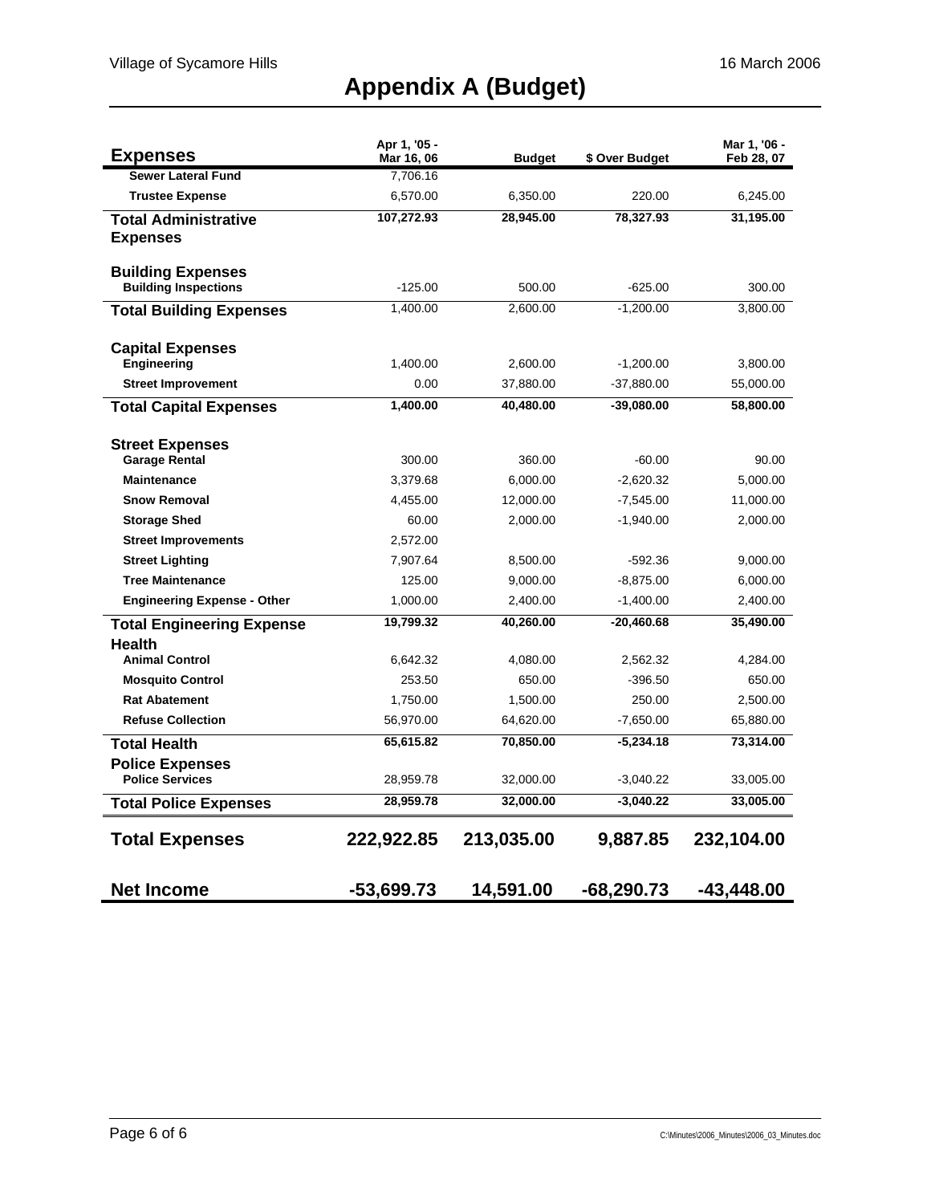# Appendix A (Budget)

| Expenses | Apr 1, '05 - Mar 16, 06 | Budget | $ Over Budget | Mar 1, '06 - Feb 28, 07 |
|---|---|---|---|---|
| **Sewer Lateral Fund** | 7,706.16 | | | |
| **Trustee Expense** | 6,570.00 | 6,350.00 | 220.00 | 6,245.00 |
| **Total Administrative Expenses** | **107,272.93** | **28,945.00** | **78,327.93** | **31,195.00** |
| **Building Expenses** | | | | |
| **Building Inspections** | -125.00 | 500.00 | -625.00 | 300.00 |
| **Total Building Expenses** | 1,400.00 | 2,600.00 | -1,200.00 | 3,800.00 |
| **Capital Expenses** | | | | |
| **Engineering** | 1,400.00 | 2,600.00 | -1,200.00 | 3,800.00 |
| **Street Improvement** | 0.00 | 37,880.00 | -37,880.00 | 55,000.00 |
| **Total Capital Expenses** | **1,400.00** | **40,480.00** | **-39,080.00** | **58,800.00** |
| **Street Expenses** | | | | |
| **Garage Rental** | 300.00 | 360.00 | -60.00 | 90.00 |
| **Maintenance** | 3,379.68 | 6,000.00 | -2,620.32 | 5,000.00 |
| **Snow Removal** | 4,455.00 | 12,000.00 | -7,545.00 | 11,000.00 |
| **Storage Shed** | 60.00 | 2,000.00 | -1,940.00 | 2,000.00 |
| **Street Improvements** | 2,572.00 | | | |
| **Street Lighting** | 7,907.64 | 8,500.00 | -592.36 | 9,000.00 |
| **Tree Maintenance** | 125.00 | 9,000.00 | -8,875.00 | 6,000.00 |
| **Engineering Expense - Other** | 1,000.00 | 2,400.00 | -1,400.00 | 2,400.00 |
| **Total Engineering Expense** | **19,799.32** | **40,260.00** | **-20,460.68** | **35,490.00** |
| **Health** | | | | |
| **Animal Control** | 6,642.32 | 4,080.00 | 2,562.32 | 4,284.00 |
| **Mosquito Control** | 253.50 | 650.00 | -396.50 | 650.00 |
| **Rat Abatement** | 1,750.00 | 1,500.00 | 250.00 | 2,500.00 |
| **Refuse Collection** | 56,970.00 | 64,620.00 | -7,650.00 | 65,880.00 |
| **Total Health** | **65,615.82** | **70,850.00** | **-5,234.18** | **73,314.00** |
| **Police Expenses** | | | | |
| **Police Services** | 28,959.78 | 32,000.00 | -3,040.22 | 33,005.00 |
| **Total Police Expenses** | **28,959.78** | **32,000.00** | **-3,040.22** | **33,005.00** |
| **Total Expenses** | **222,922.85** | **213,035.00** | **9,887.85** | **232,104.00** |
| **Net Income** | **-53,699.73** | **14,591.00** | **-68,290.73** | **-43,448.00** |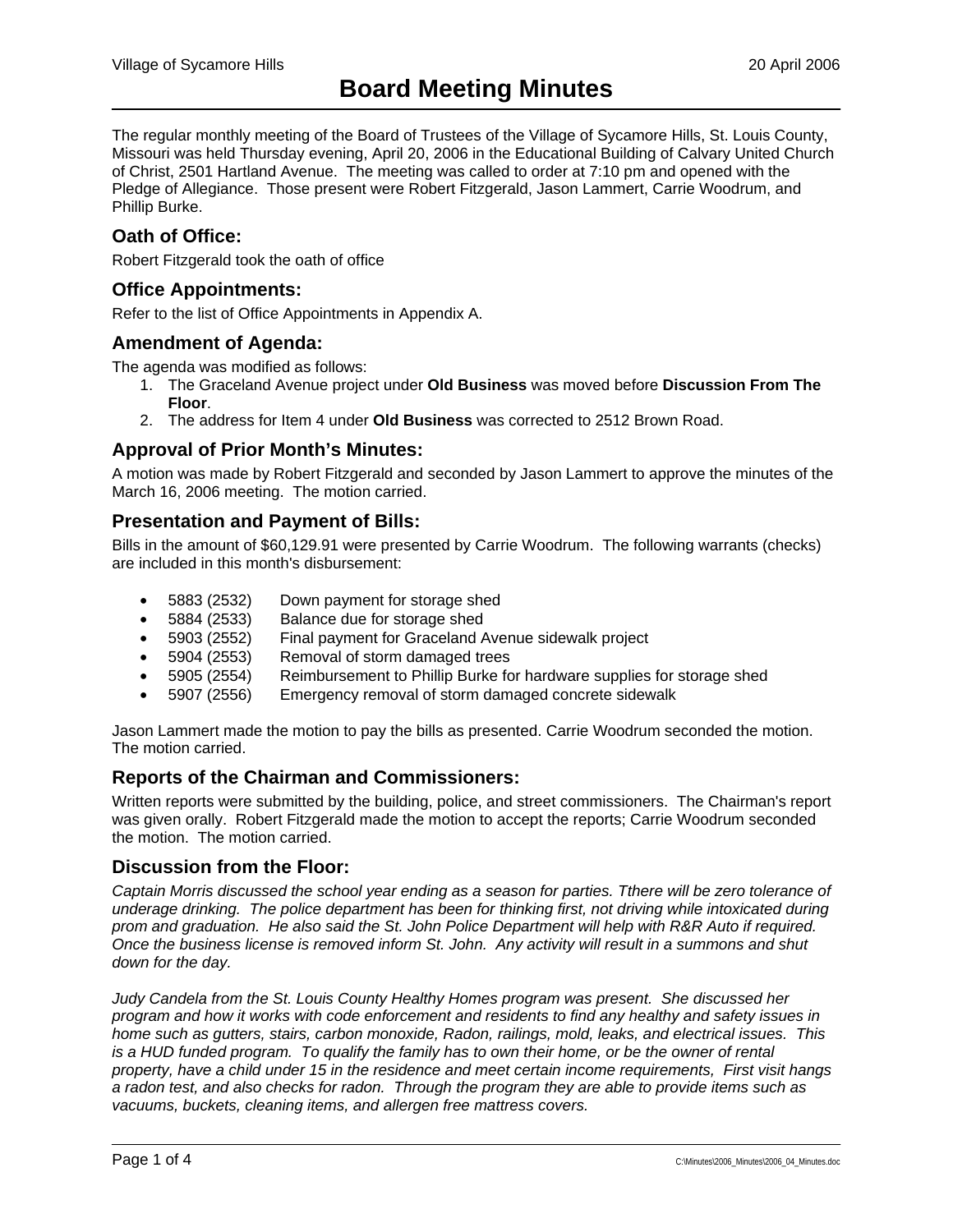# Board Meeting Minutes

The regular monthly meeting of the Board of Trustees of the Village of Sycamore Hills, St. Louis County, Missouri was held Thursday evening, April 20, 2006 in the Educational Building of Calvary United Church of Christ, 2501 Hartland Avenue. The meeting was called to order at 7:10 pm and opened with the Pledge of Allegiance. Those present were Robert Fitzgerald, Jason Lammert, Carrie Woodrum, and Phillip Burke.

## Oath of Office:

Robert Fitzgerald took the oath of office

## Office Appointments:

Refer to the list of Office Appointments in Appendix A.

## Amendment of Agenda:

The agenda was modified as follows:

1. The Graceland Avenue project under **Old Business** was moved before **Discussion From The Floor**.
2. The address for Item 4 under **Old Business** was corrected to 2512 Brown Road.

## Approval of Prior Month's Minutes:

A motion was made by Robert Fitzgerald and seconded by Jason Lammert to approve the minutes of the March 16, 2006 meeting. The motion carried.

## Presentation and Payment of Bills:

Bills in the amount of $60,129.91 were presented by Carrie Woodrum. The following warrants (checks) are included in this month's disbursement:

- 5883 (2532) Down payment for storage shed
- 5884 (2533) Balance due for storage shed
- 5903 (2552) Final payment for Graceland Avenue sidewalk project
- 5904 (2553) Removal of storm damaged trees
- 5905 (2554) Reimbursement to Phillip Burke for hardware supplies for storage shed
- 5907 (2556) Emergency removal of storm damaged concrete sidewalk

Jason Lammert made the motion to pay the bills as presented. Carrie Woodrum seconded the motion. The motion carried.

## Reports of the Chairman and Commissioners:

Written reports were submitted by the building, police, and street commissioners. The Chairman's report was given orally. Robert Fitzgerald made the motion to accept the reports; Carrie Woodrum seconded the motion. The motion carried.

## Discussion from the Floor:

*Captain Morris discussed the school year ending as a season for parties. Tthere will be zero tolerance of underage drinking. The police department has been for thinking first, not driving while intoxicated during prom and graduation. He also said the St. John Police Department will help with R&R Auto if required. Once the business license is removed inform St. John. Any activity will result in a summons and shut down for the day.*

*Judy Candela from the St. Louis County Healthy Homes program was present. She discussed her program and how it works with code enforcement and residents to find any healthy and safety issues in home such as gutters, stairs, carbon monoxide, Radon, railings, mold, leaks, and electrical issues. This is a HUD funded program. To qualify the family has to own their home, or be the owner of rental property, have a child under 15 in the residence and meet certain income requirements, First visit hangs a radon test, and also checks for radon. Through the program they are able to provide items such as vacuums, buckets, cleaning items, and allergen free mattress covers.*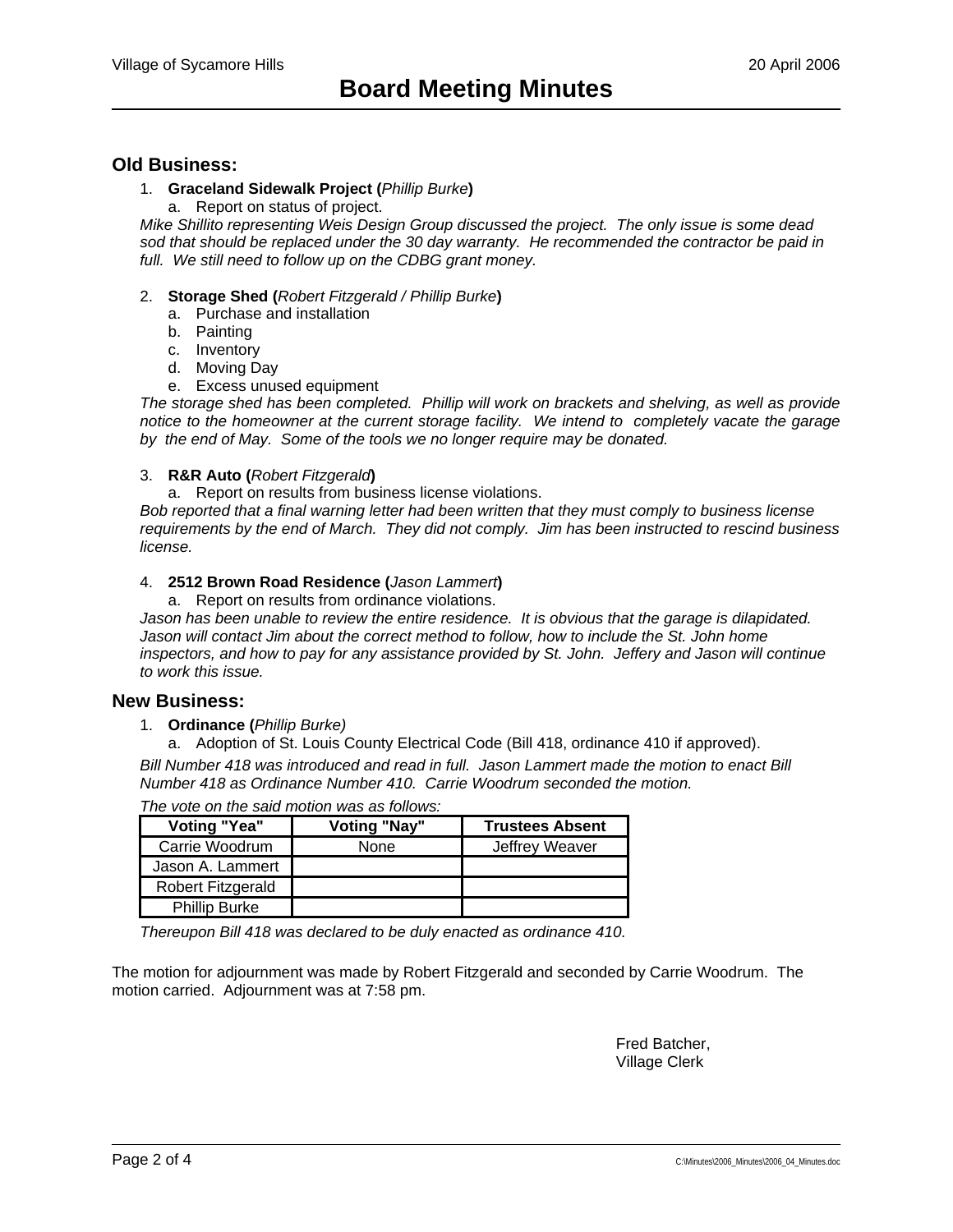## Old Business:

1. **Graceland Sidewalk Project (***Phillip Burke***)**
   a. Report on status of project.

*Mike Shillito representing Weis Design Group discussed the project. The only issue is some dead sod that should be replaced under the 30 day warranty. He recommended the contractor be paid in full. We still need to follow up on the CDBG grant money.*

2. **Storage Shed (***Robert Fitzgerald / Phillip Burke***)**
   a. Purchase and installation
   b. Painting
   c. Inventory
   d. Moving Day
   e. Excess unused equipment

*The storage shed has been completed. Phillip will work on brackets and shelving, as well as provide notice to the homeowner at the current storage facility. We intend to completely vacate the garage by the end of May. Some of the tools we no longer require may be donated.*

3. **R&R Auto (***Robert Fitzgerald***)**
   a. Report on results from business license violations.

*Bob reported that a final warning letter had been written that they must comply to business license requirements by the end of March. They did not comply. Jim has been instructed to rescind business license.*

4. **2512 Brown Road Residence (***Jason Lammert***)**
   a. Report on results from ordinance violations.

*Jason has been unable to review the entire residence. It is obvious that the garage is dilapidated. Jason will contact Jim about the correct method to follow, how to include the St. John home inspectors, and how to pay for any assistance provided by St. John. Jeffery and Jason will continue to work this issue.*

## New Business:

1. **Ordinance (***Phillip Burke)*
   a. Adoption of St. Louis County Electrical Code (Bill 418, ordinance 410 if approved).

*Bill Number 418 was introduced and read in full. Jason Lammert made the motion to enact Bill Number 418 as Ordinance Number 410. Carrie Woodrum seconded the motion.*

*The vote on the said motion was as follows:*

| Voting "Yea" | Voting "Nay" | Trustees Absent |
|---|---|---|
| Carrie Woodrum | None | Jeffrey Weaver |
| Jason A. Lammert | | |
| Robert Fitzgerald | | |
| Phillip Burke | | |

*Thereupon Bill 418 was declared to be duly enacted as ordinance 410.*

The motion for adjournment was made by Robert Fitzgerald and seconded by Carrie Woodrum. The motion carried. Adjournment was at 7:58 pm.

Fred Batcher,
Village Clerk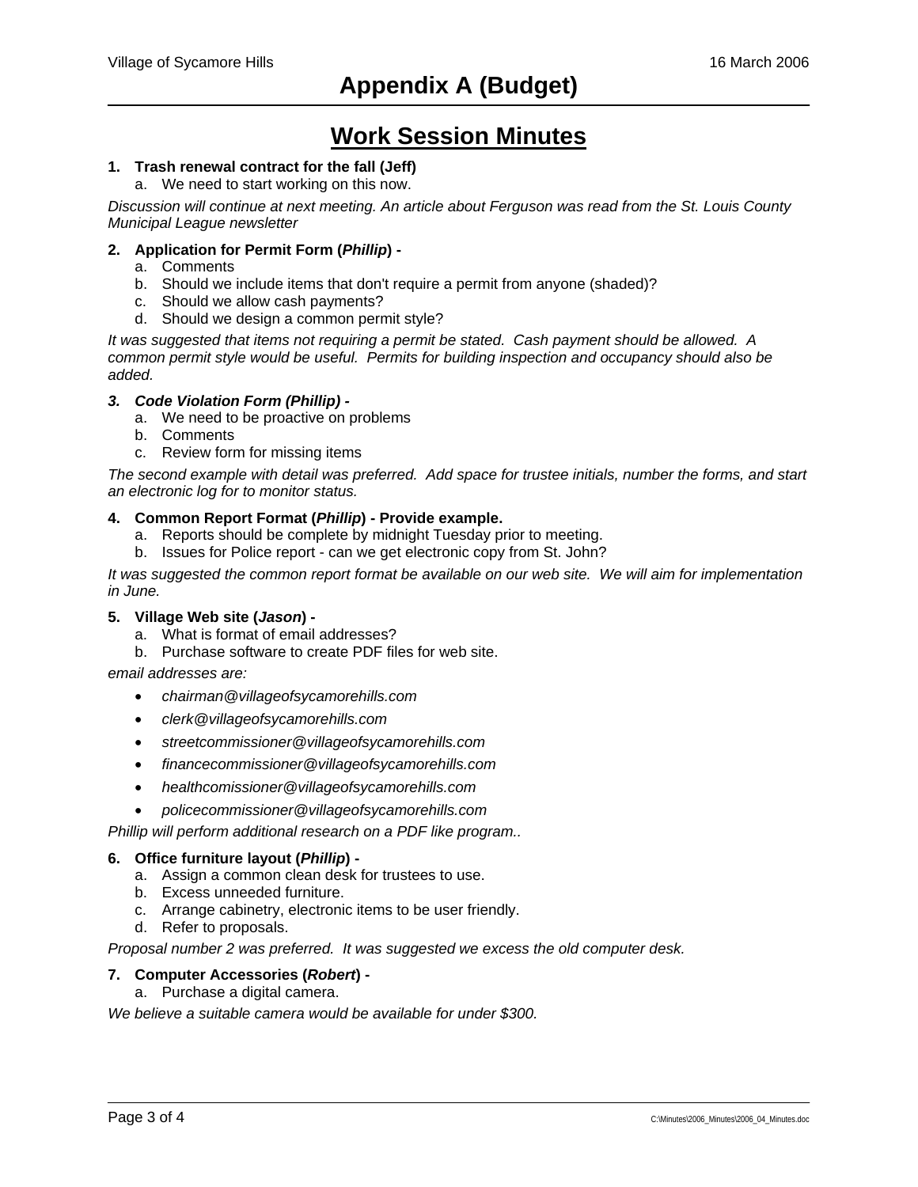# Appendix A (Budget)

## Work Session Minutes

1. **Trash renewal contract for the fall (Jeff)**
   a. We need to start working on this now.

*Discussion will continue at next meeting. An article about Ferguson was read from the St. Louis County Municipal League newsletter*

2. **Application for Permit Form (*Phillip*) -**
   a. Comments
   b. Should we include items that don't require a permit from anyone (shaded)?
   c. Should we allow cash payments?
   d. Should we design a common permit style?

*It was suggested that items not requiring a permit be stated. Cash payment should be allowed. A common permit style would be useful. Permits for building inspection and occupancy should also be added.*

3. ***Code Violation Form (Phillip) -***
   a. We need to be proactive on problems
   b. Comments
   c. Review form for missing items

*The second example with detail was preferred. Add space for trustee initials, number the forms, and start an electronic log for to monitor status.*

4. **Common Report Format (*Phillip*) - Provide example.**
   a. Reports should be complete by midnight Tuesday prior to meeting.
   b. Issues for Police report - can we get electronic copy from St. John?

*It was suggested the common report format be available on our web site. We will aim for implementation in June.*

5. **Village Web site (*Jason*) -**
   a. What is format of email addresses?
   b. Purchase software to create PDF files for web site.

*email addresses are:*

- *chairman@villageofsycamorehills.com*
- *clerk@villageofsycamorehills.com*
- *streetcommissioner@villageofsycamorehills.com*
- *financecommissioner@villageofsycamorehills.com*
- *healthcomissioner@villageofsycamorehills.com*
- *policecommissioner@villageofsycamorehills.com*

*Phillip will perform additional research on a PDF like program..*

6. **Office furniture layout (*Phillip*) -**
   a. Assign a common clean desk for trustees to use.
   b. Excess unneeded furniture.
   c. Arrange cabinetry, electronic items to be user friendly.
   d. Refer to proposals.

*Proposal number 2 was preferred. It was suggested we excess the old computer desk.*

7. **Computer Accessories (*Robert*) -**
   a. Purchase a digital camera.

*We believe a suitable camera would be available for under $300.*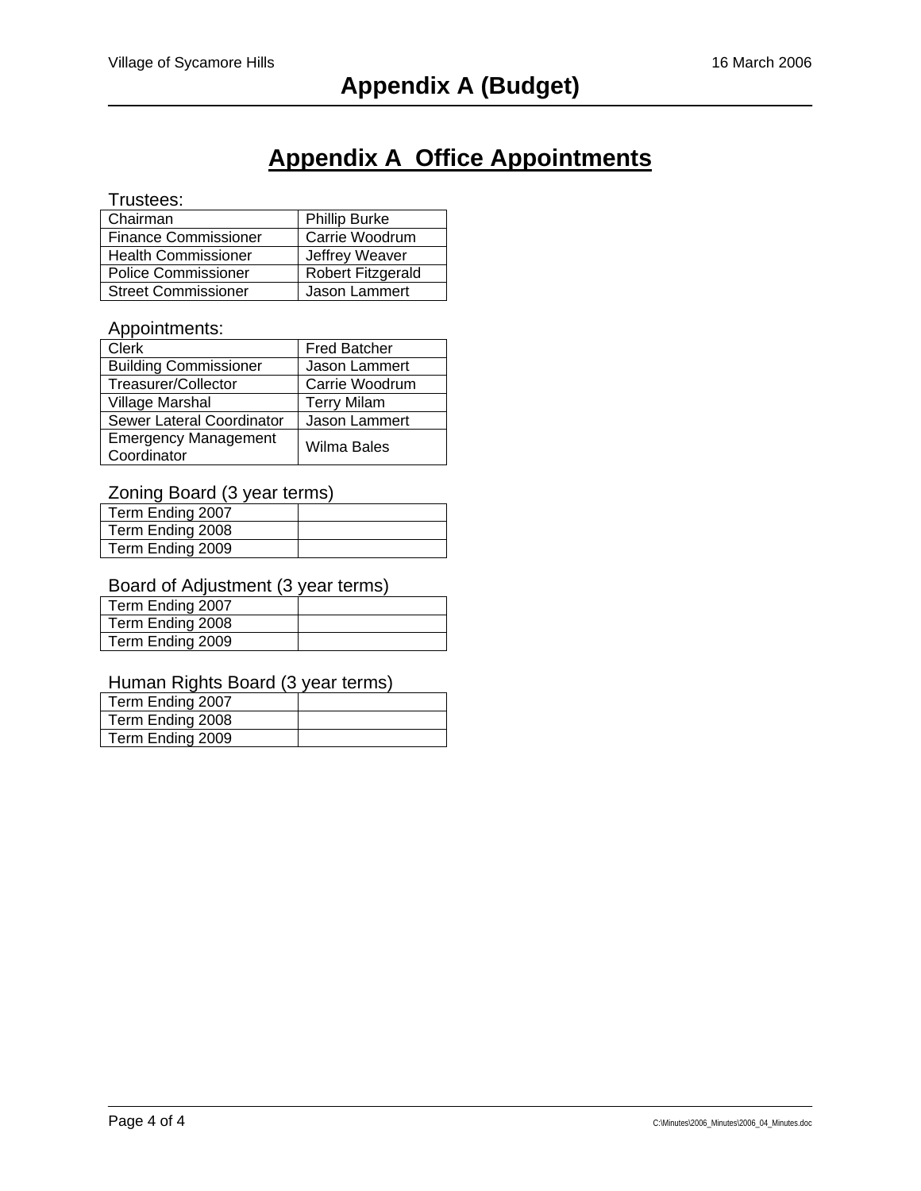# Appendix A (Budget)

## Appendix A Office Appointments

Trustees:

| | |
|---|---|
| Chairman | Phillip Burke |
| Finance Commissioner | Carrie Woodrum |
| Health Commissioner | Jeffrey Weaver |
| Police Commissioner | Robert Fitzgerald |
| Street Commissioner | Jason Lammert |

Appointments:

| | |
|---|---|
| Clerk | Fred Batcher |
| Building Commissioner | Jason Lammert |
| Treasurer/Collector | Carrie Woodrum |
| Village Marshal | Terry Milam |
| Sewer Lateral Coordinator | Jason Lammert |
| Emergency Management Coordinator | Wilma Bales |

Zoning Board (3 year terms)

| | |
|---|---|
| Term Ending 2007 | |
| Term Ending 2008 | |
| Term Ending 2009 | |

Board of Adjustment (3 year terms)

| | |
|---|---|
| Term Ending 2007 | |
| Term Ending 2008 | |
| Term Ending 2009 | |

Human Rights Board (3 year terms)

| | |
|---|---|
| Term Ending 2007 | |
| Term Ending 2008 | |
| Term Ending 2009 | |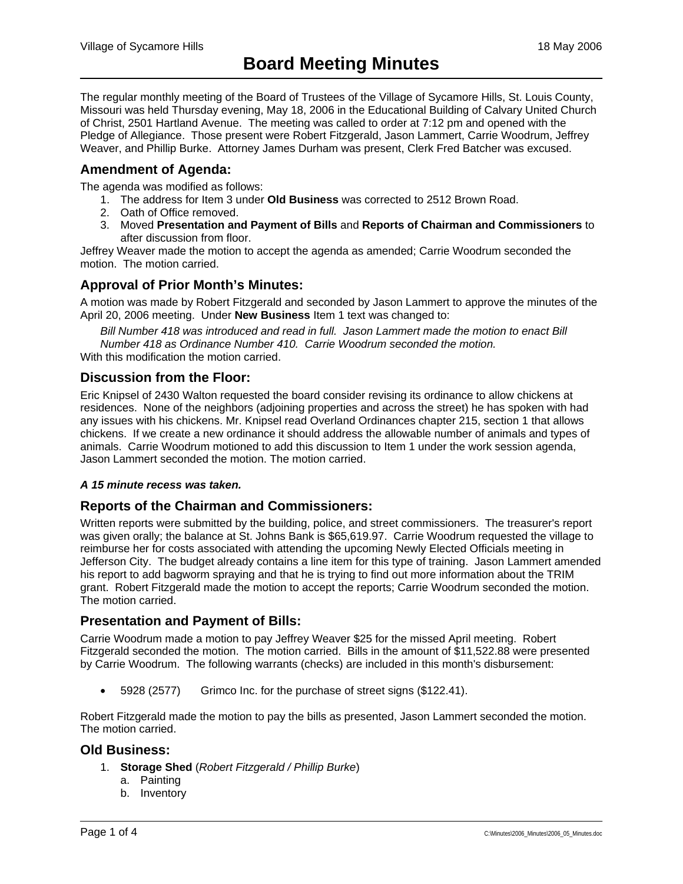# Board Meeting Minutes

The regular monthly meeting of the Board of Trustees of the Village of Sycamore Hills, St. Louis County, Missouri was held Thursday evening, May 18, 2006 in the Educational Building of Calvary United Church of Christ, 2501 Hartland Avenue. The meeting was called to order at 7:12 pm and opened with the Pledge of Allegiance. Those present were Robert Fitzgerald, Jason Lammert, Carrie Woodrum, Jeffrey Weaver, and Phillip Burke. Attorney James Durham was present, Clerk Fred Batcher was excused.

## Amendment of Agenda:

The agenda was modified as follows:

1. The address for Item 3 under **Old Business** was corrected to 2512 Brown Road.
2. Oath of Office removed.
3. Moved **Presentation and Payment of Bills** and **Reports of Chairman and Commissioners** to after discussion from floor.

Jeffrey Weaver made the motion to accept the agenda as amended; Carrie Woodrum seconded the motion. The motion carried.

## Approval of Prior Month's Minutes:

A motion was made by Robert Fitzgerald and seconded by Jason Lammert to approve the minutes of the April 20, 2006 meeting. Under **New Business** Item 1 text was changed to:

*Bill Number 418 was introduced and read in full. Jason Lammert made the motion to enact Bill Number 418 as Ordinance Number 410. Carrie Woodrum seconded the motion.*

With this modification the motion carried.

## Discussion from the Floor:

Eric Knipsel of 2430 Walton requested the board consider revising its ordinance to allow chickens at residences. None of the neighbors (adjoining properties and across the street) he has spoken with had any issues with his chickens. Mr. Knipsel read Overland Ordinances chapter 215, section 1 that allows chickens. If we create a new ordinance it should address the allowable number of animals and types of animals. Carrie Woodrum motioned to add this discussion to Item 1 under the work session agenda, Jason Lammert seconded the motion. The motion carried.

***A 15 minute recess was taken.***

## Reports of the Chairman and Commissioners:

Written reports were submitted by the building, police, and street commissioners. The treasurer's report was given orally; the balance at St. Johns Bank is $65,619.97. Carrie Woodrum requested the village to reimburse her for costs associated with attending the upcoming Newly Elected Officials meeting in Jefferson City. The budget already contains a line item for this type of training. Jason Lammert amended his report to add bagworm spraying and that he is trying to find out more information about the TRIM grant. Robert Fitzgerald made the motion to accept the reports; Carrie Woodrum seconded the motion. The motion carried.

## Presentation and Payment of Bills:

Carrie Woodrum made a motion to pay Jeffrey Weaver $25 for the missed April meeting. Robert Fitzgerald seconded the motion. The motion carried. Bills in the amount of $11,522.88 were presented by Carrie Woodrum. The following warrants (checks) are included in this month's disbursement:

- 5928 (2577) Grimco Inc. for the purchase of street signs ($122.41).

Robert Fitzgerald made the motion to pay the bills as presented, Jason Lammert seconded the motion. The motion carried.

## Old Business:

1. **Storage Shed** (*Robert Fitzgerald / Phillip Burke*)
   a. Painting
   b. Inventory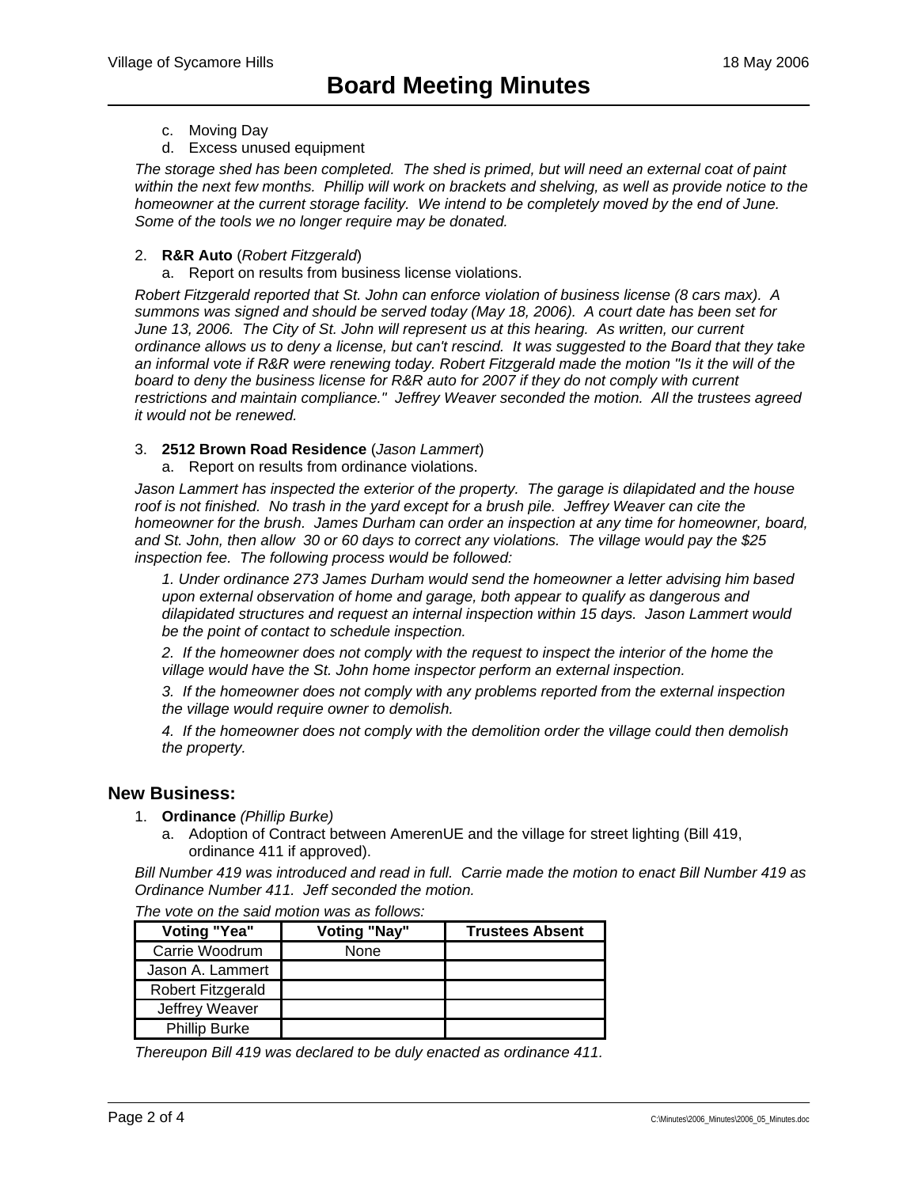c. Moving Day
d. Excess unused equipment

*The storage shed has been completed. The shed is primed, but will need an external coat of paint within the next few months. Phillip will work on brackets and shelving, as well as provide notice to the homeowner at the current storage facility. We intend to be completely moved by the end of June. Some of the tools we no longer require may be donated.*

2. **R&R Auto** (*Robert Fitzgerald*)
   a. Report on results from business license violations.

*Robert Fitzgerald reported that St. John can enforce violation of business license (8 cars max). A summons was signed and should be served today (May 18, 2006). A court date has been set for June 13, 2006. The City of St. John will represent us at this hearing. As written, our current ordinance allows us to deny a license, but can't rescind. It was suggested to the Board that they take an informal vote if R&R were renewing today. Robert Fitzgerald made the motion "Is it the will of the board to deny the business license for R&R auto for 2007 if they do not comply with current restrictions and maintain compliance." Jeffrey Weaver seconded the motion. All the trustees agreed it would not be renewed.*

3. **2512 Brown Road Residence** (*Jason Lammert*)
   a. Report on results from ordinance violations.

*Jason Lammert has inspected the exterior of the property. The garage is dilapidated and the house roof is not finished. No trash in the yard except for a brush pile. Jeffrey Weaver can cite the homeowner for the brush. James Durham can order an inspection at any time for homeowner, board, and St. John, then allow 30 or 60 days to correct any violations. The village would pay the $25 inspection fee. The following process would be followed:*

*1. Under ordinance 273 James Durham would send the homeowner a letter advising him based upon external observation of home and garage, both appear to qualify as dangerous and dilapidated structures and request an internal inspection within 15 days. Jason Lammert would be the point of contact to schedule inspection.*

*2. If the homeowner does not comply with the request to inspect the interior of the home the village would have the St. John home inspector perform an external inspection.*

*3. If the homeowner does not comply with any problems reported from the external inspection the village would require owner to demolish.*

*4. If the homeowner does not comply with the demolition order the village could then demolish the property.*

## New Business:

1. **Ordinance** *(Phillip Burke)*
   a. Adoption of Contract between AmerenUE and the village for street lighting (Bill 419, ordinance 411 if approved).

*Bill Number 419 was introduced and read in full. Carrie made the motion to enact Bill Number 419 as Ordinance Number 411. Jeff seconded the motion.*

*The vote on the said motion was as follows:*

| Voting "Yea" | Voting "Nay" | Trustees Absent |
|---|---|---|
| Carrie Woodrum | None | |
| Jason A. Lammert | | |
| Robert Fitzgerald | | |
| Jeffrey Weaver | | |
| Phillip Burke | | |

*Thereupon Bill 419 was declared to be duly enacted as ordinance 411.*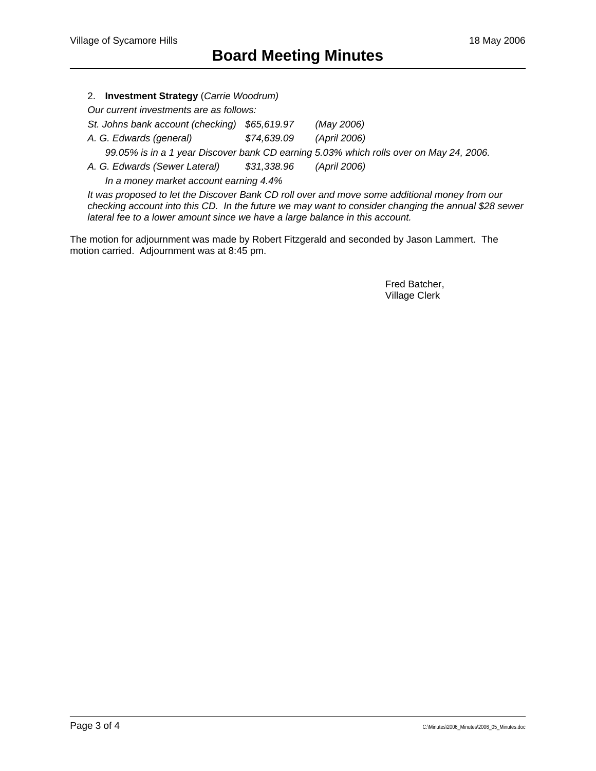2. **Investment Strategy** (*Carrie Woodrum*)

*Our current investments are as follows:*

| | | |
|---|---|---|
| *St. Johns bank account (checking)* | *$65,619.97* | *(May 2006)* |
| *A. G. Edwards (general)* | *$74,639.09* | *(April 2006)* |

*99.05% is in a 1 year Discover bank CD earning 5.03% which rolls over on May 24, 2006.*

| | | |
|---|---|---|
| *A. G. Edwards (Sewer Lateral)* | *$31,338.96* | *(April 2006)* |

*In a money market account earning 4.4%*

*It was proposed to let the Discover Bank CD roll over and move some additional money from our checking account into this CD. In the future we may want to consider changing the annual $28 sewer lateral fee to a lower amount since we have a large balance in this account.*

The motion for adjournment was made by Robert Fitzgerald and seconded by Jason Lammert. The motion carried. Adjournment was at 8:45 pm.

Fred Batcher,
Village Clerk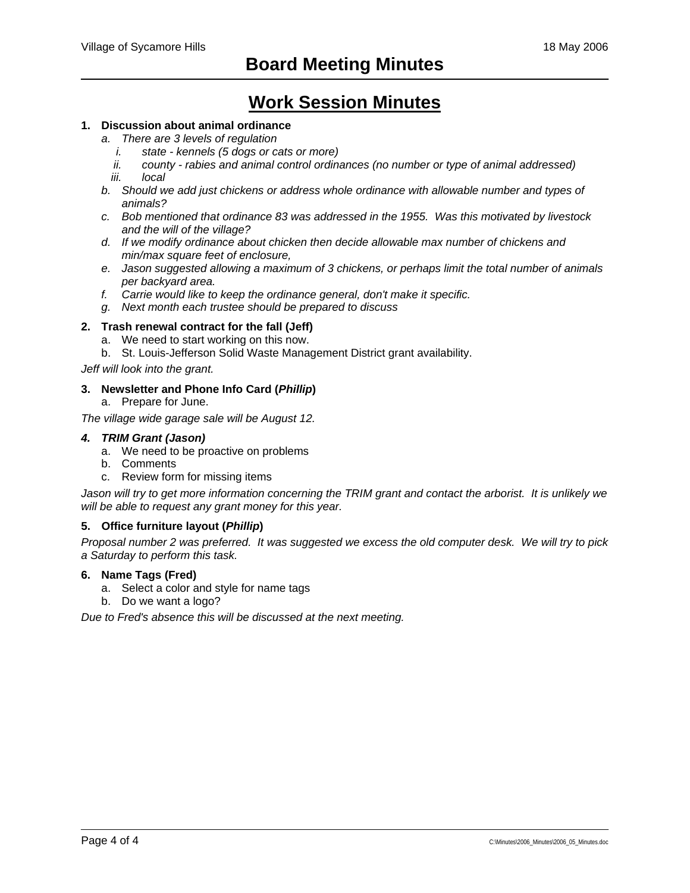# Board Meeting Minutes

## Work Session Minutes

**1. Discussion about animal ordinance**

   a. *There are 3 levels of regulation*
      i. *state - kennels (5 dogs or cats or more)*
      ii. *county - rabies and animal control ordinances (no number or type of animal addressed)*
      iii. *local*
   b. *Should we add just chickens or address whole ordinance with allowable number and types of animals?*
   c. *Bob mentioned that ordinance 83 was addressed in the 1955. Was this motivated by livestock and the will of the village?*
   d. *If we modify ordinance about chicken then decide allowable max number of chickens and min/max square feet of enclosure,*
   e. *Jason suggested allowing a maximum of 3 chickens, or perhaps limit the total number of animals per backyard area.*
   f. *Carrie would like to keep the ordinance general, don't make it specific.*
   g. *Next month each trustee should be prepared to discuss*

**2. Trash renewal contract for the fall (Jeff)**

   a. We need to start working on this now.
   b. St. Louis-Jefferson Solid Waste Management District grant availability.

*Jeff will look into the grant.*

**3. Newsletter and Phone Info Card (*Phillip*)**

   a. Prepare for June.

*The village wide garage sale will be August 12.*

***4. TRIM Grant (Jason)***

   a. We need to be proactive on problems
   b. Comments
   c. Review form for missing items

*Jason will try to get more information concerning the TRIM grant and contact the arborist. It is unlikely we will be able to request any grant money for this year.*

**5. Office furniture layout (*Phillip*)**

*Proposal number 2 was preferred. It was suggested we excess the old computer desk. We will try to pick a Saturday to perform this task.*

**6. Name Tags (Fred)**

   a. Select a color and style for name tags
   b. Do we want a logo?

*Due to Fred's absence this will be discussed at the next meeting.*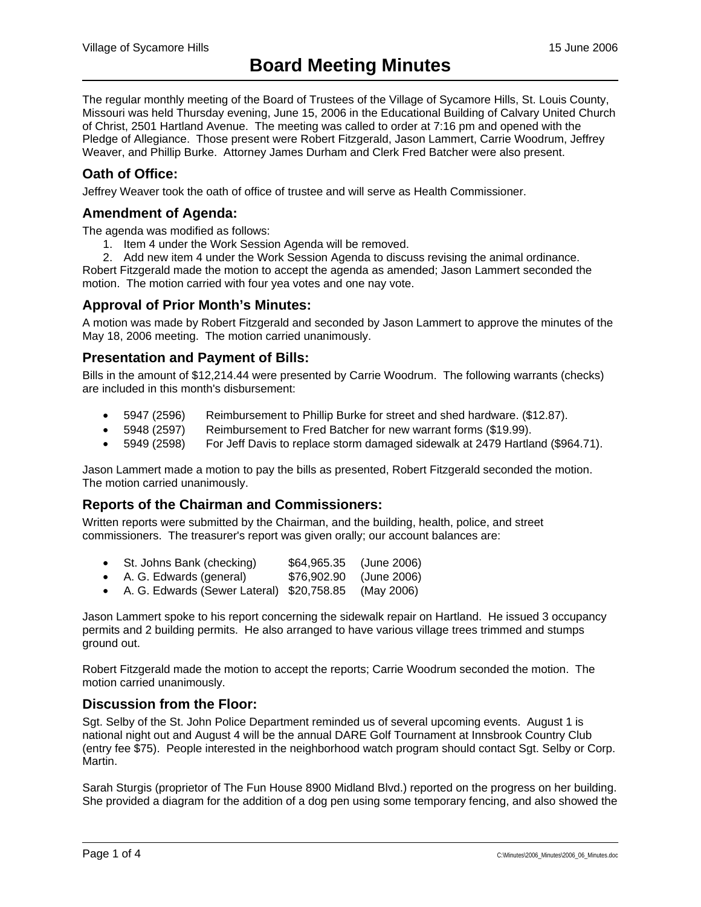# Board Meeting Minutes

The regular monthly meeting of the Board of Trustees of the Village of Sycamore Hills, St. Louis County, Missouri was held Thursday evening, June 15, 2006 in the Educational Building of Calvary United Church of Christ, 2501 Hartland Avenue. The meeting was called to order at 7:16 pm and opened with the Pledge of Allegiance. Those present were Robert Fitzgerald, Jason Lammert, Carrie Woodrum, Jeffrey Weaver, and Phillip Burke. Attorney James Durham and Clerk Fred Batcher were also present.

## Oath of Office:

Jeffrey Weaver took the oath of office of trustee and will serve as Health Commissioner.

## Amendment of Agenda:

The agenda was modified as follows:

1. Item 4 under the Work Session Agenda will be removed.
2. Add new item 4 under the Work Session Agenda to discuss revising the animal ordinance.

Robert Fitzgerald made the motion to accept the agenda as amended; Jason Lammert seconded the motion. The motion carried with four yea votes and one nay vote.

## Approval of Prior Month's Minutes:

A motion was made by Robert Fitzgerald and seconded by Jason Lammert to approve the minutes of the May 18, 2006 meeting. The motion carried unanimously.

## Presentation and Payment of Bills:

Bills in the amount of $12,214.44 were presented by Carrie Woodrum. The following warrants (checks) are included in this month's disbursement:

- 5947 (2596) Reimbursement to Phillip Burke for street and shed hardware. ($12.87).
- 5948 (2597) Reimbursement to Fred Batcher for new warrant forms ($19.99).
- 5949 (2598) For Jeff Davis to replace storm damaged sidewalk at 2479 Hartland ($964.71).

Jason Lammert made a motion to pay the bills as presented, Robert Fitzgerald seconded the motion. The motion carried unanimously.

## Reports of the Chairman and Commissioners:

Written reports were submitted by the Chairman, and the building, health, police, and street commissioners. The treasurer's report was given orally; our account balances are:

- St. Johns Bank (checking) $64,965.35 (June 2006)
- A. G. Edwards (general) $76,902.90 (June 2006)
- A. G. Edwards (Sewer Lateral) $20,758.85 (May 2006)

Jason Lammert spoke to his report concerning the sidewalk repair on Hartland. He issued 3 occupancy permits and 2 building permits. He also arranged to have various village trees trimmed and stumps ground out.

Robert Fitzgerald made the motion to accept the reports; Carrie Woodrum seconded the motion. The motion carried unanimously.

## Discussion from the Floor:

Sgt. Selby of the St. John Police Department reminded us of several upcoming events. August 1 is national night out and August 4 will be the annual DARE Golf Tournament at Innsbrook Country Club (entry fee $75). People interested in the neighborhood watch program should contact Sgt. Selby or Corp. Martin.

Sarah Sturgis (proprietor of The Fun House 8900 Midland Blvd.) reported on the progress on her building. She provided a diagram for the addition of a dog pen using some temporary fencing, and also showed the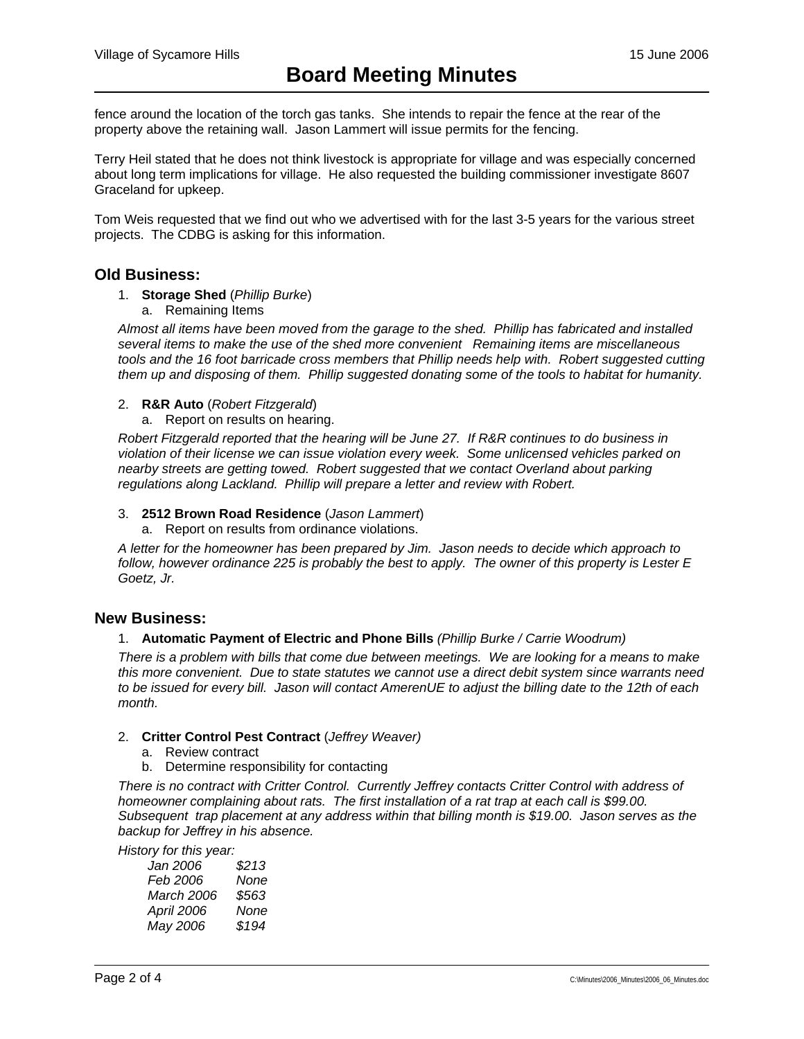fence around the location of the torch gas tanks. She intends to repair the fence at the rear of the property above the retaining wall. Jason Lammert will issue permits for the fencing.

Terry Heil stated that he does not think livestock is appropriate for village and was especially concerned about long term implications for village. He also requested the building commissioner investigate 8607 Graceland for upkeep.

Tom Weis requested that we find out who we advertised with for the last 3-5 years for the various street projects. The CDBG is asking for this information.

## Old Business:

1. **Storage Shed** (*Phillip Burke*)
   a. Remaining Items

*Almost all items have been moved from the garage to the shed. Phillip has fabricated and installed several items to make the use of the shed more convenient Remaining items are miscellaneous tools and the 16 foot barricade cross members that Phillip needs help with. Robert suggested cutting them up and disposing of them. Phillip suggested donating some of the tools to habitat for humanity.*

2. **R&R Auto** (*Robert Fitzgerald*)
   a. Report on results on hearing.

*Robert Fitzgerald reported that the hearing will be June 27. If R&R continues to do business in violation of their license we can issue violation every week. Some unlicensed vehicles parked on nearby streets are getting towed. Robert suggested that we contact Overland about parking regulations along Lackland. Phillip will prepare a letter and review with Robert.*

3. **2512 Brown Road Residence** (*Jason Lammert*)
   a. Report on results from ordinance violations.

*A letter for the homeowner has been prepared by Jim. Jason needs to decide which approach to follow, however ordinance 225 is probably the best to apply. The owner of this property is Lester E Goetz, Jr.*

## New Business:

1. **Automatic Payment of Electric and Phone Bills** *(Phillip Burke / Carrie Woodrum)*

*There is a problem with bills that come due between meetings. We are looking for a means to make this more convenient. Due to state statutes we cannot use a direct debit system since warrants need to be issued for every bill. Jason will contact AmerenUE to adjust the billing date to the 12th of each month.*

2. **Critter Control Pest Contract** (*Jeffrey Weaver)*
   a. Review contract
   b. Determine responsibility for contacting

*There is no contract with Critter Control. Currently Jeffrey contacts Critter Control with address of homeowner complaining about rats. The first installation of a rat trap at each call is $99.00. Subsequent trap placement at any address within that billing month is $19.00. Jason serves as the backup for Jeffrey in his absence.*

*History for this year:*

| | |
|---|---|
| *Jan 2006* | *$213* |
| *Feb 2006* | *None* |
| *March 2006* | *$563* |
| *April 2006* | *None* |
| *May 2006* | *$194* |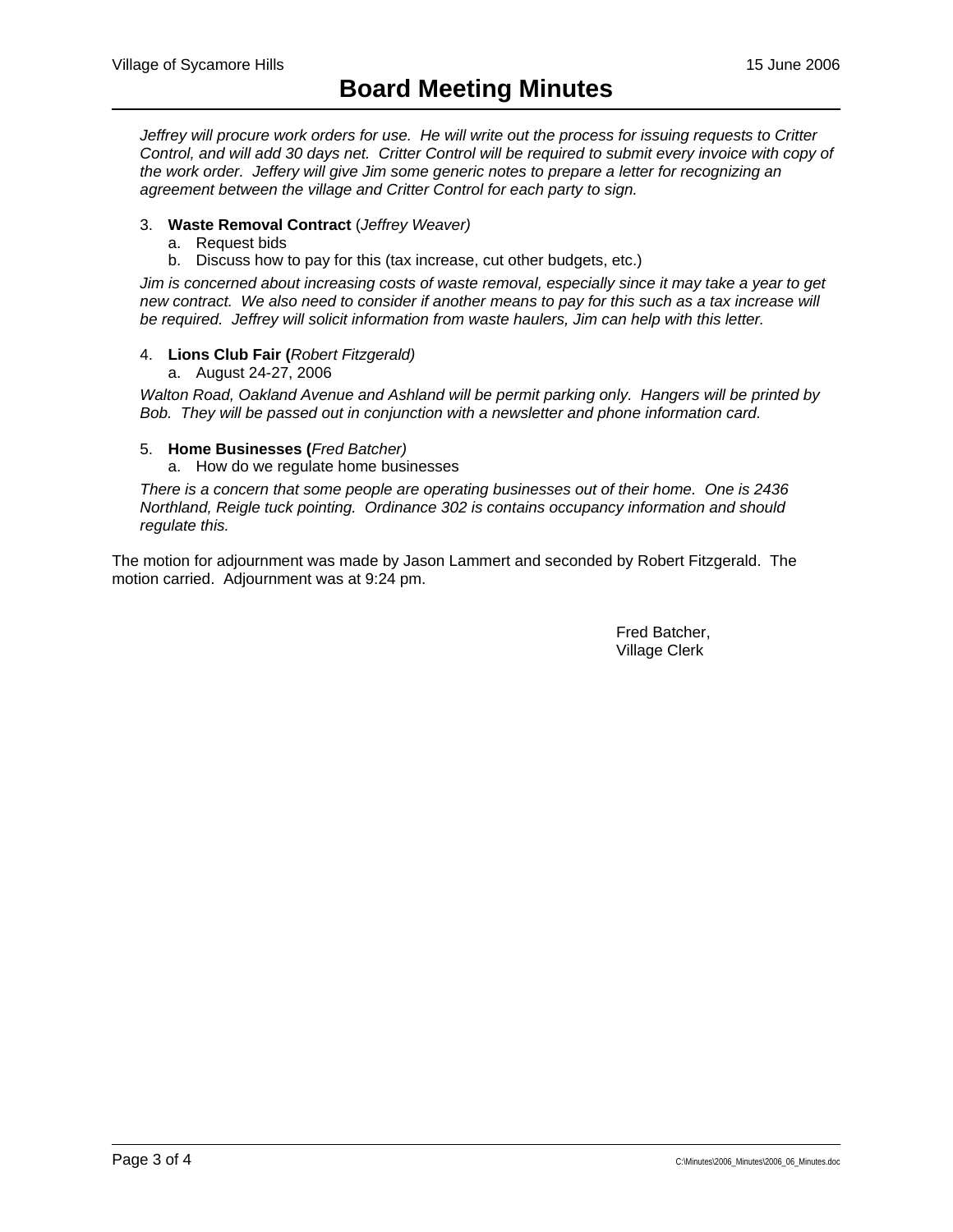*Jeffrey will procure work orders for use. He will write out the process for issuing requests to Critter Control, and will add 30 days net. Critter Control will be required to submit every invoice with copy of the work order. Jeffery will give Jim some generic notes to prepare a letter for recognizing an agreement between the village and Critter Control for each party to sign.*

3. **Waste Removal Contract** (*Jeffrey Weaver)*
   a. Request bids
   b. Discuss how to pay for this (tax increase, cut other budgets, etc.)

*Jim is concerned about increasing costs of waste removal, especially since it may take a year to get new contract. We also need to consider if another means to pay for this such as a tax increase will be required. Jeffrey will solicit information from waste haulers, Jim can help with this letter.*

4. **Lions Club Fair (***Robert Fitzgerald)*
   a. August 24-27, 2006

*Walton Road, Oakland Avenue and Ashland will be permit parking only. Hangers will be printed by Bob. They will be passed out in conjunction with a newsletter and phone information card.*

5. **Home Businesses (***Fred Batcher)*
   a. How do we regulate home businesses

*There is a concern that some people are operating businesses out of their home. One is 2436 Northland, Reigle tuck pointing. Ordinance 302 is contains occupancy information and should regulate this.*

The motion for adjournment was made by Jason Lammert and seconded by Robert Fitzgerald. The motion carried. Adjournment was at 9:24 pm.

Fred Batcher,
Village Clerk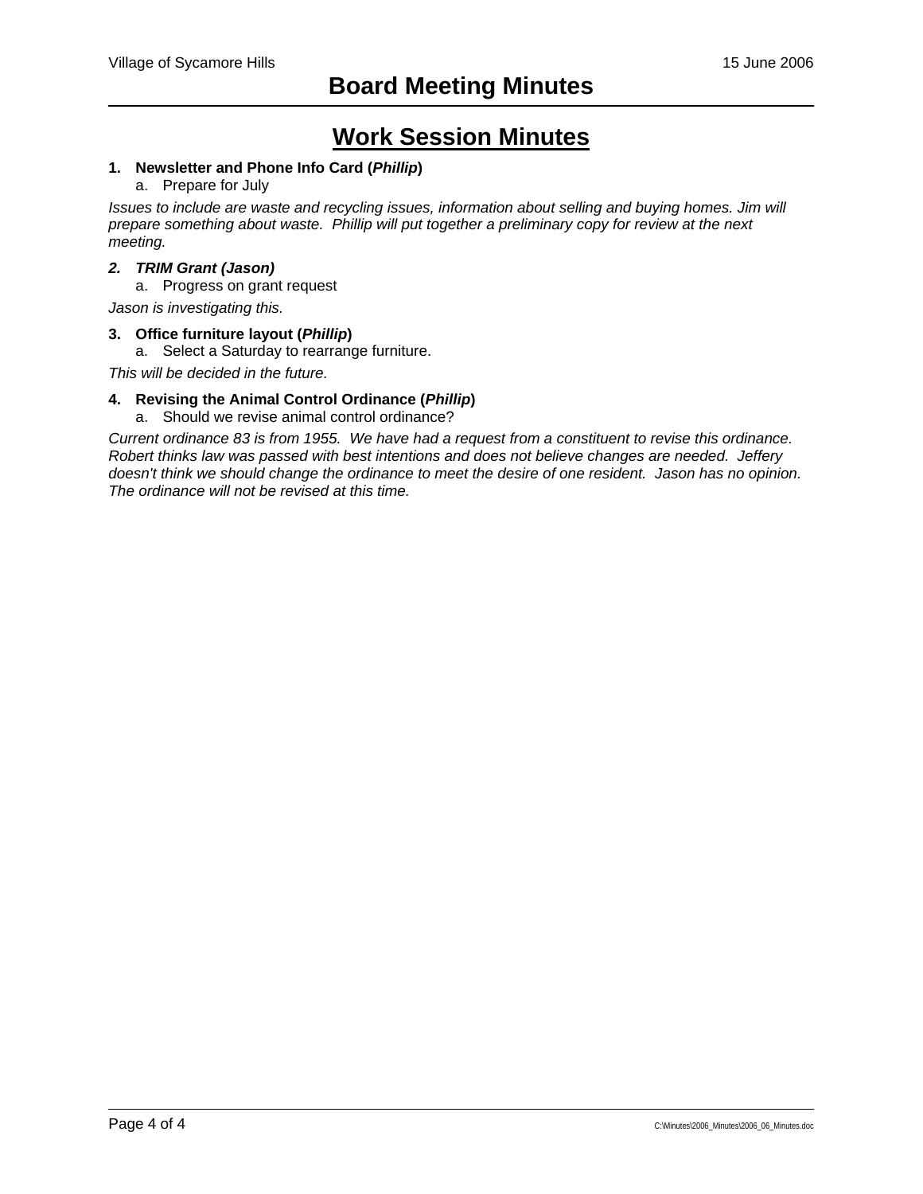# Work Session Minutes

1. **Newsletter and Phone Info Card (*Phillip*)**
   a. Prepare for July

*Issues to include are waste and recycling issues, information about selling and buying homes. Jim will prepare something about waste. Phillip will put together a preliminary copy for review at the next meeting.*

2. ***TRIM Grant (Jason)***
   a. Progress on grant request

*Jason is investigating this.*

3. **Office furniture layout (*Phillip*)**
   a. Select a Saturday to rearrange furniture.

*This will be decided in the future.*

4. **Revising the Animal Control Ordinance (*Phillip*)**
   a. Should we revise animal control ordinance?

*Current ordinance 83 is from 1955. We have had a request from a constituent to revise this ordinance. Robert thinks law was passed with best intentions and does not believe changes are needed. Jeffery doesn't think we should change the ordinance to meet the desire of one resident. Jason has no opinion. The ordinance will not be revised at this time.*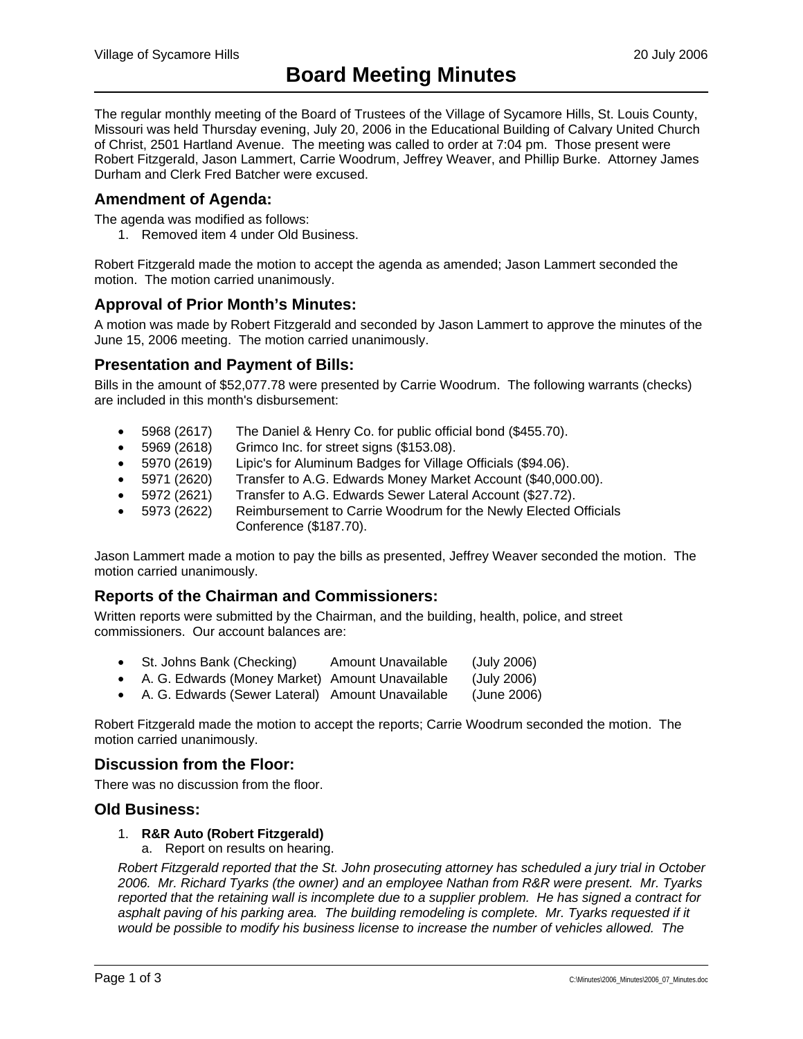Village of Sycamore Hills 20 July 2006

# Board Meeting Minutes

The regular monthly meeting of the Board of Trustees of the Village of Sycamore Hills, St. Louis County, Missouri was held Thursday evening, July 20, 2006 in the Educational Building of Calvary United Church of Christ, 2501 Hartland Avenue. The meeting was called to order at 7:04 pm. Those present were Robert Fitzgerald, Jason Lammert, Carrie Woodrum, Jeffrey Weaver, and Phillip Burke. Attorney James Durham and Clerk Fred Batcher were excused.

## Amendment of Agenda:

The agenda was modified as follows:

1. Removed item 4 under Old Business.

Robert Fitzgerald made the motion to accept the agenda as amended; Jason Lammert seconded the motion. The motion carried unanimously.

## Approval of Prior Month's Minutes:

A motion was made by Robert Fitzgerald and seconded by Jason Lammert to approve the minutes of the June 15, 2006 meeting. The motion carried unanimously.

## Presentation and Payment of Bills:

Bills in the amount of $52,077.78 were presented by Carrie Woodrum. The following warrants (checks) are included in this month's disbursement:

- 5968 (2617) The Daniel & Henry Co. for public official bond ($455.70).
- 5969 (2618) Grimco Inc. for street signs ($153.08).
- 5970 (2619) Lipic's for Aluminum Badges for Village Officials ($94.06).
- 5971 (2620) Transfer to A.G. Edwards Money Market Account ($40,000.00).
- 5972 (2621) Transfer to A.G. Edwards Sewer Lateral Account ($27.72).
- 5973 (2622) Reimbursement to Carrie Woodrum for the Newly Elected Officials Conference ($187.70).

Jason Lammert made a motion to pay the bills as presented, Jeffrey Weaver seconded the motion. The motion carried unanimously.

## Reports of the Chairman and Commissioners:

Written reports were submitted by the Chairman, and the building, health, police, and street commissioners. Our account balances are:

- St. Johns Bank (Checking) Amount Unavailable (July 2006)
- A. G. Edwards (Money Market) Amount Unavailable (July 2006)
- A. G. Edwards (Sewer Lateral) Amount Unavailable (June 2006)

Robert Fitzgerald made the motion to accept the reports; Carrie Woodrum seconded the motion. The motion carried unanimously.

## Discussion from the Floor:

There was no discussion from the floor.

## Old Business:

1. **R&R Auto (Robert Fitzgerald)**
   a. Report on results on hearing.

*Robert Fitzgerald reported that the St. John prosecuting attorney has scheduled a jury trial in October 2006. Mr. Richard Tyarks (the owner) and an employee Nathan from R&R were present. Mr. Tyarks reported that the retaining wall is incomplete due to a supplier problem. He has signed a contract for asphalt paving of his parking area. The building remodeling is complete. Mr. Tyarks requested if it would be possible to modify his business license to increase the number of vehicles allowed. The*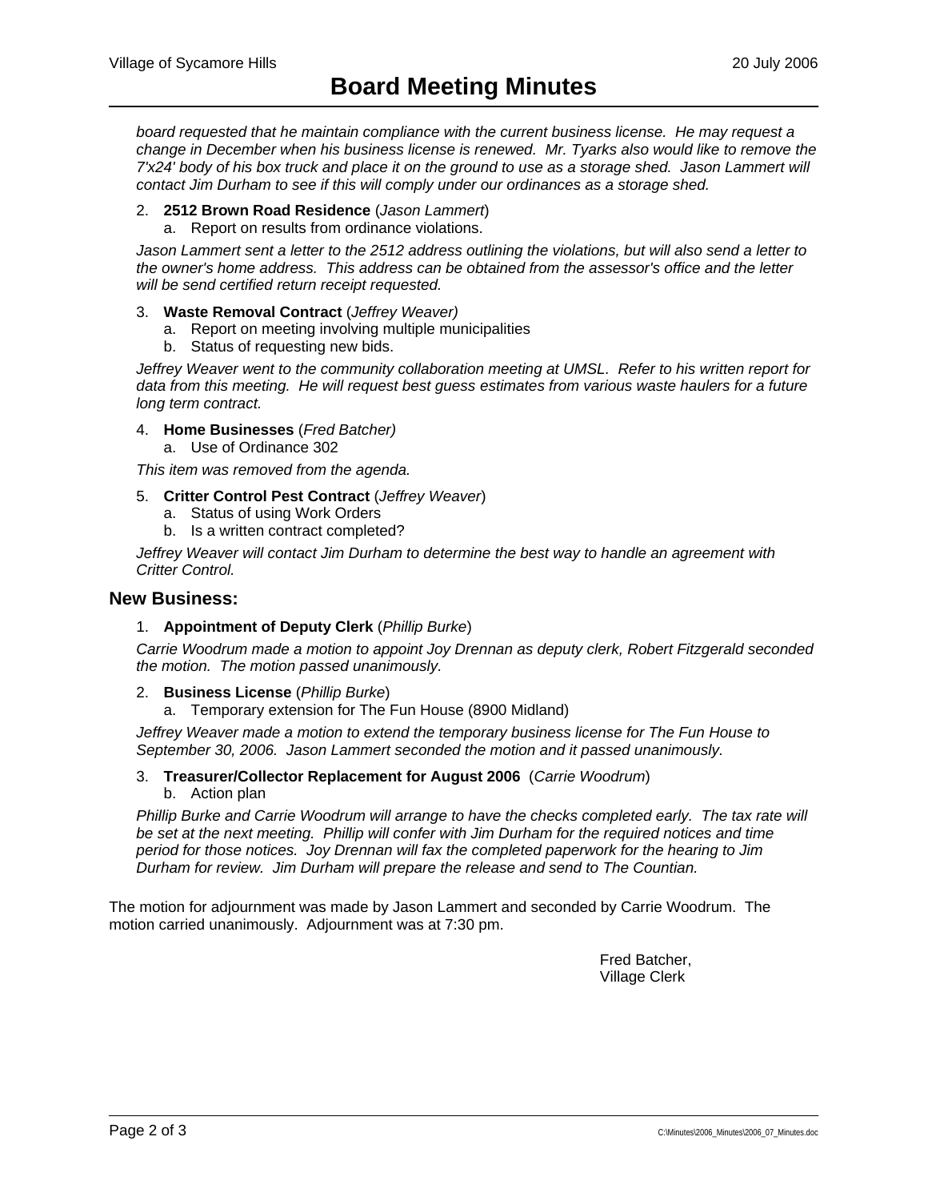*board requested that he maintain compliance with the current business license. He may request a change in December when his business license is renewed. Mr. Tyarks also would like to remove the 7'x24' body of his box truck and place it on the ground to use as a storage shed. Jason Lammert will contact Jim Durham to see if this will comply under our ordinances as a storage shed.*

2. **2512 Brown Road Residence** (*Jason Lammert*)
   a. Report on results from ordinance violations.

*Jason Lammert sent a letter to the 2512 address outlining the violations, but will also send a letter to the owner's home address. This address can be obtained from the assessor's office and the letter will be send certified return receipt requested.*

3. **Waste Removal Contract** (*Jeffrey Weaver)*
   a. Report on meeting involving multiple municipalities
   b. Status of requesting new bids.

*Jeffrey Weaver went to the community collaboration meeting at UMSL. Refer to his written report for data from this meeting. He will request best guess estimates from various waste haulers for a future long term contract.*

4. **Home Businesses** (*Fred Batcher)*
   a. Use of Ordinance 302

*This item was removed from the agenda.*

5. **Critter Control Pest Contract** (*Jeffrey Weaver*)
   a. Status of using Work Orders
   b. Is a written contract completed?

*Jeffrey Weaver will contact Jim Durham to determine the best way to handle an agreement with Critter Control.*

## New Business:

1. **Appointment of Deputy Clerk** (*Phillip Burke*)

*Carrie Woodrum made a motion to appoint Joy Drennan as deputy clerk, Robert Fitzgerald seconded the motion. The motion passed unanimously.*

2. **Business License** (*Phillip Burke*)
   a. Temporary extension for The Fun House (8900 Midland)

*Jeffrey Weaver made a motion to extend the temporary business license for The Fun House to September 30, 2006. Jason Lammert seconded the motion and it passed unanimously.*

3. **Treasurer/Collector Replacement for August 2006** (*Carrie Woodrum*)
   b. Action plan

*Phillip Burke and Carrie Woodrum will arrange to have the checks completed early. The tax rate will be set at the next meeting. Phillip will confer with Jim Durham for the required notices and time period for those notices. Joy Drennan will fax the completed paperwork for the hearing to Jim Durham for review. Jim Durham will prepare the release and send to The Countian.*

The motion for adjournment was made by Jason Lammert and seconded by Carrie Woodrum. The motion carried unanimously. Adjournment was at 7:30 pm.

Fred Batcher,
Village Clerk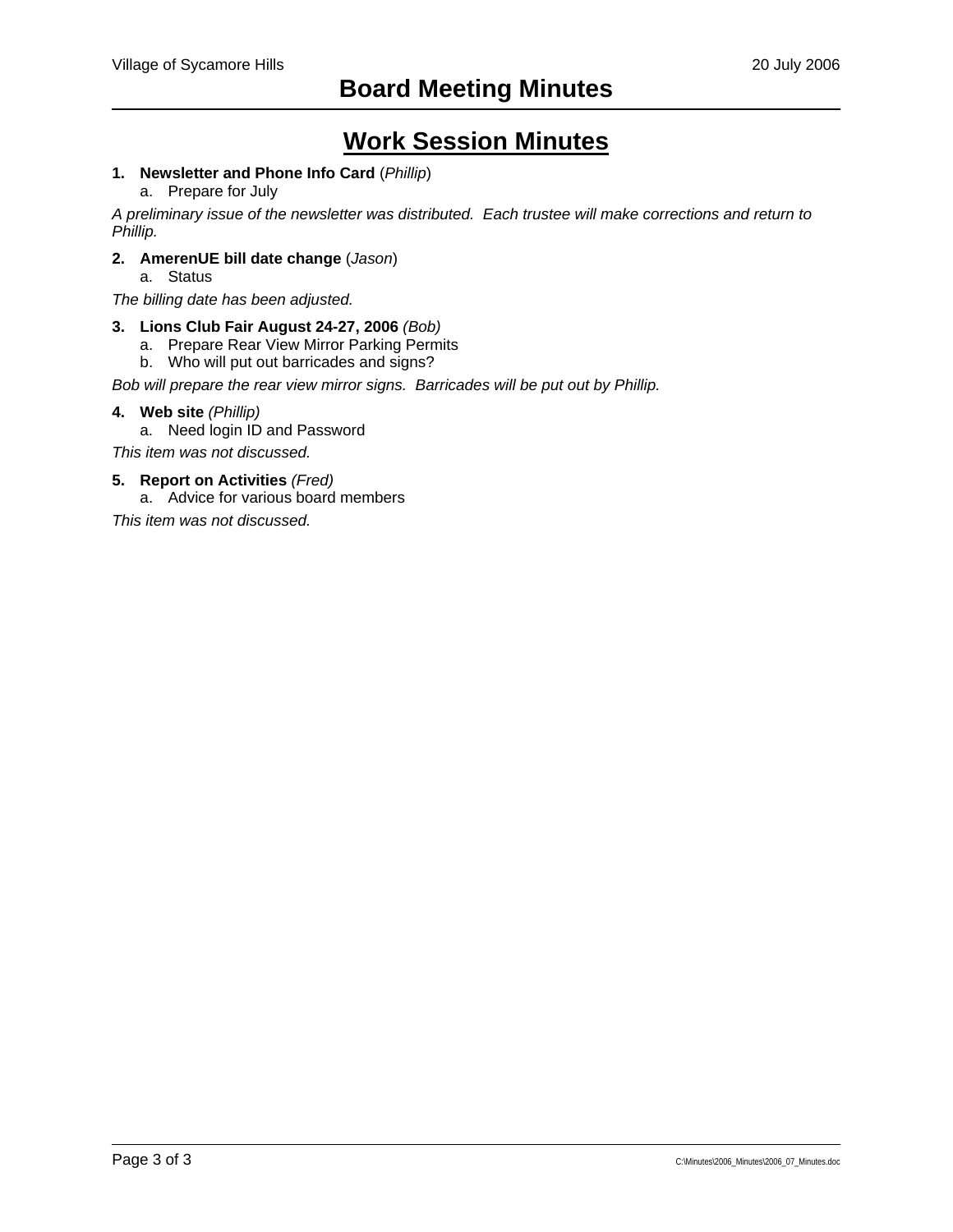# Board Meeting Minutes

## Work Session Minutes

1. **Newsletter and Phone Info Card** (*Phillip*)
    a. Prepare for July

*A preliminary issue of the newsletter was distributed. Each trustee will make corrections and return to Phillip.*

2. **AmerenUE bill date change** (*Jason*)
    a. Status

*The billing date has been adjusted.*

3. **Lions Club Fair August 24-27, 2006** *(Bob)*
    a. Prepare Rear View Mirror Parking Permits
    b. Who will put out barricades and signs?

*Bob will prepare the rear view mirror signs. Barricades will be put out by Phillip.*

4. **Web site** *(Phillip)*
    a. Need login ID and Password

*This item was not discussed.*

5. **Report on Activities** *(Fred)*
    a. Advice for various board members

*This item was not discussed.*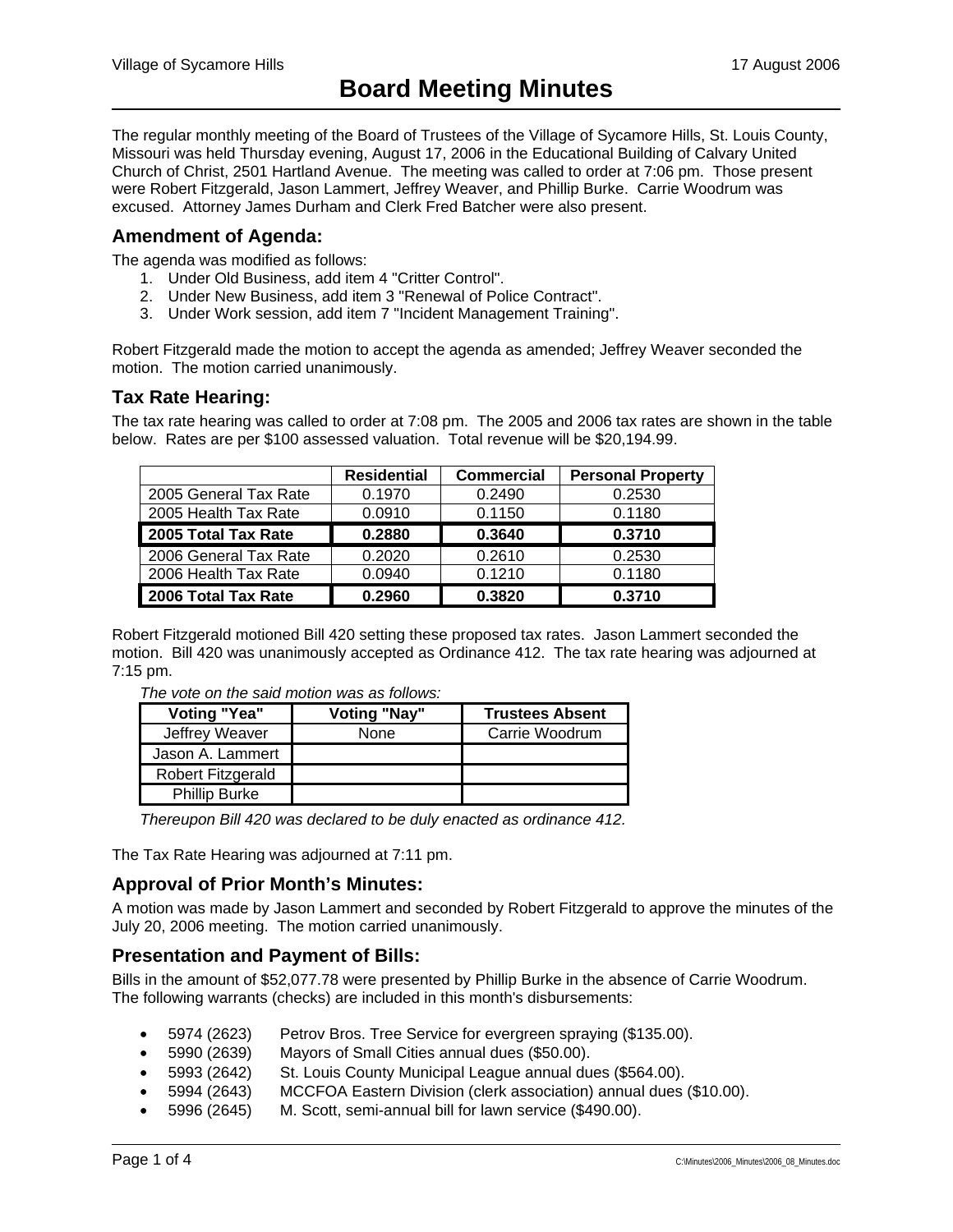# Board Meeting Minutes

The regular monthly meeting of the Board of Trustees of the Village of Sycamore Hills, St. Louis County, Missouri was held Thursday evening, August 17, 2006 in the Educational Building of Calvary United Church of Christ, 2501 Hartland Avenue. The meeting was called to order at 7:06 pm. Those present were Robert Fitzgerald, Jason Lammert, Jeffrey Weaver, and Phillip Burke. Carrie Woodrum was excused. Attorney James Durham and Clerk Fred Batcher were also present.

## Amendment of Agenda:

The agenda was modified as follows:

1. Under Old Business, add item 4 "Critter Control".
2. Under New Business, add item 3 "Renewal of Police Contract".
3. Under Work session, add item 7 "Incident Management Training".

Robert Fitzgerald made the motion to accept the agenda as amended; Jeffrey Weaver seconded the motion. The motion carried unanimously.

## Tax Rate Hearing:

The tax rate hearing was called to order at 7:08 pm. The 2005 and 2006 tax rates are shown in the table below. Rates are per $100 assessed valuation. Total revenue will be $20,194.99.

| | Residential | Commercial | Personal Property |
|---|---|---|---|
| 2005 General Tax Rate | 0.1970 | 0.2490 | 0.2530 |
| 2005 Health Tax Rate | 0.0910 | 0.1150 | 0.1180 |
| **2005 Total Tax Rate** | **0.2880** | **0.3640** | **0.3710** |
| 2006 General Tax Rate | 0.2020 | 0.2610 | 0.2530 |
| 2006 Health Tax Rate | 0.0940 | 0.1210 | 0.1180 |
| **2006 Total Tax Rate** | **0.2960** | **0.3820** | **0.3710** |

Robert Fitzgerald motioned Bill 420 setting these proposed tax rates. Jason Lammert seconded the motion. Bill 420 was unanimously accepted as Ordinance 412. The tax rate hearing was adjourned at 7:15 pm.

*The vote on the said motion was as follows:*

| Voting "Yea" | Voting "Nay" | Trustees Absent |
|---|---|---|
| Jeffrey Weaver | None | Carrie Woodrum |
| Jason A. Lammert | | |
| Robert Fitzgerald | | |
| Phillip Burke | | |

*Thereupon Bill 420 was declared to be duly enacted as ordinance 412.*

The Tax Rate Hearing was adjourned at 7:11 pm.

## Approval of Prior Month's Minutes:

A motion was made by Jason Lammert and seconded by Robert Fitzgerald to approve the minutes of the July 20, 2006 meeting. The motion carried unanimously.

## Presentation and Payment of Bills:

Bills in the amount of $52,077.78 were presented by Phillip Burke in the absence of Carrie Woodrum. The following warrants (checks) are included in this month's disbursements:

- 5974 (2623) Petrov Bros. Tree Service for evergreen spraying ($135.00).
- 5990 (2639) Mayors of Small Cities annual dues ($50.00).
- 5993 (2642) St. Louis County Municipal League annual dues ($564.00).
- 5994 (2643) MCCFOA Eastern Division (clerk association) annual dues ($10.00).
- 5996 (2645) M. Scott, semi-annual bill for lawn service ($490.00).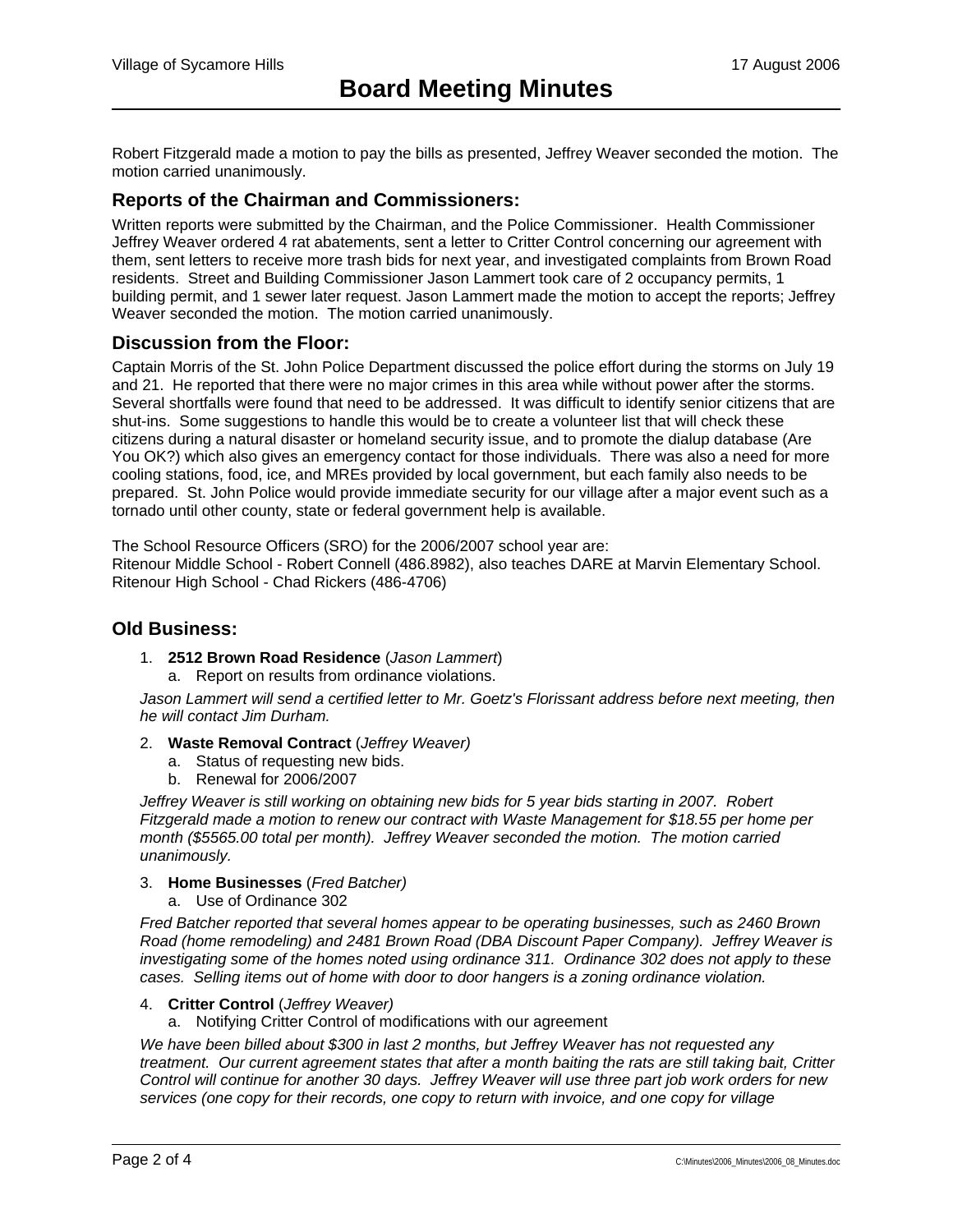# Board Meeting Minutes

Robert Fitzgerald made a motion to pay the bills as presented, Jeffrey Weaver seconded the motion. The motion carried unanimously.

## Reports of the Chairman and Commissioners:

Written reports were submitted by the Chairman, and the Police Commissioner. Health Commissioner Jeffrey Weaver ordered 4 rat abatements, sent a letter to Critter Control concerning our agreement with them, sent letters to receive more trash bids for next year, and investigated complaints from Brown Road residents. Street and Building Commissioner Jason Lammert took care of 2 occupancy permits, 1 building permit, and 1 sewer later request. Jason Lammert made the motion to accept the reports; Jeffrey Weaver seconded the motion. The motion carried unanimously.

## Discussion from the Floor:

Captain Morris of the St. John Police Department discussed the police effort during the storms on July 19 and 21. He reported that there were no major crimes in this area while without power after the storms. Several shortfalls were found that need to be addressed. It was difficult to identify senior citizens that are shut-ins. Some suggestions to handle this would be to create a volunteer list that will check these citizens during a natural disaster or homeland security issue, and to promote the dialup database (Are You OK?) which also gives an emergency contact for those individuals. There was also a need for more cooling stations, food, ice, and MREs provided by local government, but each family also needs to be prepared. St. John Police would provide immediate security for our village after a major event such as a tornado until other county, state or federal government help is available.

The School Resource Officers (SRO) for the 2006/2007 school year are:
Ritenour Middle School - Robert Connell (486.8982), also teaches DARE at Marvin Elementary School.
Ritenour High School - Chad Rickers (486-4706)

## Old Business:

1. **2512 Brown Road Residence** (*Jason Lammert*)
   a. Report on results from ordinance violations.

*Jason Lammert will send a certified letter to Mr. Goetz's Florissant address before next meeting, then he will contact Jim Durham.*

2. **Waste Removal Contract** (*Jeffrey Weaver)*
   a. Status of requesting new bids.
   b. Renewal for 2006/2007

*Jeffrey Weaver is still working on obtaining new bids for 5 year bids starting in 2007. Robert Fitzgerald made a motion to renew our contract with Waste Management for $18.55 per home per month ($5565.00 total per month). Jeffrey Weaver seconded the motion. The motion carried unanimously.*

3. **Home Businesses** (*Fred Batcher)*
   a. Use of Ordinance 302

*Fred Batcher reported that several homes appear to be operating businesses, such as 2460 Brown Road (home remodeling) and 2481 Brown Road (DBA Discount Paper Company). Jeffrey Weaver is investigating some of the homes noted using ordinance 311. Ordinance 302 does not apply to these cases. Selling items out of home with door to door hangers is a zoning ordinance violation.*

4. **Critter Control** (*Jeffrey Weaver)*
   a. Notifying Critter Control of modifications with our agreement

*We have been billed about $300 in last 2 months, but Jeffrey Weaver has not requested any treatment. Our current agreement states that after a month baiting the rats are still taking bait, Critter Control will continue for another 30 days. Jeffrey Weaver will use three part job work orders for new services (one copy for their records, one copy to return with invoice, and one copy for village*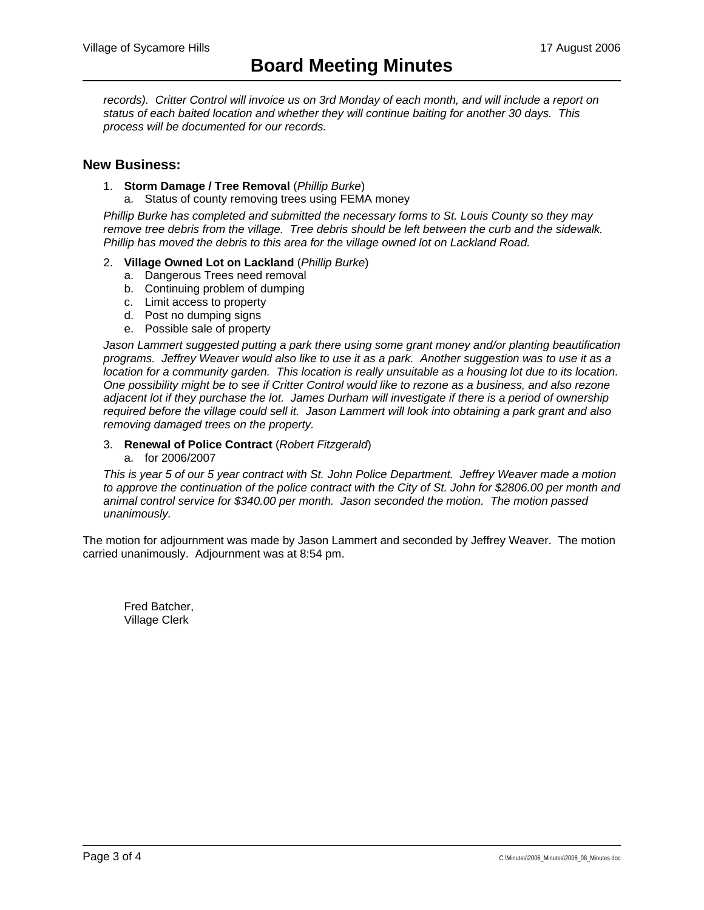*records). Critter Control will invoice us on 3rd Monday of each month, and will include a report on status of each baited location and whether they will continue baiting for another 30 days. This process will be documented for our records.*

## New Business:

1. **Storm Damage / Tree Removal** (*Phillip Burke*)
   a. Status of county removing trees using FEMA money

*Phillip Burke has completed and submitted the necessary forms to St. Louis County so they may remove tree debris from the village. Tree debris should be left between the curb and the sidewalk. Phillip has moved the debris to this area for the village owned lot on Lackland Road.*

2. **Village Owned Lot on Lackland** (*Phillip Burke*)
   a. Dangerous Trees need removal
   b. Continuing problem of dumping
   c. Limit access to property
   d. Post no dumping signs
   e. Possible sale of property

*Jason Lammert suggested putting a park there using some grant money and/or planting beautification programs. Jeffrey Weaver would also like to use it as a park. Another suggestion was to use it as a location for a community garden. This location is really unsuitable as a housing lot due to its location. One possibility might be to see if Critter Control would like to rezone as a business, and also rezone adjacent lot if they purchase the lot. James Durham will investigate if there is a period of ownership required before the village could sell it. Jason Lammert will look into obtaining a park grant and also removing damaged trees on the property.*

3. **Renewal of Police Contract** (*Robert Fitzgerald*)
   a. for 2006/2007

*This is year 5 of our 5 year contract with St. John Police Department. Jeffrey Weaver made a motion to approve the continuation of the police contract with the City of St. John for $2806.00 per month and animal control service for $340.00 per month. Jason seconded the motion. The motion passed unanimously.*

The motion for adjournment was made by Jason Lammert and seconded by Jeffrey Weaver. The motion carried unanimously. Adjournment was at 8:54 pm.

Fred Batcher,
Village Clerk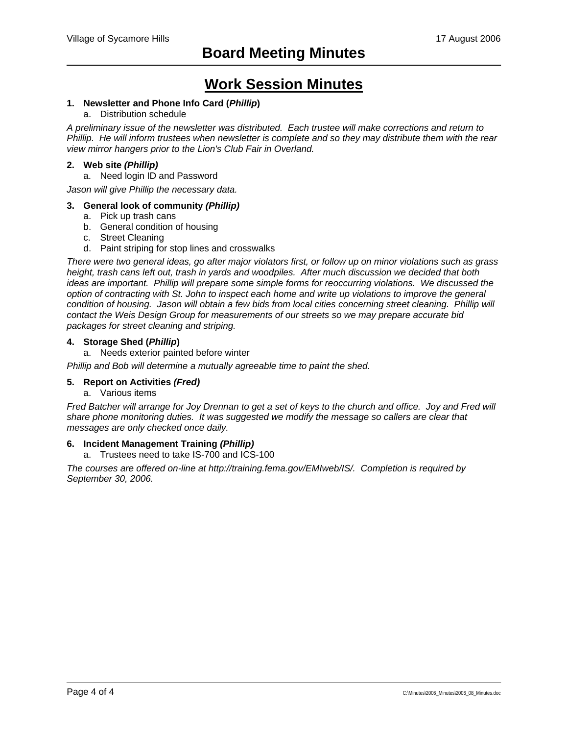# Board Meeting Minutes

## Work Session Minutes

**1. Newsletter and Phone Info Card (*Phillip*)**

   a. Distribution schedule

*A preliminary issue of the newsletter was distributed. Each trustee will make corrections and return to Phillip. He will inform trustees when newsletter is complete and so they may distribute them with the rear view mirror hangers prior to the Lion's Club Fair in Overland.*

**2. Web site *(Phillip)***

   a. Need login ID and Password

*Jason will give Phillip the necessary data.*

**3. General look of community *(Phillip)***

   a. Pick up trash cans
   b. General condition of housing
   c. Street Cleaning
   d. Paint striping for stop lines and crosswalks

*There were two general ideas, go after major violators first, or follow up on minor violations such as grass height, trash cans left out, trash in yards and woodpiles. After much discussion we decided that both ideas are important. Phillip will prepare some simple forms for reoccurring violations. We discussed the option of contracting with St. John to inspect each home and write up violations to improve the general condition of housing. Jason will obtain a few bids from local cities concerning street cleaning. Phillip will contact the Weis Design Group for measurements of our streets so we may prepare accurate bid packages for street cleaning and striping.*

**4. Storage Shed (*Phillip*)**

   a. Needs exterior painted before winter

*Phillip and Bob will determine a mutually agreeable time to paint the shed.*

**5. Report on Activities *(Fred)***

   a. Various items

*Fred Batcher will arrange for Joy Drennan to get a set of keys to the church and office. Joy and Fred will share phone monitoring duties. It was suggested we modify the message so callers are clear that messages are only checked once daily.*

**6. Incident Management Training *(Phillip)***

   a. Trustees need to take IS-700 and ICS-100

*The courses are offered on-line at http://training.fema.gov/EMIweb/IS/. Completion is required by September 30, 2006.*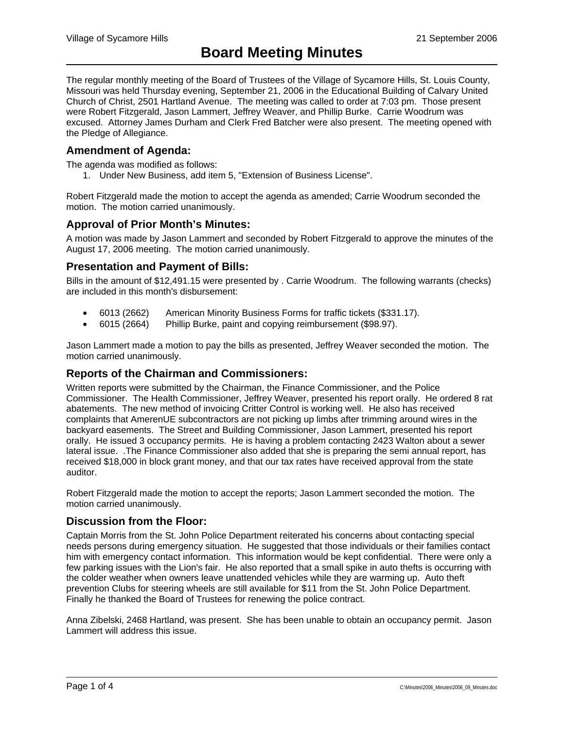Village of Sycamore Hills 21 September 2006

# Board Meeting Minutes

The regular monthly meeting of the Board of Trustees of the Village of Sycamore Hills, St. Louis County, Missouri was held Thursday evening, September 21, 2006 in the Educational Building of Calvary United Church of Christ, 2501 Hartland Avenue. The meeting was called to order at 7:03 pm. Those present were Robert Fitzgerald, Jason Lammert, Jeffrey Weaver, and Phillip Burke. Carrie Woodrum was excused. Attorney James Durham and Clerk Fred Batcher were also present. The meeting opened with the Pledge of Allegiance.

## Amendment of Agenda:

The agenda was modified as follows:

1. Under New Business, add item 5, "Extension of Business License".

Robert Fitzgerald made the motion to accept the agenda as amended; Carrie Woodrum seconded the motion. The motion carried unanimously.

## Approval of Prior Month's Minutes:

A motion was made by Jason Lammert and seconded by Robert Fitzgerald to approve the minutes of the August 17, 2006 meeting. The motion carried unanimously.

## Presentation and Payment of Bills:

Bills in the amount of $12,491.15 were presented by . Carrie Woodrum. The following warrants (checks) are included in this month's disbursement:

- 6013 (2662) American Minority Business Forms for traffic tickets ($331.17).
- 6015 (2664) Phillip Burke, paint and copying reimbursement ($98.97).

Jason Lammert made a motion to pay the bills as presented, Jeffrey Weaver seconded the motion. The motion carried unanimously.

## Reports of the Chairman and Commissioners:

Written reports were submitted by the Chairman, the Finance Commissioner, and the Police Commissioner. The Health Commissioner, Jeffrey Weaver, presented his report orally. He ordered 8 rat abatements. The new method of invoicing Critter Control is working well. He also has received complaints that AmerenUE subcontractors are not picking up limbs after trimming around wires in the backyard easements. The Street and Building Commissioner, Jason Lammert, presented his report orally. He issued 3 occupancy permits. He is having a problem contacting 2423 Walton about a sewer lateral issue. .The Finance Commissioner also added that she is preparing the semi annual report, has received $18,000 in block grant money, and that our tax rates have received approval from the state auditor.

Robert Fitzgerald made the motion to accept the reports; Jason Lammert seconded the motion. The motion carried unanimously.

## Discussion from the Floor:

Captain Morris from the St. John Police Department reiterated his concerns about contacting special needs persons during emergency situation. He suggested that those individuals or their families contact him with emergency contact information. This information would be kept confidential. There were only a few parking issues with the Lion's fair. He also reported that a small spike in auto thefts is occurring with the colder weather when owners leave unattended vehicles while they are warming up. Auto theft prevention Clubs for steering wheels are still available for $11 from the St. John Police Department. Finally he thanked the Board of Trustees for renewing the police contract.

Anna Zibelski, 2468 Hartland, was present. She has been unable to obtain an occupancy permit. Jason Lammert will address this issue.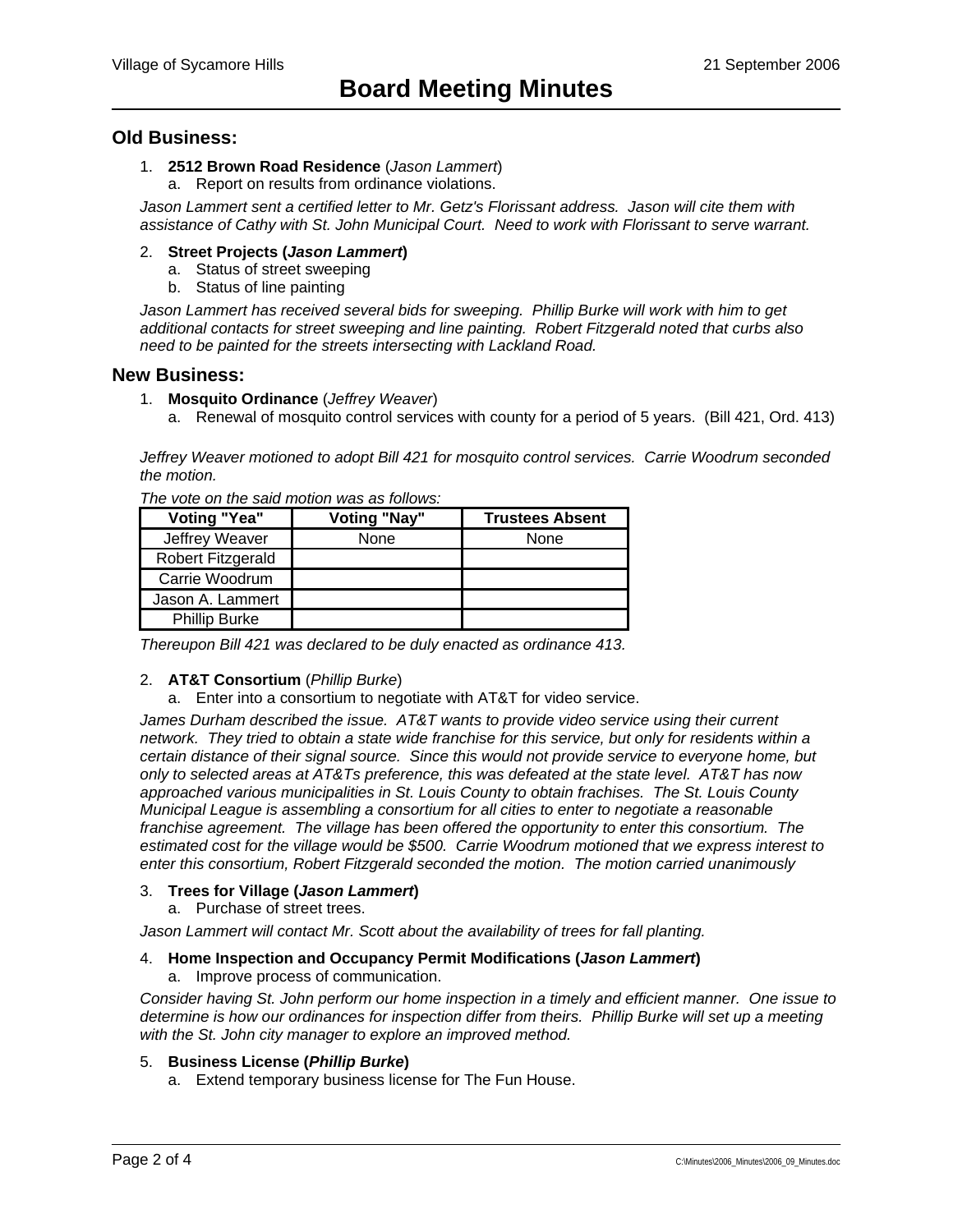## Old Business:

1. **2512 Brown Road Residence** (*Jason Lammert*)
   a. Report on results from ordinance violations.

*Jason Lammert sent a certified letter to Mr. Getz's Florissant address. Jason will cite them with assistance of Cathy with St. John Municipal Court. Need to work with Florissant to serve warrant.*

2. **Street Projects (*Jason Lammert*)**
   a. Status of street sweeping
   b. Status of line painting

*Jason Lammert has received several bids for sweeping. Phillip Burke will work with him to get additional contacts for street sweeping and line painting. Robert Fitzgerald noted that curbs also need to be painted for the streets intersecting with Lackland Road.*

## New Business:

1. **Mosquito Ordinance** (*Jeffrey Weaver*)
   a. Renewal of mosquito control services with county for a period of 5 years. (Bill 421, Ord. 413)

*Jeffrey Weaver motioned to adopt Bill 421 for mosquito control services. Carrie Woodrum seconded the motion.*

*The vote on the said motion was as follows:*

| Voting "Yea" | Voting "Nay" | Trustees Absent |
|---|---|---|
| Jeffrey Weaver | None | None |
| Robert Fitzgerald | | |
| Carrie Woodrum | | |
| Jason A. Lammert | | |
| Phillip Burke | | |

*Thereupon Bill 421 was declared to be duly enacted as ordinance 413.*

2. **AT&T Consortium** (*Phillip Burke*)
   a. Enter into a consortium to negotiate with AT&T for video service.

*James Durham described the issue. AT&T wants to provide video service using their current network. They tried to obtain a state wide franchise for this service, but only for residents within a certain distance of their signal source. Since this would not provide service to everyone home, but only to selected areas at AT&Ts preference, this was defeated at the state level. AT&T has now approached various municipalities in St. Louis County to obtain frachises. The St. Louis County Municipal League is assembling a consortium for all cities to enter to negotiate a reasonable franchise agreement. The village has been offered the opportunity to enter this consortium. The estimated cost for the village would be $500. Carrie Woodrum motioned that we express interest to enter this consortium, Robert Fitzgerald seconded the motion. The motion carried unanimously*

3. **Trees for Village (*Jason Lammert*)**
   a. Purchase of street trees.

*Jason Lammert will contact Mr. Scott about the availability of trees for fall planting.*

4. **Home Inspection and Occupancy Permit Modifications (*Jason Lammert*)**
   a. Improve process of communication.

*Consider having St. John perform our home inspection in a timely and efficient manner. One issue to determine is how our ordinances for inspection differ from theirs. Phillip Burke will set up a meeting with the St. John city manager to explore an improved method.*

5. **Business License (*Phillip Burke*)**
   a. Extend temporary business license for The Fun House.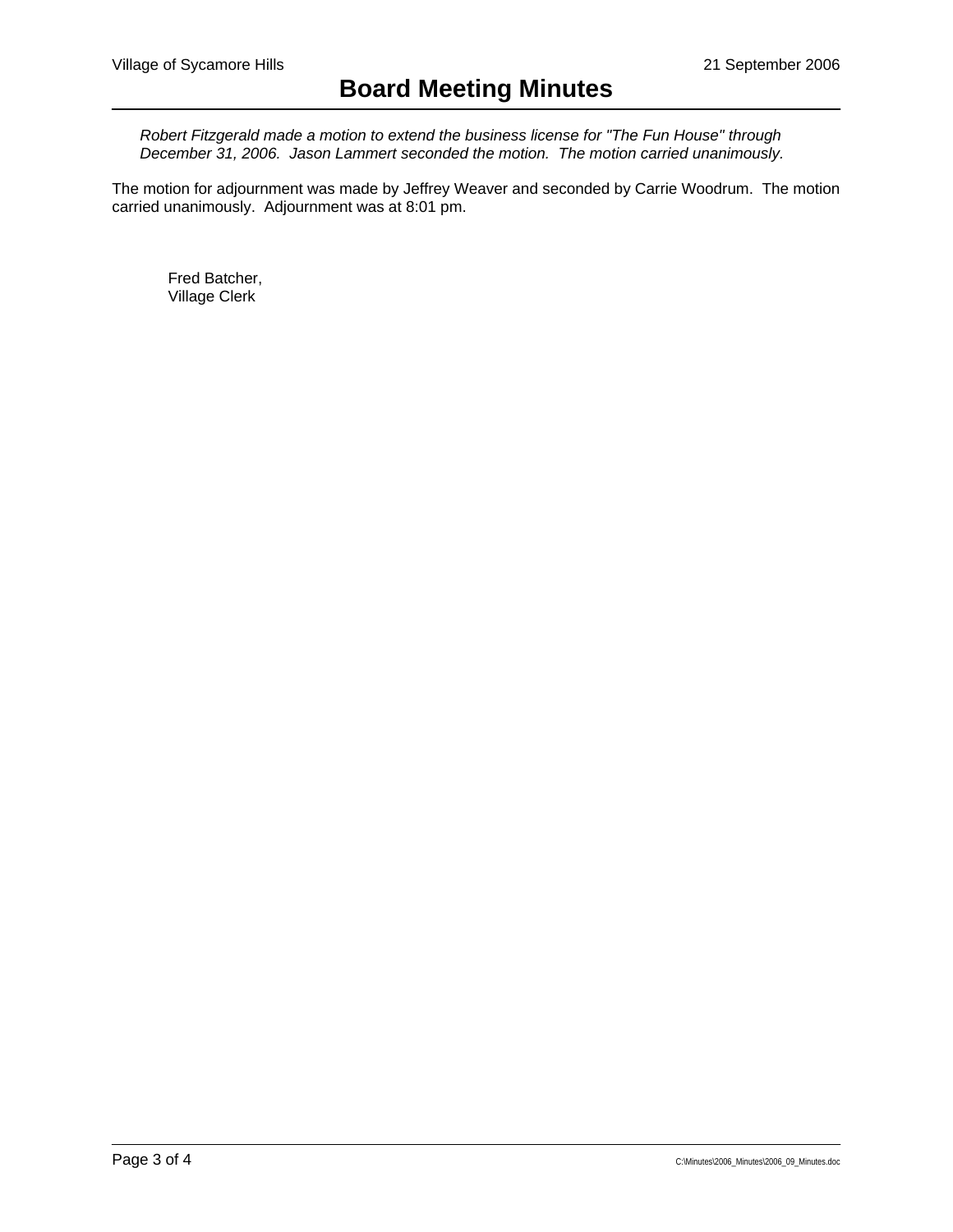*Robert Fitzgerald made a motion to extend the business license for "The Fun House" through December 31, 2006. Jason Lammert seconded the motion. The motion carried unanimously.*

The motion for adjournment was made by Jeffrey Weaver and seconded by Carrie Woodrum. The motion carried unanimously. Adjournment was at 8:01 pm.

Fred Batcher,
Village Clerk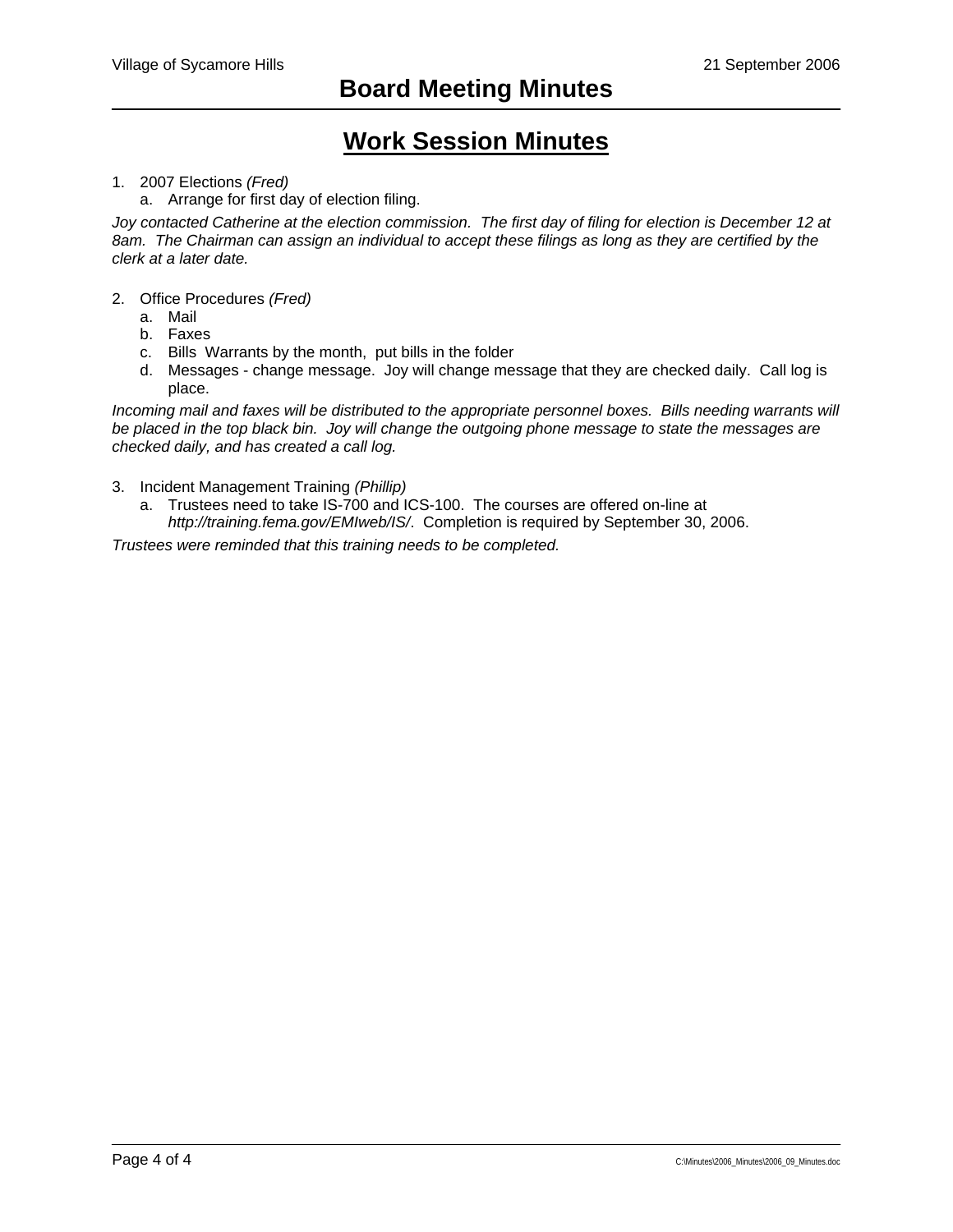## Work Session Minutes

1. 2007 Elections *(Fred)*
   a. Arrange for first day of election filing.

*Joy contacted Catherine at the election commission. The first day of filing for election is December 12 at 8am. The Chairman can assign an individual to accept these filings as long as they are certified by the clerk at a later date.*

2. Office Procedures *(Fred)*
   a. Mail
   b. Faxes
   c. Bills Warrants by the month, put bills in the folder
   d. Messages - change message. Joy will change message that they are checked daily. Call log is place.

*Incoming mail and faxes will be distributed to the appropriate personnel boxes. Bills needing warrants will be placed in the top black bin. Joy will change the outgoing phone message to state the messages are checked daily, and has created a call log.*

3. Incident Management Training *(Phillip)*
   a. Trustees need to take IS-700 and ICS-100. The courses are offered on-line at *http://training.fema.gov/EMIweb/IS/*. Completion is required by September 30, 2006.

*Trustees were reminded that this training needs to be completed.*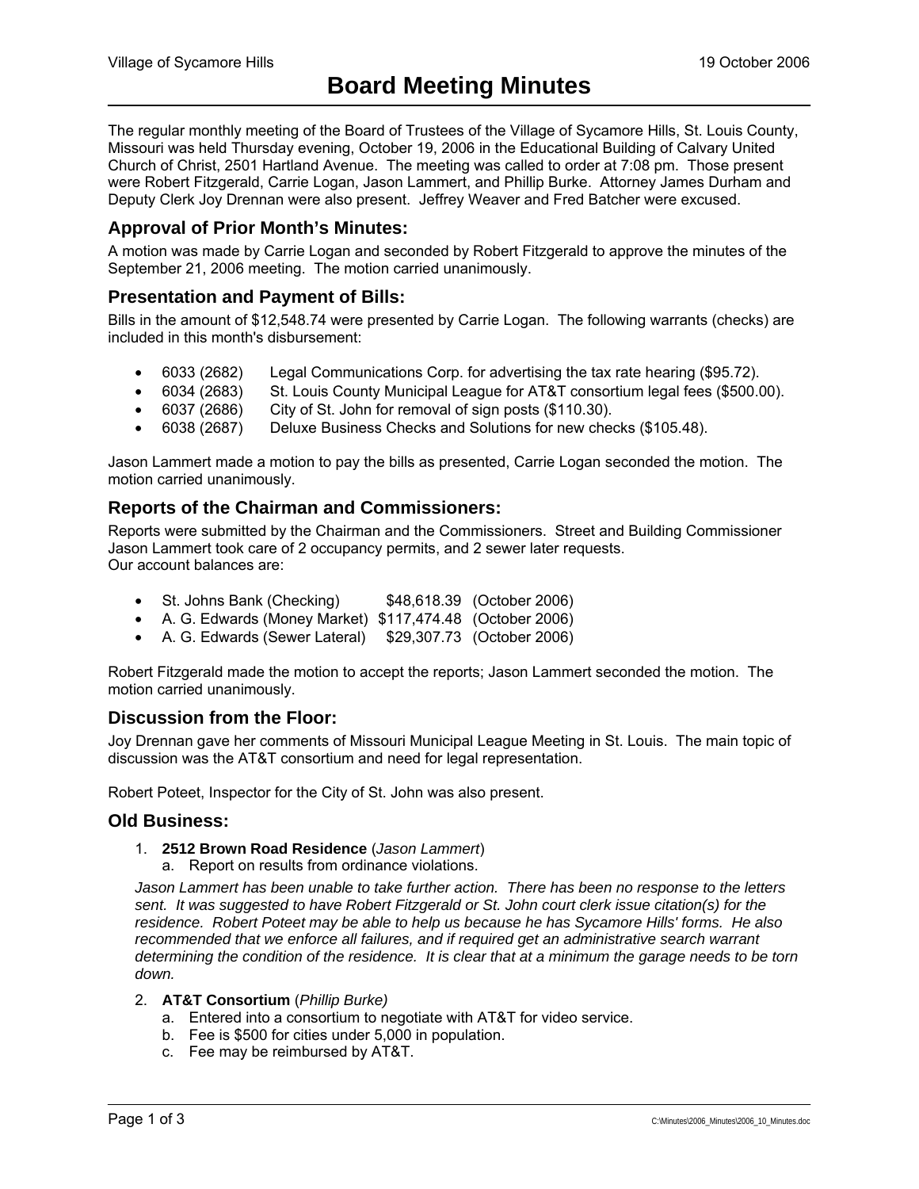# Board Meeting Minutes

The regular monthly meeting of the Board of Trustees of the Village of Sycamore Hills, St. Louis County, Missouri was held Thursday evening, October 19, 2006 in the Educational Building of Calvary United Church of Christ, 2501 Hartland Avenue. The meeting was called to order at 7:08 pm. Those present were Robert Fitzgerald, Carrie Logan, Jason Lammert, and Phillip Burke. Attorney James Durham and Deputy Clerk Joy Drennan were also present. Jeffrey Weaver and Fred Batcher were excused.

## Approval of Prior Month's Minutes:

A motion was made by Carrie Logan and seconded by Robert Fitzgerald to approve the minutes of the September 21, 2006 meeting. The motion carried unanimously.

## Presentation and Payment of Bills:

Bills in the amount of $12,548.74 were presented by Carrie Logan. The following warrants (checks) are included in this month's disbursement:

- 6033 (2682) Legal Communications Corp. for advertising the tax rate hearing ($95.72).
- 6034 (2683) St. Louis County Municipal League for AT&T consortium legal fees ($500.00).
- 6037 (2686) City of St. John for removal of sign posts ($110.30).
- 6038 (2687) Deluxe Business Checks and Solutions for new checks ($105.48).

Jason Lammert made a motion to pay the bills as presented, Carrie Logan seconded the motion. The motion carried unanimously.

## Reports of the Chairman and Commissioners:

Reports were submitted by the Chairman and the Commissioners. Street and Building Commissioner Jason Lammert took care of 2 occupancy permits, and 2 sewer later requests.
Our account balances are:

- St. Johns Bank (Checking) $48,618.39 (October 2006)
- A. G. Edwards (Money Market) $117,474.48 (October 2006)
- A. G. Edwards (Sewer Lateral) $29,307.73 (October 2006)

Robert Fitzgerald made the motion to accept the reports; Jason Lammert seconded the motion. The motion carried unanimously.

## Discussion from the Floor:

Joy Drennan gave her comments of Missouri Municipal League Meeting in St. Louis. The main topic of discussion was the AT&T consortium and need for legal representation.

Robert Poteet, Inspector for the City of St. John was also present.

## Old Business:

1. **2512 Brown Road Residence** (*Jason Lammert*)
   a. Report on results from ordinance violations.

   *Jason Lammert has been unable to take further action. There has been no response to the letters sent. It was suggested to have Robert Fitzgerald or St. John court clerk issue citation(s) for the residence. Robert Poteet may be able to help us because he has Sycamore Hills' forms. He also recommended that we enforce all failures, and if required get an administrative search warrant determining the condition of the residence. It is clear that at a minimum the garage needs to be torn down.*

2. **AT&T Consortium** (*Phillip Burke)*
   a. Entered into a consortium to negotiate with AT&T for video service.
   b. Fee is $500 for cities under 5,000 in population.
   c. Fee may be reimbursed by AT&T.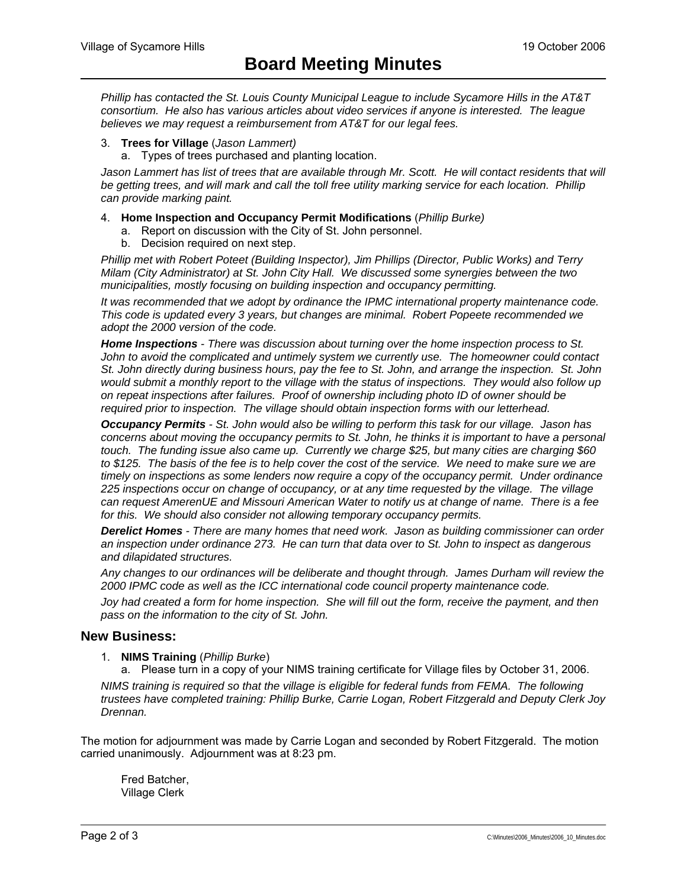*Phillip has contacted the St. Louis County Municipal League to include Sycamore Hills in the AT&T consortium. He also has various articles about video services if anyone is interested. The league believes we may request a reimbursement from AT&T for our legal fees.*

3. **Trees for Village** (*Jason Lammert)*
   a. Types of trees purchased and planting location.

*Jason Lammert has list of trees that are available through Mr. Scott. He will contact residents that will be getting trees, and will mark and call the toll free utility marking service for each location. Phillip can provide marking paint.*

4. **Home Inspection and Occupancy Permit Modifications** (*Phillip Burke)*
   a. Report on discussion with the City of St. John personnel.
   b. Decision required on next step.

*Phillip met with Robert Poteet (Building Inspector), Jim Phillips (Director, Public Works) and Terry Milam (City Administrator) at St. John City Hall. We discussed some synergies between the two municipalities, mostly focusing on building inspection and occupancy permitting.*

*It was recommended that we adopt by ordinance the IPMC international property maintenance code. This code is updated every 3 years, but changes are minimal. Robert Popeete recommended we adopt the 2000 version of the code.*

***Home Inspections*** *- There was discussion about turning over the home inspection process to St. John to avoid the complicated and untimely system we currently use. The homeowner could contact St. John directly during business hours, pay the fee to St. John, and arrange the inspection. St. John would submit a monthly report to the village with the status of inspections. They would also follow up on repeat inspections after failures. Proof of ownership including photo ID of owner should be required prior to inspection. The village should obtain inspection forms with our letterhead.*

***Occupancy Permits*** *- St. John would also be willing to perform this task for our village. Jason has concerns about moving the occupancy permits to St. John, he thinks it is important to have a personal touch. The funding issue also came up. Currently we charge $25, but many cities are charging $60 to $125. The basis of the fee is to help cover the cost of the service. We need to make sure we are timely on inspections as some lenders now require a copy of the occupancy permit. Under ordinance 225 inspections occur on change of occupancy, or at any time requested by the village. The village can request AmerenUE and Missouri American Water to notify us at change of name. There is a fee for this. We should also consider not allowing temporary occupancy permits.*

***Derelict Homes*** *- There are many homes that need work. Jason as building commissioner can order an inspection under ordinance 273. He can turn that data over to St. John to inspect as dangerous and dilapidated structures.*

*Any changes to our ordinances will be deliberate and thought through. James Durham will review the 2000 IPMC code as well as the ICC international code council property maintenance code.*

*Joy had created a form for home inspection. She will fill out the form, receive the payment, and then pass on the information to the city of St. John.*

## New Business:

1. **NIMS Training** (*Phillip Burke*)
   a. Please turn in a copy of your NIMS training certificate for Village files by October 31, 2006.

*NIMS training is required so that the village is eligible for federal funds from FEMA. The following trustees have completed training: Phillip Burke, Carrie Logan, Robert Fitzgerald and Deputy Clerk Joy Drennan.*

The motion for adjournment was made by Carrie Logan and seconded by Robert Fitzgerald. The motion carried unanimously. Adjournment was at 8:23 pm.

Fred Batcher,
Village Clerk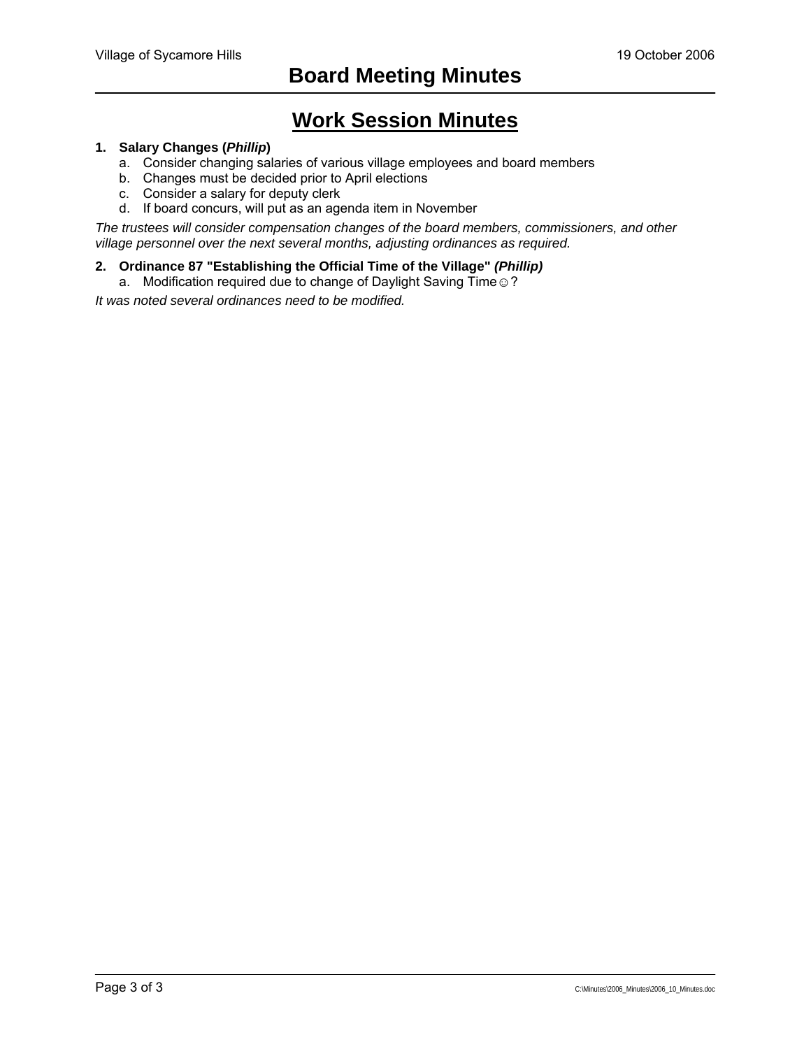# Work Session Minutes

1. **Salary Changes (*Phillip*)**
   a. Consider changing salaries of various village employees and board members
   b. Changes must be decided prior to April elections
   c. Consider a salary for deputy clerk
   d. If board concurs, will put as an agenda item in November

*The trustees will consider compensation changes of the board members, commissioners, and other village personnel over the next several months, adjusting ordinances as required.*

2. **Ordinance 87 "Establishing the Official Time of the Village" *(Phillip)***
   a. Modification required due to change of Daylight Saving Time☺?

*It was noted several ordinances need to be modified.*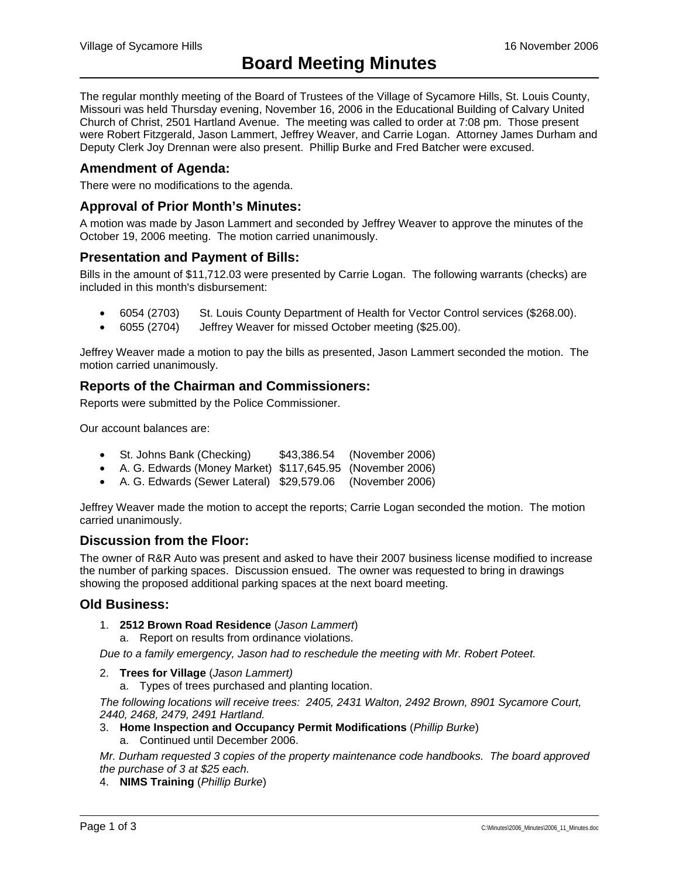Village of Sycamore Hills 16 November 2006

# Board Meeting Minutes

The regular monthly meeting of the Board of Trustees of the Village of Sycamore Hills, St. Louis County, Missouri was held Thursday evening, November 16, 2006 in the Educational Building of Calvary United Church of Christ, 2501 Hartland Avenue. The meeting was called to order at 7:08 pm. Those present were Robert Fitzgerald, Jason Lammert, Jeffrey Weaver, and Carrie Logan. Attorney James Durham and Deputy Clerk Joy Drennan were also present. Phillip Burke and Fred Batcher were excused.

## Amendment of Agenda:

There were no modifications to the agenda.

## Approval of Prior Month's Minutes:

A motion was made by Jason Lammert and seconded by Jeffrey Weaver to approve the minutes of the October 19, 2006 meeting. The motion carried unanimously.

## Presentation and Payment of Bills:

Bills in the amount of $11,712.03 were presented by Carrie Logan. The following warrants (checks) are included in this month's disbursement:

- 6054 (2703) St. Louis County Department of Health for Vector Control services ($268.00).
- 6055 (2704) Jeffrey Weaver for missed October meeting ($25.00).

Jeffrey Weaver made a motion to pay the bills as presented, Jason Lammert seconded the motion. The motion carried unanimously.

## Reports of the Chairman and Commissioners:

Reports were submitted by the Police Commissioner.

Our account balances are:

- St. Johns Bank (Checking) $43,386.54 (November 2006)
- A. G. Edwards (Money Market) $117,645.95 (November 2006)
- A. G. Edwards (Sewer Lateral) $29,579.06 (November 2006)

Jeffrey Weaver made the motion to accept the reports; Carrie Logan seconded the motion. The motion carried unanimously.

## Discussion from the Floor:

The owner of R&R Auto was present and asked to have their 2007 business license modified to increase the number of parking spaces. Discussion ensued. The owner was requested to bring in drawings showing the proposed additional parking spaces at the next board meeting.

## Old Business:

1. **2512 Brown Road Residence** (*Jason Lammert*)
   a. Report on results from ordinance violations.

   *Due to a family emergency, Jason had to reschedule the meeting with Mr. Robert Poteet.*

2. **Trees for Village** (*Jason Lammert)*
   a. Types of trees purchased and planting location.

   *The following locations will receive trees: 2405, 2431 Walton, 2492 Brown, 8901 Sycamore Court, 2440, 2468, 2479, 2491 Hartland.*

3. **Home Inspection and Occupancy Permit Modifications** (*Phillip Burke*)
   a. Continued until December 2006.

   *Mr. Durham requested 3 copies of the property maintenance code handbooks. The board approved the purchase of 3 at $25 each.*

4. **NIMS Training** (*Phillip Burke*)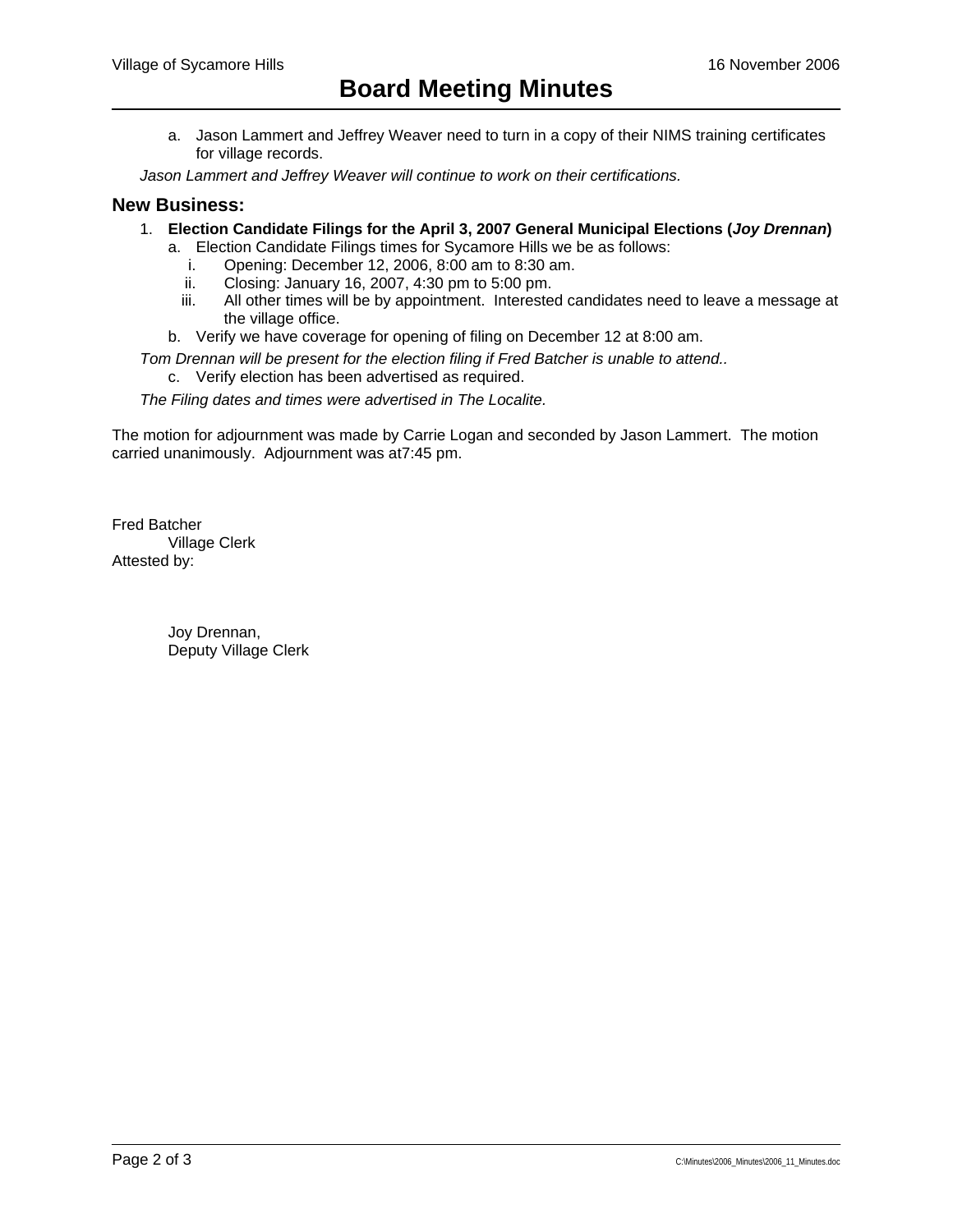a. Jason Lammert and Jeffrey Weaver need to turn in a copy of their NIMS training certificates for village records.

*Jason Lammert and Jeffrey Weaver will continue to work on their certifications.*

## New Business:

1. **Election Candidate Filings for the April 3, 2007 General Municipal Elections (*Joy Drennan*)**
   a. Election Candidate Filings times for Sycamore Hills we be as follows:
      i. Opening: December 12, 2006, 8:00 am to 8:30 am.
      ii. Closing: January 16, 2007, 4:30 pm to 5:00 pm.
      iii. All other times will be by appointment. Interested candidates need to leave a message at the village office.
   b. Verify we have coverage for opening of filing on December 12 at 8:00 am.

*Tom Drennan will be present for the election filing if Fred Batcher is unable to attend..*

   c. Verify election has been advertised as required.

*The Filing dates and times were advertised in The Localite.*

The motion for adjournment was made by Carrie Logan and seconded by Jason Lammert. The motion carried unanimously. Adjournment was at7:45 pm.

Fred Batcher
Village Clerk
Attested by:

Joy Drennan,
Deputy Village Clerk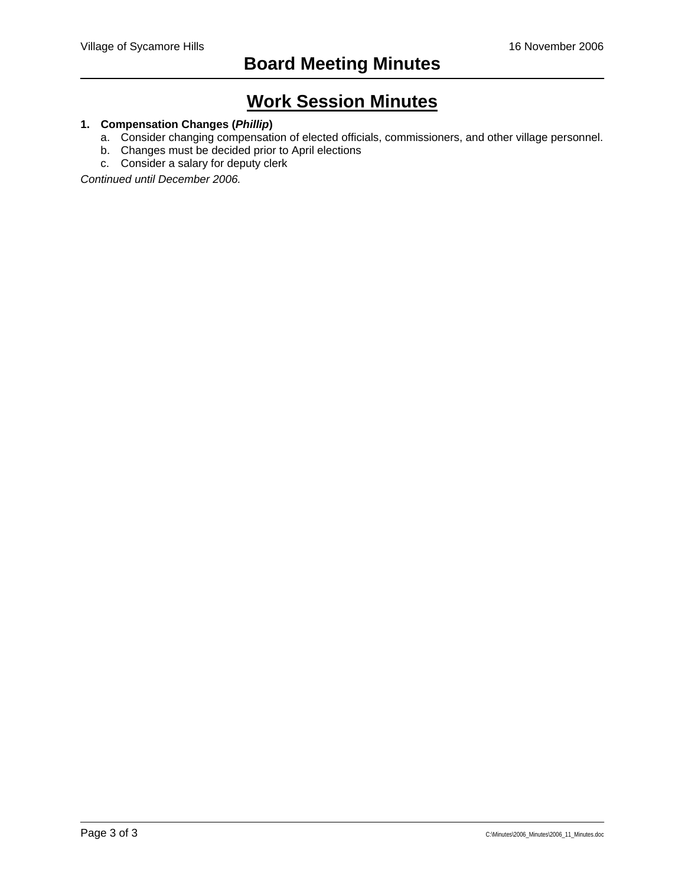# Work Session Minutes

**1. Compensation Changes (*Phillip*)**

a. Consider changing compensation of elected officials, commissioners, and other village personnel.
b. Changes must be decided prior to April elections
c. Consider a salary for deputy clerk

*Continued until December 2006.*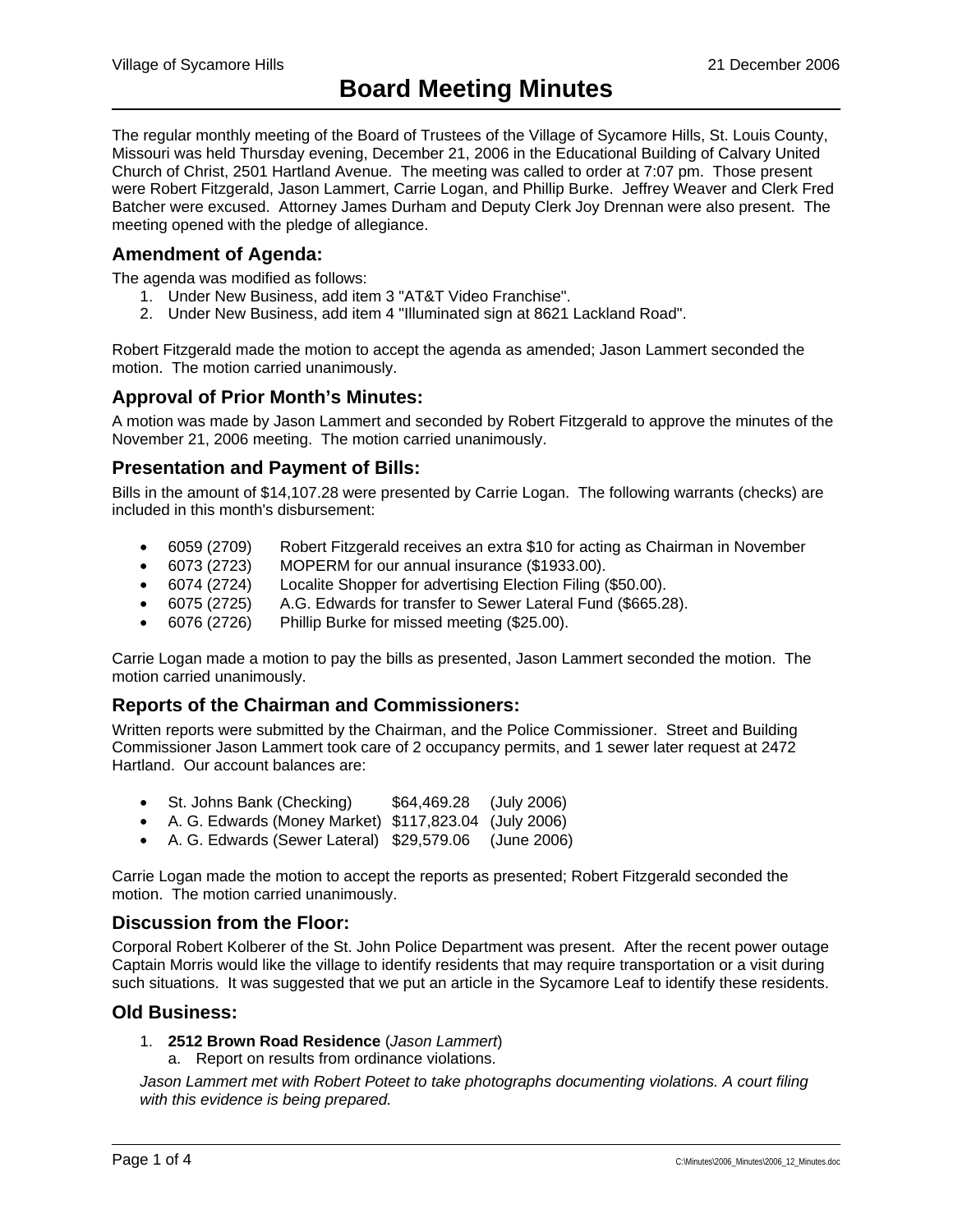Village of Sycamore Hills 21 December 2006

# Board Meeting Minutes

The regular monthly meeting of the Board of Trustees of the Village of Sycamore Hills, St. Louis County, Missouri was held Thursday evening, December 21, 2006 in the Educational Building of Calvary United Church of Christ, 2501 Hartland Avenue. The meeting was called to order at 7:07 pm. Those present were Robert Fitzgerald, Jason Lammert, Carrie Logan, and Phillip Burke. Jeffrey Weaver and Clerk Fred Batcher were excused. Attorney James Durham and Deputy Clerk Joy Drennan were also present. The meeting opened with the pledge of allegiance.

## Amendment of Agenda:

The agenda was modified as follows:

1. Under New Business, add item 3 "AT&T Video Franchise".
2. Under New Business, add item 4 "Illuminated sign at 8621 Lackland Road".

Robert Fitzgerald made the motion to accept the agenda as amended; Jason Lammert seconded the motion. The motion carried unanimously.

## Approval of Prior Month's Minutes:

A motion was made by Jason Lammert and seconded by Robert Fitzgerald to approve the minutes of the November 21, 2006 meeting. The motion carried unanimously.

## Presentation and Payment of Bills:

Bills in the amount of $14,107.28 were presented by Carrie Logan. The following warrants (checks) are included in this month's disbursement:

- 6059 (2709) Robert Fitzgerald receives an extra $10 for acting as Chairman in November
- 6073 (2723) MOPERM for our annual insurance ($1933.00).
- 6074 (2724) Localite Shopper for advertising Election Filing ($50.00).
- 6075 (2725) A.G. Edwards for transfer to Sewer Lateral Fund ($665.28).
- 6076 (2726) Phillip Burke for missed meeting ($25.00).

Carrie Logan made a motion to pay the bills as presented, Jason Lammert seconded the motion. The motion carried unanimously.

## Reports of the Chairman and Commissioners:

Written reports were submitted by the Chairman, and the Police Commissioner. Street and Building Commissioner Jason Lammert took care of 2 occupancy permits, and 1 sewer later request at 2472 Hartland. Our account balances are:

- St. Johns Bank (Checking) $64,469.28 (July 2006)
- A. G. Edwards (Money Market) $117,823.04 (July 2006)
- A. G. Edwards (Sewer Lateral) $29,579.06 (June 2006)

Carrie Logan made the motion to accept the reports as presented; Robert Fitzgerald seconded the motion. The motion carried unanimously.

## Discussion from the Floor:

Corporal Robert Kolberer of the St. John Police Department was present. After the recent power outage Captain Morris would like the village to identify residents that may require transportation or a visit during such situations. It was suggested that we put an article in the Sycamore Leaf to identify these residents.

## Old Business:

1. **2512 Brown Road Residence** (*Jason Lammert*)
   a. Report on results from ordinance violations.

   *Jason Lammert met with Robert Poteet to take photographs documenting violations. A court filing with this evidence is being prepared.*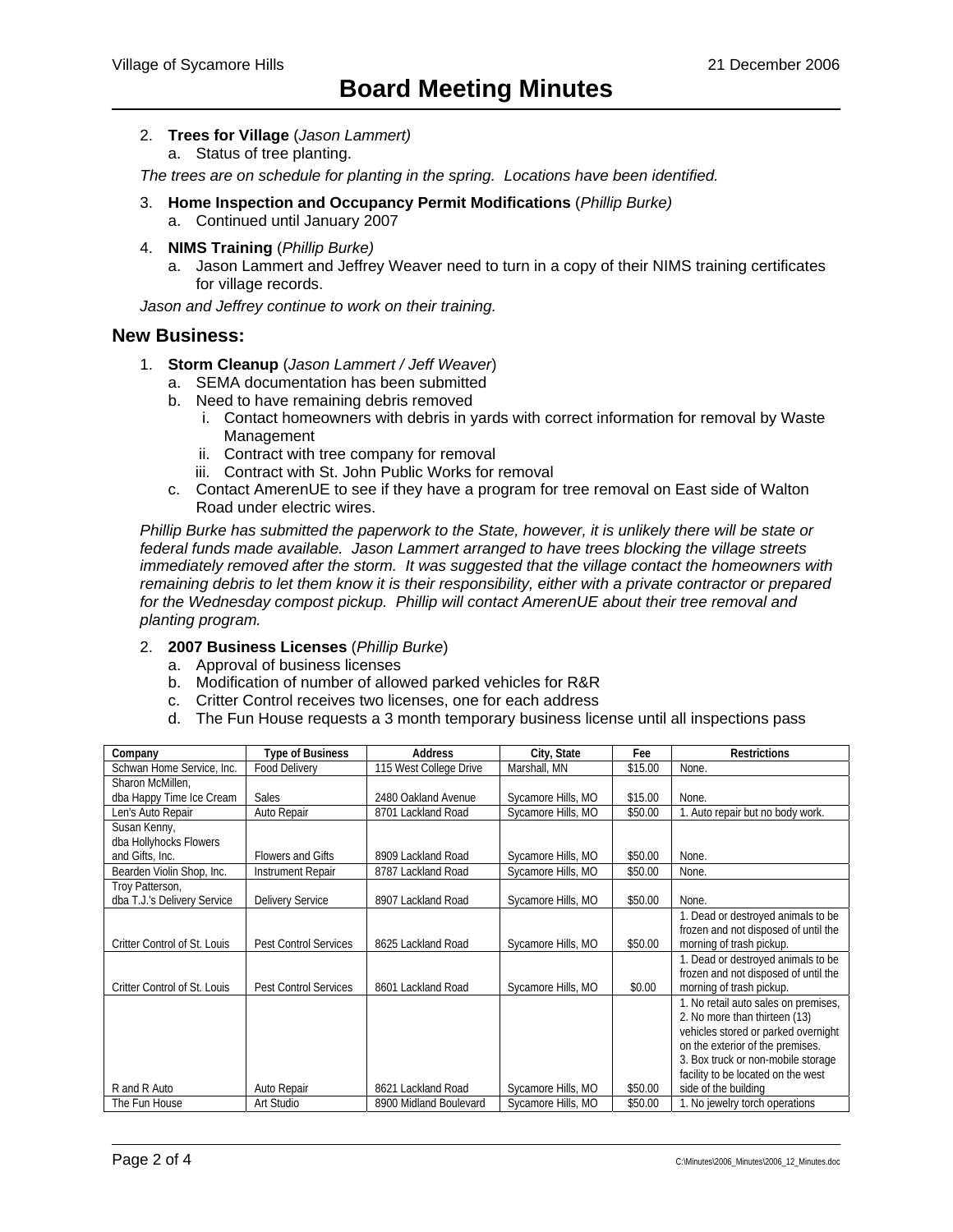2. **Trees for Village** (*Jason Lammert)*
   a. Status of tree planting.

*The trees are on schedule for planting in the spring. Locations have been identified.*

3. **Home Inspection and Occupancy Permit Modifications** (*Phillip Burke)*
   a. Continued until January 2007

4. **NIMS Training** (*Phillip Burke)*
   a. Jason Lammert and Jeffrey Weaver need to turn in a copy of their NIMS training certificates for village records.

*Jason and Jeffrey continue to work on their training.*

## New Business:

1. **Storm Cleanup** (*Jason Lammert / Jeff Weaver*)
   a. SEMA documentation has been submitted
   b. Need to have remaining debris removed
      i. Contact homeowners with debris in yards with correct information for removal by Waste Management
      ii. Contract with tree company for removal
      iii. Contract with St. John Public Works for removal
   c. Contact AmerenUE to see if they have a program for tree removal on East side of Walton Road under electric wires.

*Phillip Burke has submitted the paperwork to the State, however, it is unlikely there will be state or federal funds made available. Jason Lammert arranged to have trees blocking the village streets immediately removed after the storm. It was suggested that the village contact the homeowners with remaining debris to let them know it is their responsibility, either with a private contractor or prepared for the Wednesday compost pickup. Phillip will contact AmerenUE about their tree removal and planting program.*

2. **2007 Business Licenses** (*Phillip Burke*)
   a. Approval of business licenses
   b. Modification of number of allowed parked vehicles for R&R
   c. Critter Control receives two licenses, one for each address
   d. The Fun House requests a 3 month temporary business license until all inspections pass

| Company | Type of Business | Address | City, State | Fee | Restrictions |
|---|---|---|---|---|---|
| Schwan Home Service, Inc. | Food Delivery | 115 West College Drive | Marshall, MN | $15.00 | None. |
| Sharon McMillen, dba Happy Time Ice Cream | Sales | 2480 Oakland Avenue | Sycamore Hills, MO | $15.00 | None. |
| Len's Auto Repair | Auto Repair | 8701 Lackland Road | Sycamore Hills, MO | $50.00 | 1. Auto repair but no body work. |
| Susan Kenny, dba Hollyhocks Flowers and Gifts, Inc. | Flowers and Gifts | 8909 Lackland Road | Sycamore Hills, MO | $50.00 | None. |
| Bearden Violin Shop, Inc. | Instrument Repair | 8787 Lackland Road | Sycamore Hills, MO | $50.00 | None. |
| Troy Patterson, dba T.J.'s Delivery Service | Delivery Service | 8907 Lackland Road | Sycamore Hills, MO | $50.00 | None. |
| Critter Control of St. Louis | Pest Control Services | 8625 Lackland Road | Sycamore Hills, MO | $50.00 | 1. Dead or destroyed animals to be frozen and not disposed of until the morning of trash pickup. |
| Critter Control of St. Louis | Pest Control Services | 8601 Lackland Road | Sycamore Hills, MO | $0.00 | 1. Dead or destroyed animals to be frozen and not disposed of until the morning of trash pickup. |
| R and R Auto | Auto Repair | 8621 Lackland Road | Sycamore Hills, MO | $50.00 | 1. No retail auto sales on premises, 2. No more than thirteen (13) vehicles stored or parked overnight on the exterior of the premises. 3. Box truck or non-mobile storage facility to be located on the west side of the building |
| The Fun House | Art Studio | 8900 Midland Boulevard | Sycamore Hills, MO | $50.00 | 1. No jewelry torch operations |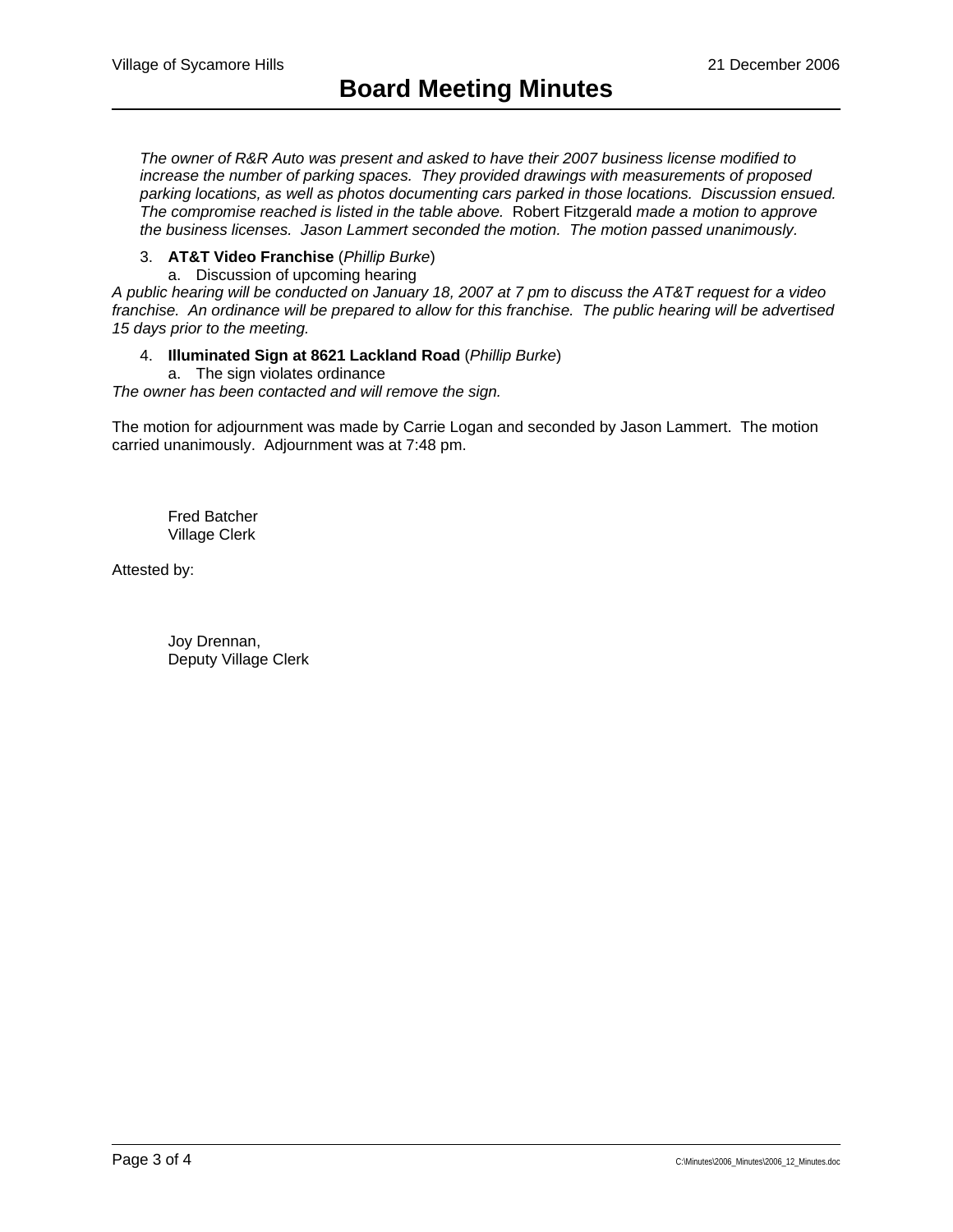*The owner of R&R Auto was present and asked to have their 2007 business license modified to increase the number of parking spaces. They provided drawings with measurements of proposed parking locations, as well as photos documenting cars parked in those locations. Discussion ensued. The compromise reached is listed in the table above.* Robert Fitzgerald *made a motion to approve the business licenses. Jason Lammert seconded the motion. The motion passed unanimously.*

3. **AT&T Video Franchise** (*Phillip Burke*)
   a. Discussion of upcoming hearing

*A public hearing will be conducted on January 18, 2007 at 7 pm to discuss the AT&T request for a video franchise. An ordinance will be prepared to allow for this franchise. The public hearing will be advertised 15 days prior to the meeting.*

4. **Illuminated Sign at 8621 Lackland Road** (*Phillip Burke*)
   a. The sign violates ordinance

*The owner has been contacted and will remove the sign.*

The motion for adjournment was made by Carrie Logan and seconded by Jason Lammert. The motion carried unanimously. Adjournment was at 7:48 pm.

Fred Batcher
Village Clerk

Attested by:

Joy Drennan,
Deputy Village Clerk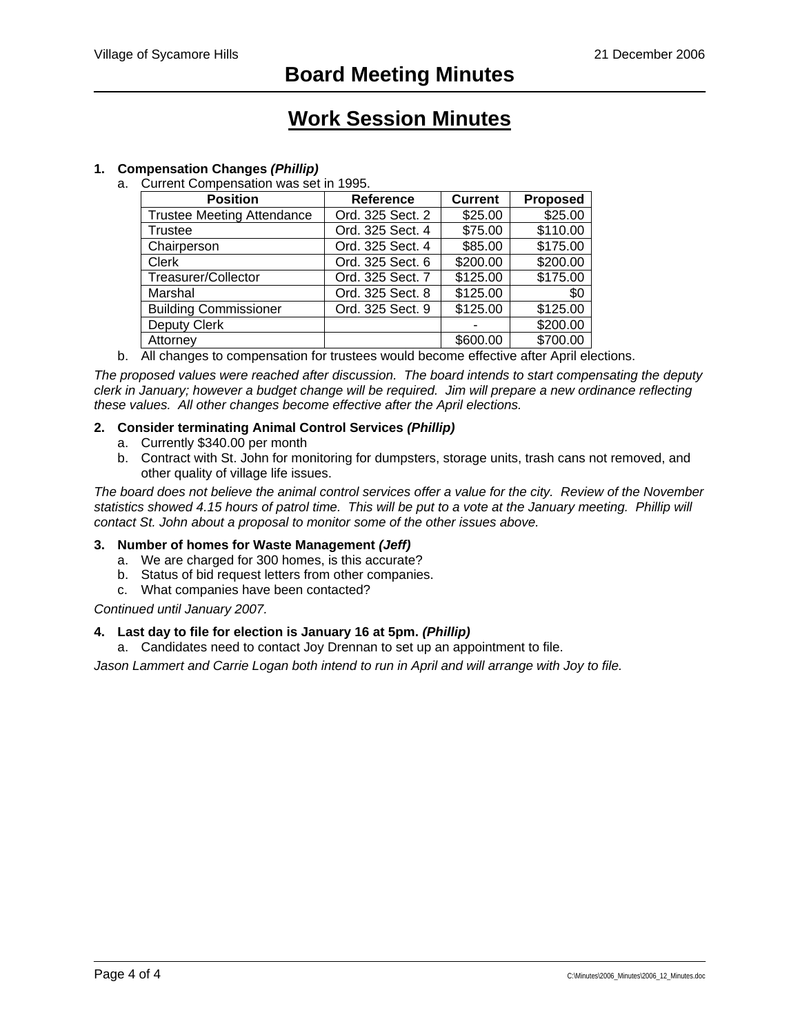# Board Meeting Minutes

## Work Session Minutes

**1. Compensation Changes *(Phillip)***

a. Current Compensation was set in 1995.

| Position | Reference | Current | Proposed |
|---|---|---|---|
| Trustee Meeting Attendance | Ord. 325 Sect. 2 | $25.00 | $25.00 |
| Trustee | Ord. 325 Sect. 4 | $75.00 | $110.00 |
| Chairperson | Ord. 325 Sect. 4 | $85.00 | $175.00 |
| Clerk | Ord. 325 Sect. 6 | $200.00 | $200.00 |
| Treasurer/Collector | Ord. 325 Sect. 7 | $125.00 | $175.00 |
| Marshal | Ord. 325 Sect. 8 | $125.00 | $0 |
| Building Commissioner | Ord. 325 Sect. 9 | $125.00 | $125.00 |
| Deputy Clerk | | - | $200.00 |
| Attorney | | $600.00 | $700.00 |

b. All changes to compensation for trustees would become effective after April elections.

*The proposed values were reached after discussion. The board intends to start compensating the deputy clerk in January; however a budget change will be required. Jim will prepare a new ordinance reflecting these values. All other changes become effective after the April elections.*

**2. Consider terminating Animal Control Services *(Phillip)***

a. Currently $340.00 per month
b. Contract with St. John for monitoring for dumpsters, storage units, trash cans not removed, and other quality of village life issues.

*The board does not believe the animal control services offer a value for the city. Review of the November statistics showed 4.15 hours of patrol time. This will be put to a vote at the January meeting. Phillip will contact St. John about a proposal to monitor some of the other issues above.*

**3. Number of homes for Waste Management *(Jeff)***

a. We are charged for 300 homes, is this accurate?
b. Status of bid request letters from other companies.
c. What companies have been contacted?

*Continued until January 2007.*

**4. Last day to file for election is January 16 at 5pm. *(Phillip)***

a. Candidates need to contact Joy Drennan to set up an appointment to file.

*Jason Lammert and Carrie Logan both intend to run in April and will arrange with Joy to file.*